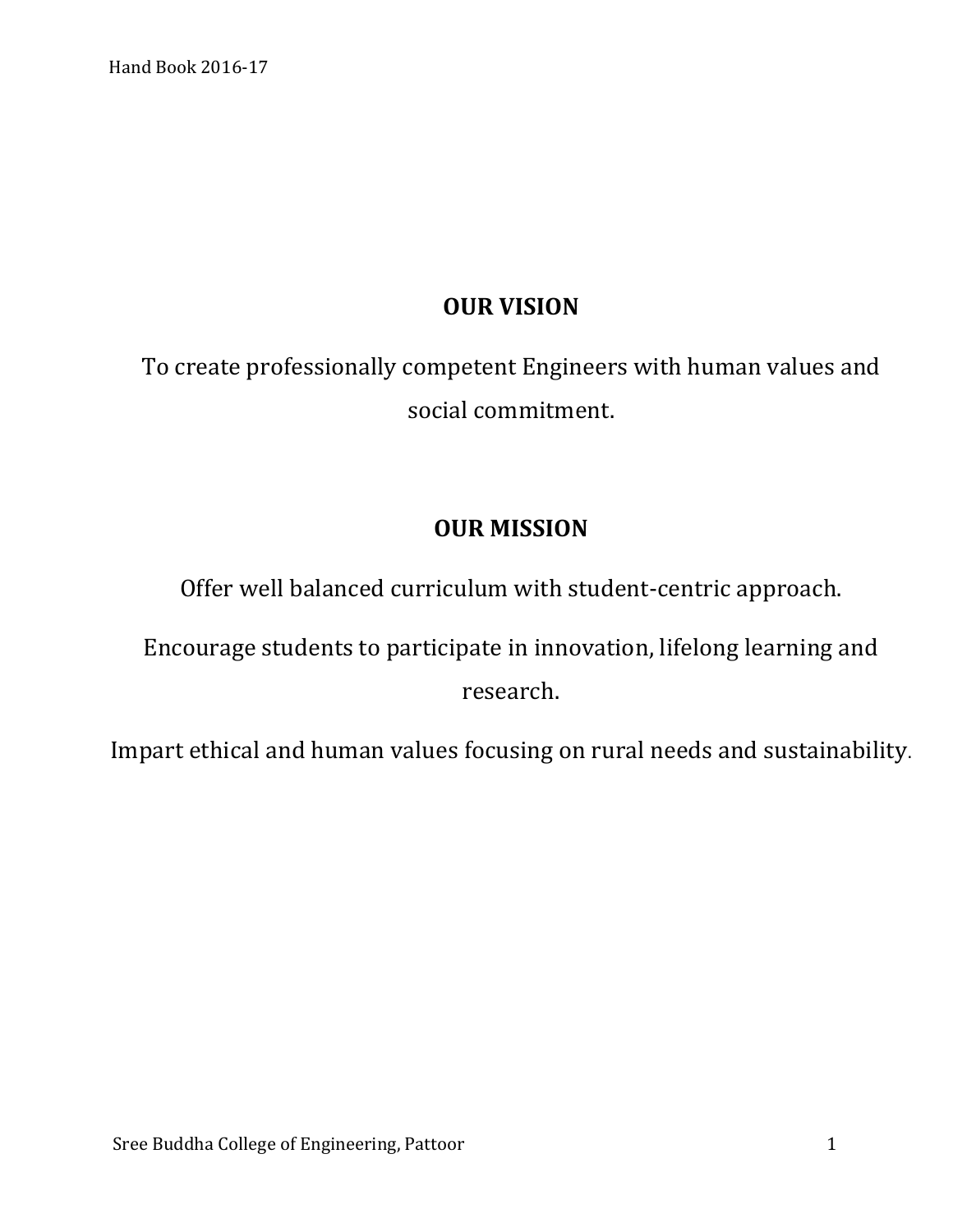## OUR VISION

To create professionally competent Engineers with human values and social commitment.

## OUR MISSION

Offer well balanced curriculum with student-centric approach.

Encourage students to participate in innovation, lifelong learning and research.

Impart ethical and human values focusing on rural needs and sustainability.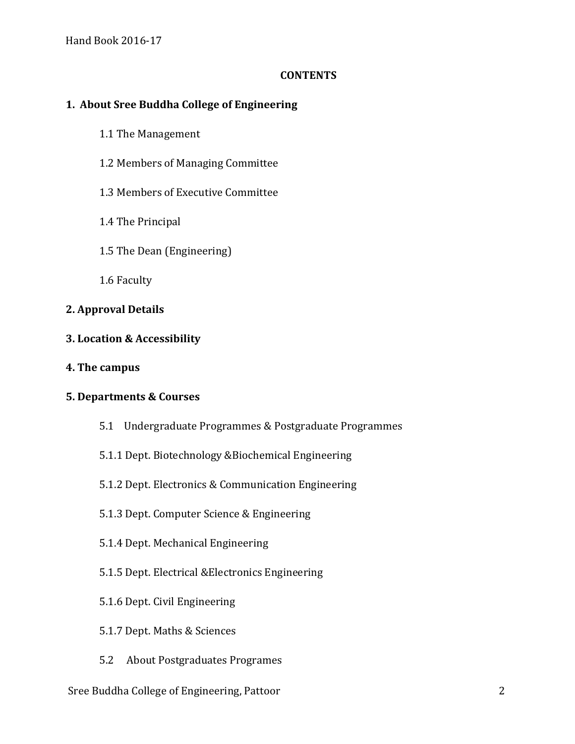## CONTENTS

**1. About Sree Buddha College of Engineering**

- 1.1 The Management
- 1.2 Members of Managing Committee
- 1.3 Members of Executive Committee
- 1.4 The Principal
- 1.5 The Dean (Engineering)
- 1.6 Faculty

**2. Approval Details**

**3. Location & Accessibility**

**4. The campus**

**5. Departments & Courses**

- 5.1 Undergraduate Programmes & Postgraduate Programmes
- 5.1.1 Dept. Biotechnology &Biochemical Engineering
- 5.1.2 Dept. Electronics & Communication Engineering
- 5.1.3 Dept. Computer Science & Engineering
- 5.1.4 Dept. Mechanical Engineering
- 5.1.5 Dept. Electrical &Electronics Engineering
- 5.1.6 Dept. Civil Engineering
- 5.1.7 Dept. Maths & Sciences
- 5.2 About Postgraduates Programes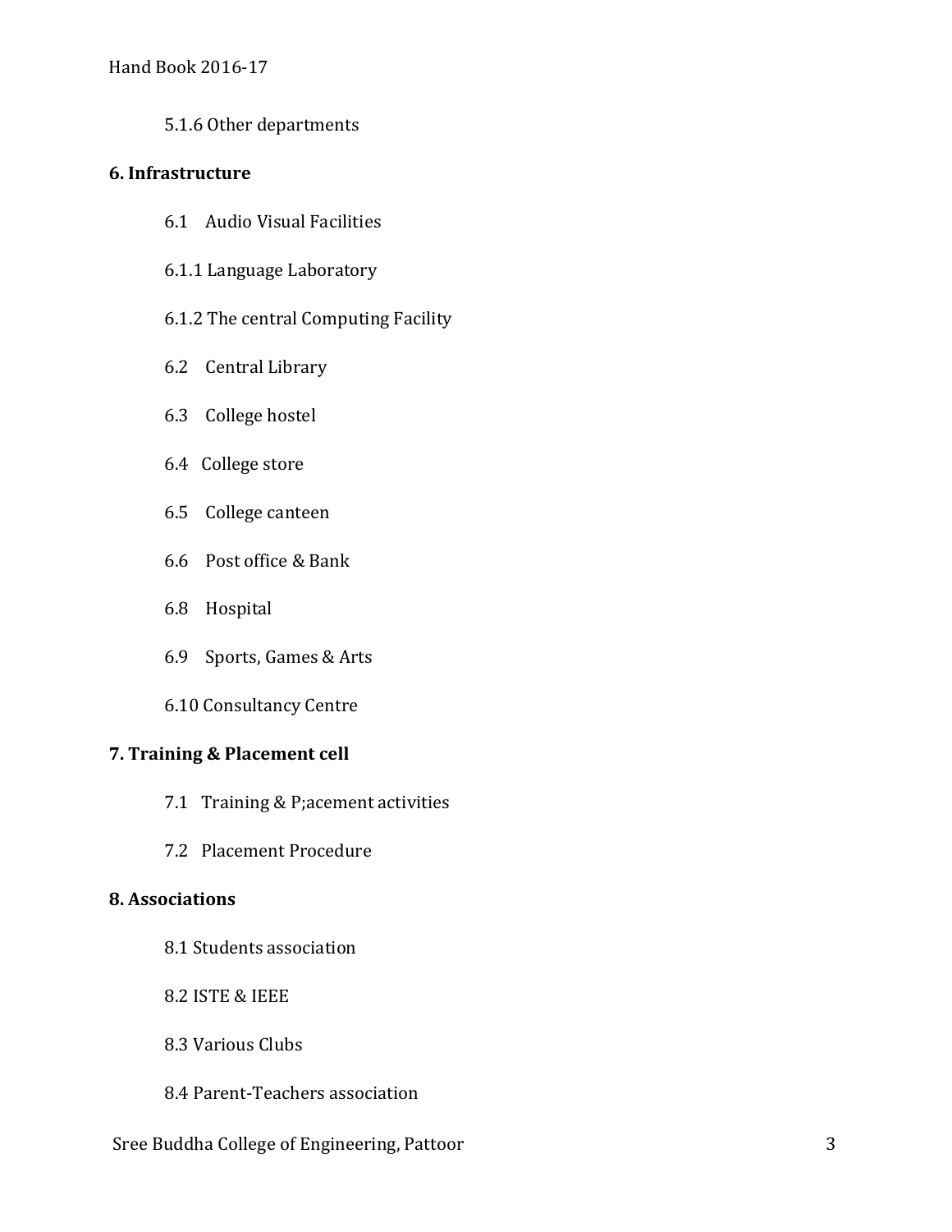5.1.6 Other departments

**6. Infrastructure**

6.1 Audio Visual Facilities

6.1.1 Language Laboratory

6.1.2 The central Computing Facility

6.2 Central Library

6.3 College hostel

6.4 College store

6.5 College canteen

6.6 Post office & Bank

6.8 Hospital

6.9 Sports, Games & Arts

6.10 Consultancy Centre

**7. Training & Placement cell**

7.1 Training & P;acement activities

7.2 Placement Procedure

**8. Associations**

8.1 Students association

8.2 ISTE & IEEE

8.3 Various Clubs

8.4 Parent-Teachers association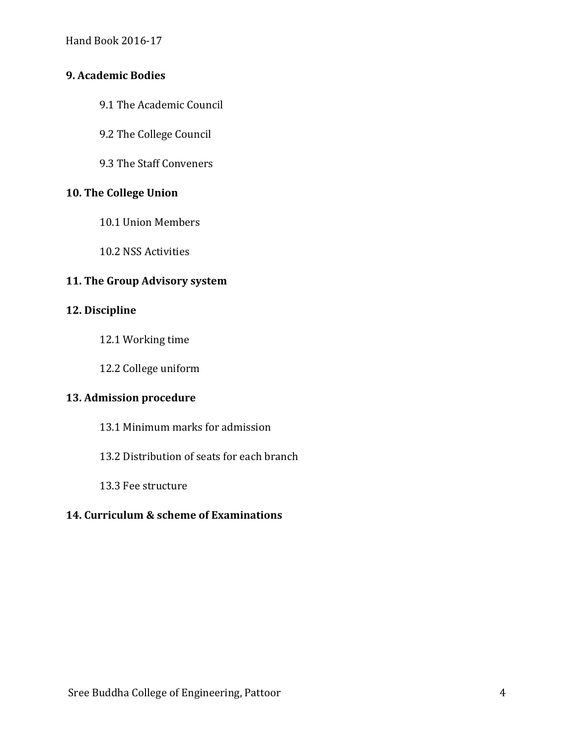**9. Academic Bodies**

9.1 The Academic Council

9.2 The College Council

9.3 The Staff Conveners

**10. The College Union**

10.1 Union Members

10.2 NSS Activities

**11. The Group Advisory system**

**12. Discipline**

12.1 Working time

12.2 College uniform

**13. Admission procedure**

13.1 Minimum marks for admission

13.2 Distribution of seats for each branch

13.3 Fee structure

**14. Curriculum & scheme of Examinations**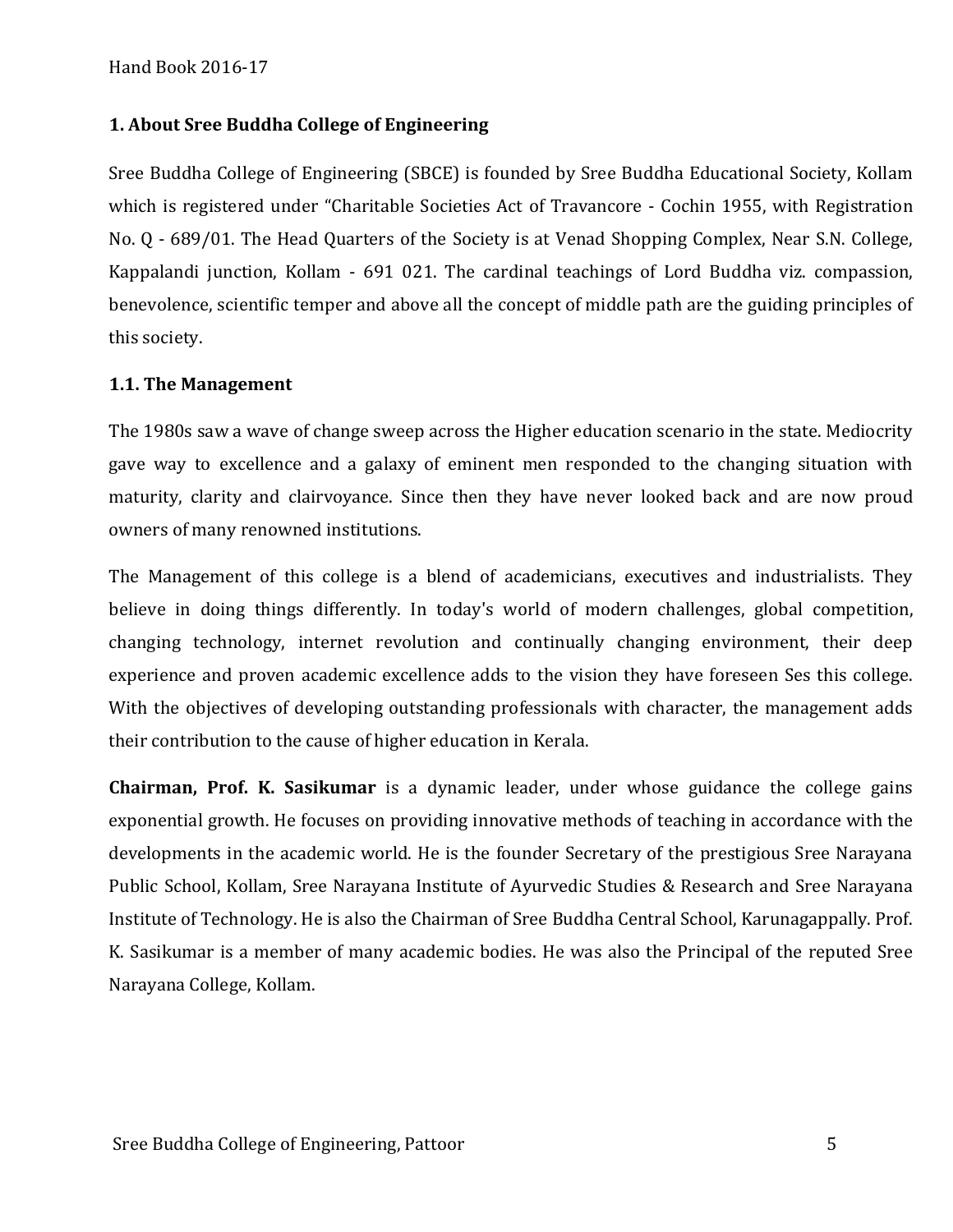## 1. About Sree Buddha College of Engineering

Sree Buddha College of Engineering (SBCE) is founded by Sree Buddha Educational Society, Kollam which is registered under "Charitable Societies Act of Travancore - Cochin 1955, with Registration No. Q - 689/01. The Head Quarters of the Society is at Venad Shopping Complex, Near S.N. College, Kappalandi junction, Kollam - 691 021. The cardinal teachings of Lord Buddha viz. compassion, benevolence, scientific temper and above all the concept of middle path are the guiding principles of this society.

### 1.1. The Management

The 1980s saw a wave of change sweep across the Higher education scenario in the state. Mediocrity gave way to excellence and a galaxy of eminent men responded to the changing situation with maturity, clarity and clairvoyance. Since then they have never looked back and are now proud owners of many renowned institutions.

The Management of this college is a blend of academicians, executives and industrialists. They believe in doing things differently. In today's world of modern challenges, global competition, changing technology, internet revolution and continually changing environment, their deep experience and proven academic excellence adds to the vision they have foreseen Ses this college. With the objectives of developing outstanding professionals with character, the management adds their contribution to the cause of higher education in Kerala.

**Chairman, Prof. K. Sasikumar** is a dynamic leader, under whose guidance the college gains exponential growth. He focuses on providing innovative methods of teaching in accordance with the developments in the academic world. He is the founder Secretary of the prestigious Sree Narayana Public School, Kollam, Sree Narayana Institute of Ayurvedic Studies & Research and Sree Narayana Institute of Technology. He is also the Chairman of Sree Buddha Central School, Karunagappally. Prof. K. Sasikumar is a member of many academic bodies. He was also the Principal of the reputed Sree Narayana College, Kollam.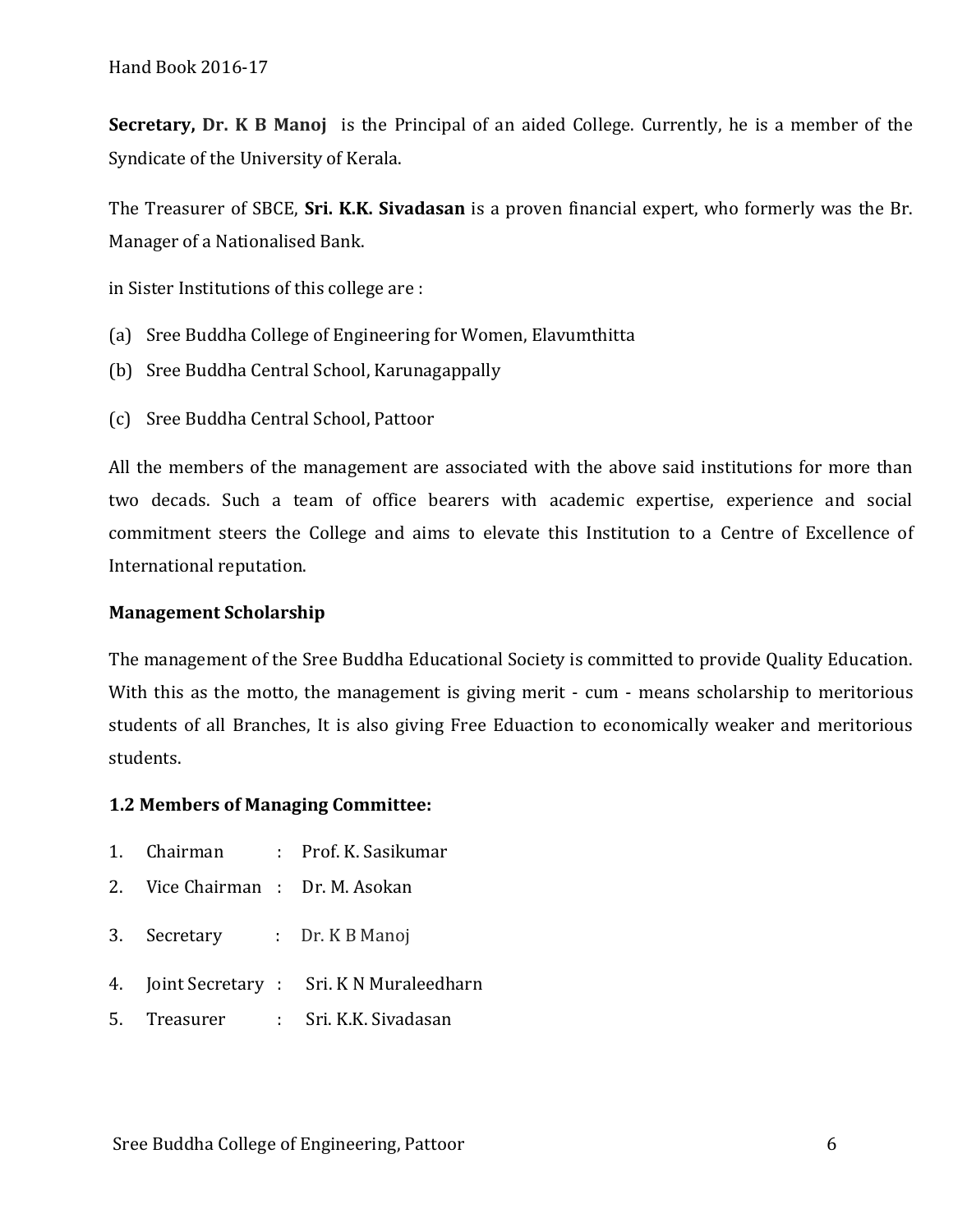**Secretary, Dr. K B Manoj** is the Principal of an aided College. Currently, he is a member of the Syndicate of the University of Kerala.

The Treasurer of SBCE, **Sri. K.K. Sivadasan** is a proven financial expert, who formerly was the Br. Manager of a Nationalised Bank.

in Sister Institutions of this college are :

(a) Sree Buddha College of Engineering for Women, Elavumthitta
(b) Sree Buddha Central School, Karunagappally
(c) Sree Buddha Central School, Pattoor

All the members of the management are associated with the above said institutions for more than two decads. Such a team of office bearers with academic expertise, experience and social commitment steers the College and aims to elevate this Institution to a Centre of Excellence of International reputation.

**Management Scholarship**

The management of the Sree Buddha Educational Society is committed to provide Quality Education. With this as the motto, the management is giving merit - cum - means scholarship to meritorious students of all Branches, It is also giving Free Eduaction to economically weaker and meritorious students.

**1.2 Members of Managing Committee:**

1. Chairman : Prof. K. Sasikumar
2. Vice Chairman : Dr. M. Asokan
3. Secretary : Dr. K B Manoj
4. Joint Secretary : Sri. K N Muraleedharn
5. Treasurer : Sri. K.K. Sivadasan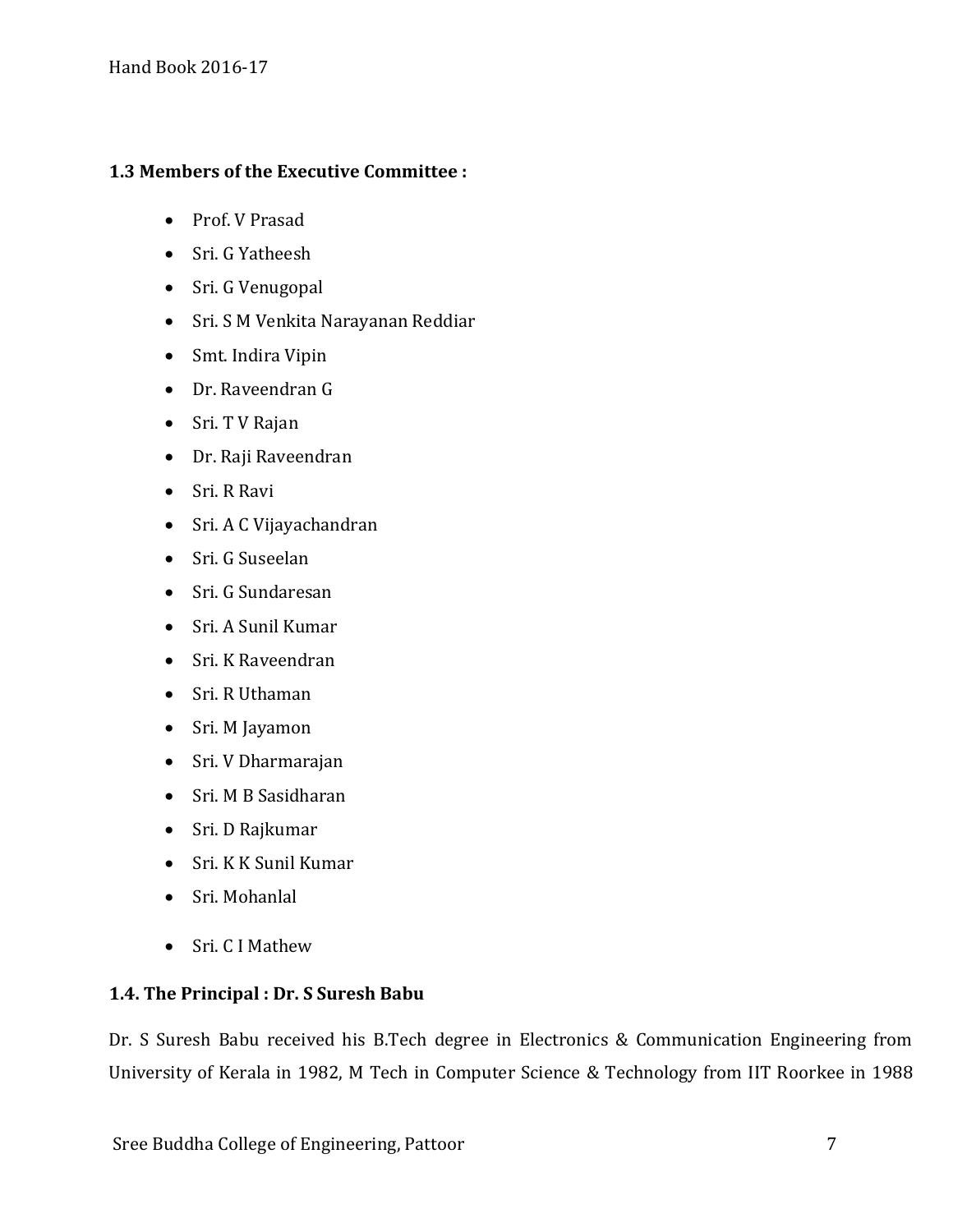### 1.3 Members of the Executive Committee :

- Prof. V Prasad
- Sri. G Yatheesh
- Sri. G Venugopal
- Sri. S M Venkita Narayanan Reddiar
- Smt. Indira Vipin
- Dr. Raveendran G
- Sri. T V Rajan
- Dr. Raji Raveendran
- Sri. R Ravi
- Sri. A C Vijayachandran
- Sri. G Suseelan
- Sri. G Sundaresan
- Sri. A Sunil Kumar
- Sri. K Raveendran
- Sri. R Uthaman
- Sri. M Jayamon
- Sri. V Dharmarajan
- Sri. M B Sasidharan
- Sri. D Rajkumar
- Sri. K K Sunil Kumar
- Sri. Mohanlal
- Sri. C I Mathew

### 1.4. The Principal : Dr. S Suresh Babu

Dr. S Suresh Babu received his B.Tech degree in Electronics & Communication Engineering from University of Kerala in 1982, M Tech in Computer Science & Technology from IIT Roorkee in 1988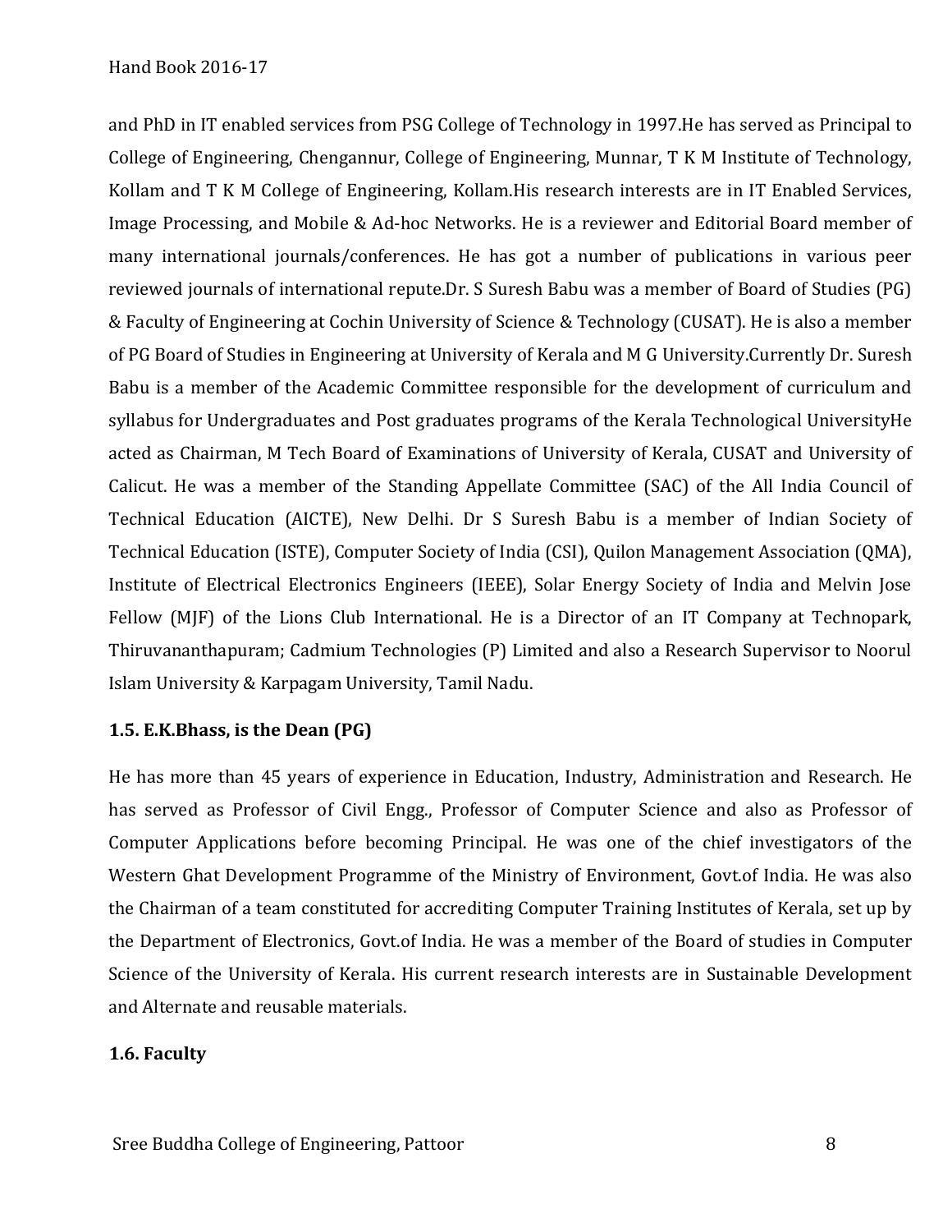and PhD in IT enabled services from PSG College of Technology in 1997.He has served as Principal to College of Engineering, Chengannur, College of Engineering, Munnar, T K M Institute of Technology, Kollam and T K M College of Engineering, Kollam.His research interests are in IT Enabled Services, Image Processing, and Mobile & Ad-hoc Networks. He is a reviewer and Editorial Board member of many international journals/conferences. He has got a number of publications in various peer reviewed journals of international repute.Dr. S Suresh Babu was a member of Board of Studies (PG) & Faculty of Engineering at Cochin University of Science & Technology (CUSAT). He is also a member of PG Board of Studies in Engineering at University of Kerala and M G University.Currently Dr. Suresh Babu is a member of the Academic Committee responsible for the development of curriculum and syllabus for Undergraduates and Post graduates programs of the Kerala Technological UniversityHe acted as Chairman, M Tech Board of Examinations of University of Kerala, CUSAT and University of Calicut. He was a member of the Standing Appellate Committee (SAC) of the All India Council of Technical Education (AICTE), New Delhi. Dr S Suresh Babu is a member of Indian Society of Technical Education (ISTE), Computer Society of India (CSI), Quilon Management Association (QMA), Institute of Electrical Electronics Engineers (IEEE), Solar Energy Society of India and Melvin Jose Fellow (MJF) of the Lions Club International. He is a Director of an IT Company at Technopark, Thiruvananthapuram; Cadmium Technologies (P) Limited and also a Research Supervisor to Noorul Islam University & Karpagam University, Tamil Nadu.

### 1.5. E.K.Bhass, is the Dean (PG)

He has more than 45 years of experience in Education, Industry, Administration and Research. He has served as Professor of Civil Engg., Professor of Computer Science and also as Professor of Computer Applications before becoming Principal. He was one of the chief investigators of the Western Ghat Development Programme of the Ministry of Environment, Govt.of India. He was also the Chairman of a team constituted for accrediting Computer Training Institutes of Kerala, set up by the Department of Electronics, Govt.of India. He was a member of the Board of studies in Computer Science of the University of Kerala. His current research interests are in Sustainable Development and Alternate and reusable materials.

### 1.6. Faculty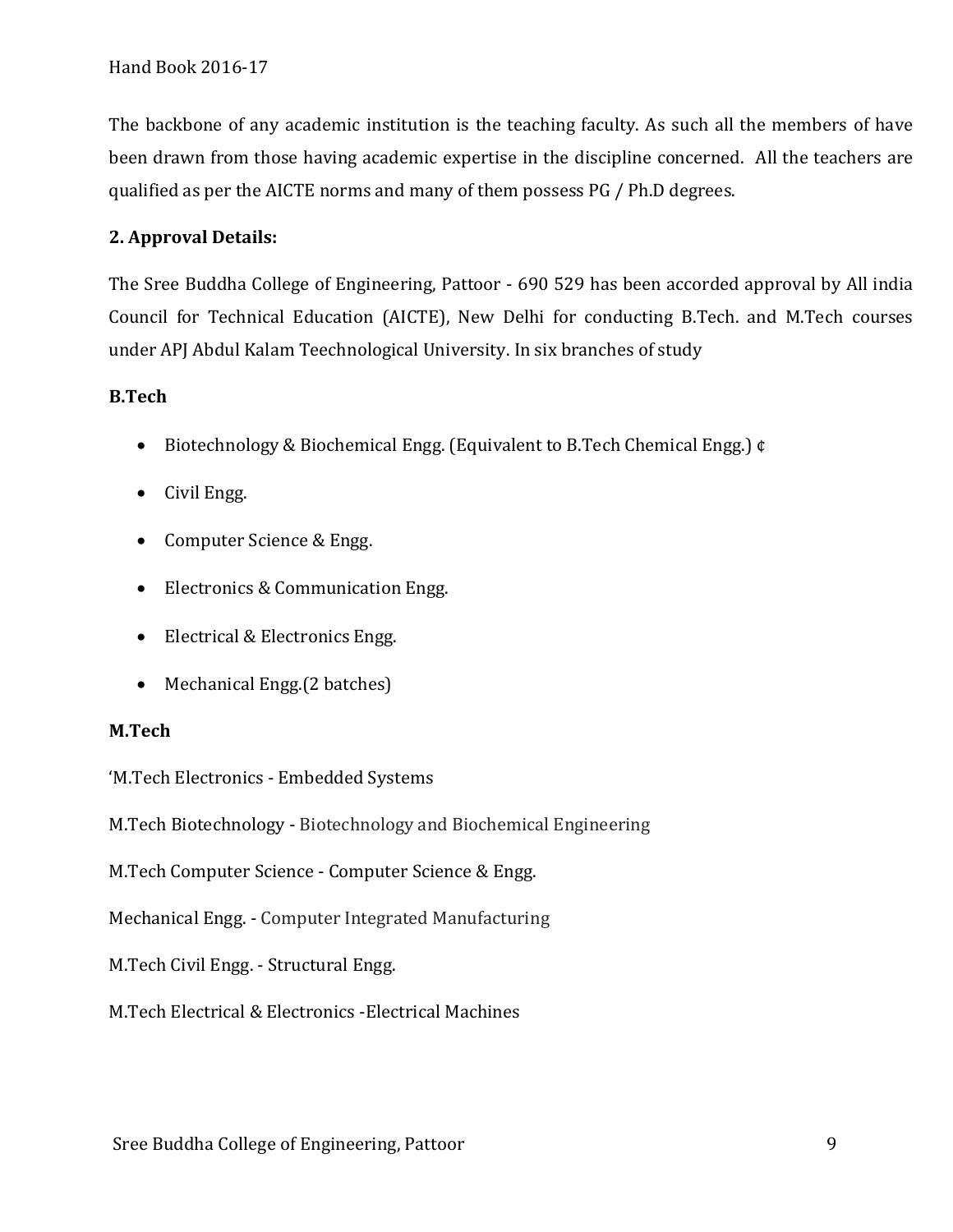The backbone of any academic institution is the teaching faculty. As such all the members of have been drawn from those having academic expertise in the discipline concerned. All the teachers are qualified as per the AICTE norms and many of them possess PG / Ph.D degrees.

## 2. Approval Details:

The Sree Buddha College of Engineering, Pattoor - 690 529 has been accorded approval by All india Council for Technical Education (AICTE), New Delhi for conducting B.Tech. and M.Tech courses under APJ Abdul Kalam Teechnological University. In six branches of study

**B.Tech**

- Biotechnology & Biochemical Engg. (Equivalent to B.Tech Chemical Engg.) ¢
- Civil Engg.
- Computer Science & Engg.
- Electronics & Communication Engg.
- Electrical & Electronics Engg.
- Mechanical Engg.(2 batches)

**M.Tech**

'M.Tech Electronics - Embedded Systems

M.Tech Biotechnology - Biotechnology and Biochemical Engineering

M.Tech Computer Science - Computer Science & Engg.

Mechanical Engg. - Computer Integrated Manufacturing

M.Tech Civil Engg. - Structural Engg.

M.Tech Electrical & Electronics -Electrical Machines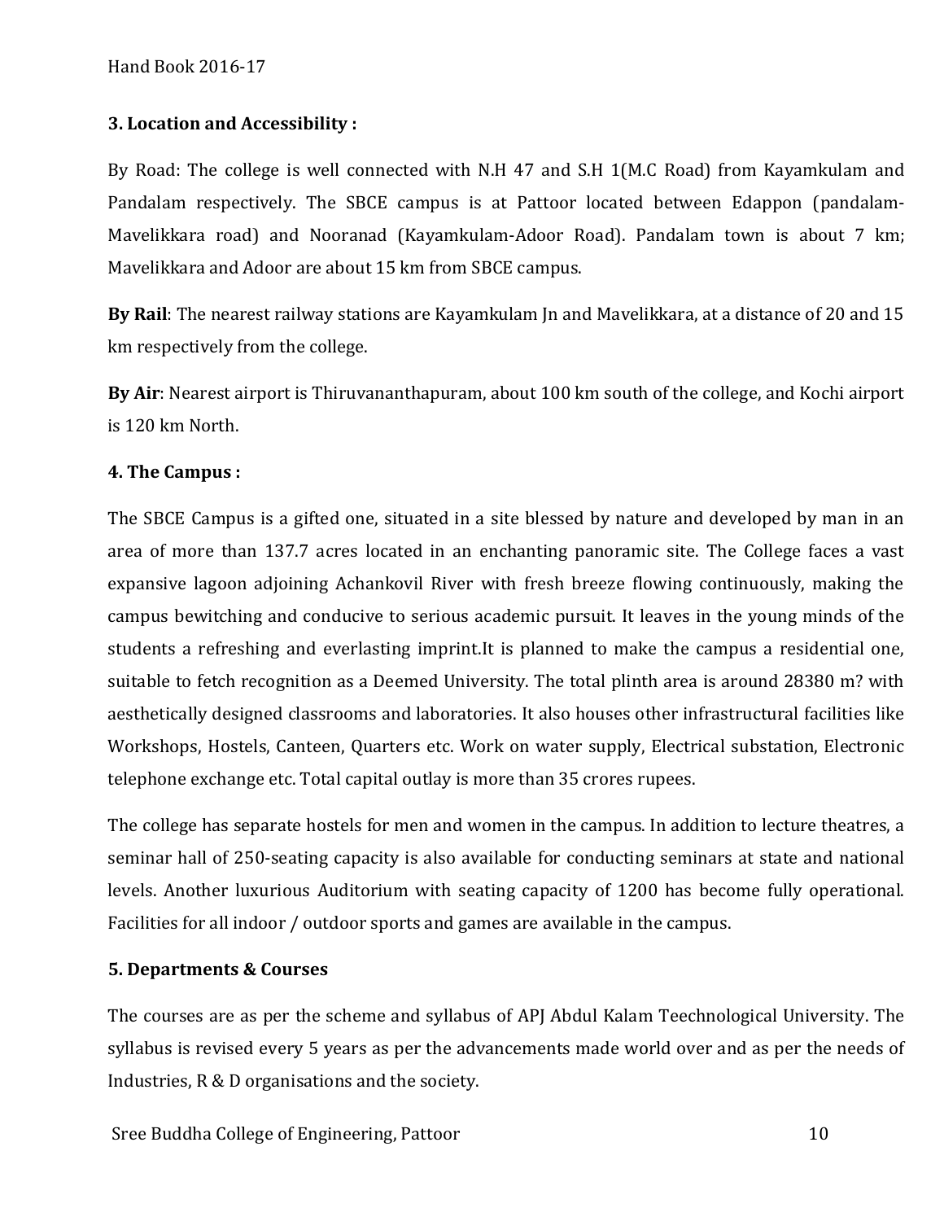### 3. Location and Accessibility :

By Road: The college is well connected with N.H 47 and S.H 1(M.C Road) from Kayamkulam and Pandalam respectively. The SBCE campus is at Pattoor located between Edappon (pandalam-Mavelikkara road) and Nooranad (Kayamkulam-Adoor Road). Pandalam town is about 7 km; Mavelikkara and Adoor are about 15 km from SBCE campus.

**By Rail**: The nearest railway stations are Kayamkulam Jn and Mavelikkara, at a distance of 20 and 15 km respectively from the college.

**By Air**: Nearest airport is Thiruvananthapuram, about 100 km south of the college, and Kochi airport is 120 km North.

### 4. The Campus :

The SBCE Campus is a gifted one, situated in a site blessed by nature and developed by man in an area of more than 137.7 acres located in an enchanting panoramic site. The College faces a vast expansive lagoon adjoining Achankovil River with fresh breeze flowing continuously, making the campus bewitching and conducive to serious academic pursuit. It leaves in the young minds of the students a refreshing and everlasting imprint.It is planned to make the campus a residential one, suitable to fetch recognition as a Deemed University. The total plinth area is around 28380 m? with aesthetically designed classrooms and laboratories. It also houses other infrastructural facilities like Workshops, Hostels, Canteen, Quarters etc. Work on water supply, Electrical substation, Electronic telephone exchange etc. Total capital outlay is more than 35 crores rupees.

The college has separate hostels for men and women in the campus. In addition to lecture theatres, a seminar hall of 250-seating capacity is also available for conducting seminars at state and national levels. Another luxurious Auditorium with seating capacity of 1200 has become fully operational. Facilities for all indoor / outdoor sports and games are available in the campus.

### 5. Departments & Courses

The courses are as per the scheme and syllabus of APJ Abdul Kalam Teechnological University. The syllabus is revised every 5 years as per the advancements made world over and as per the needs of Industries, R & D organisations and the society.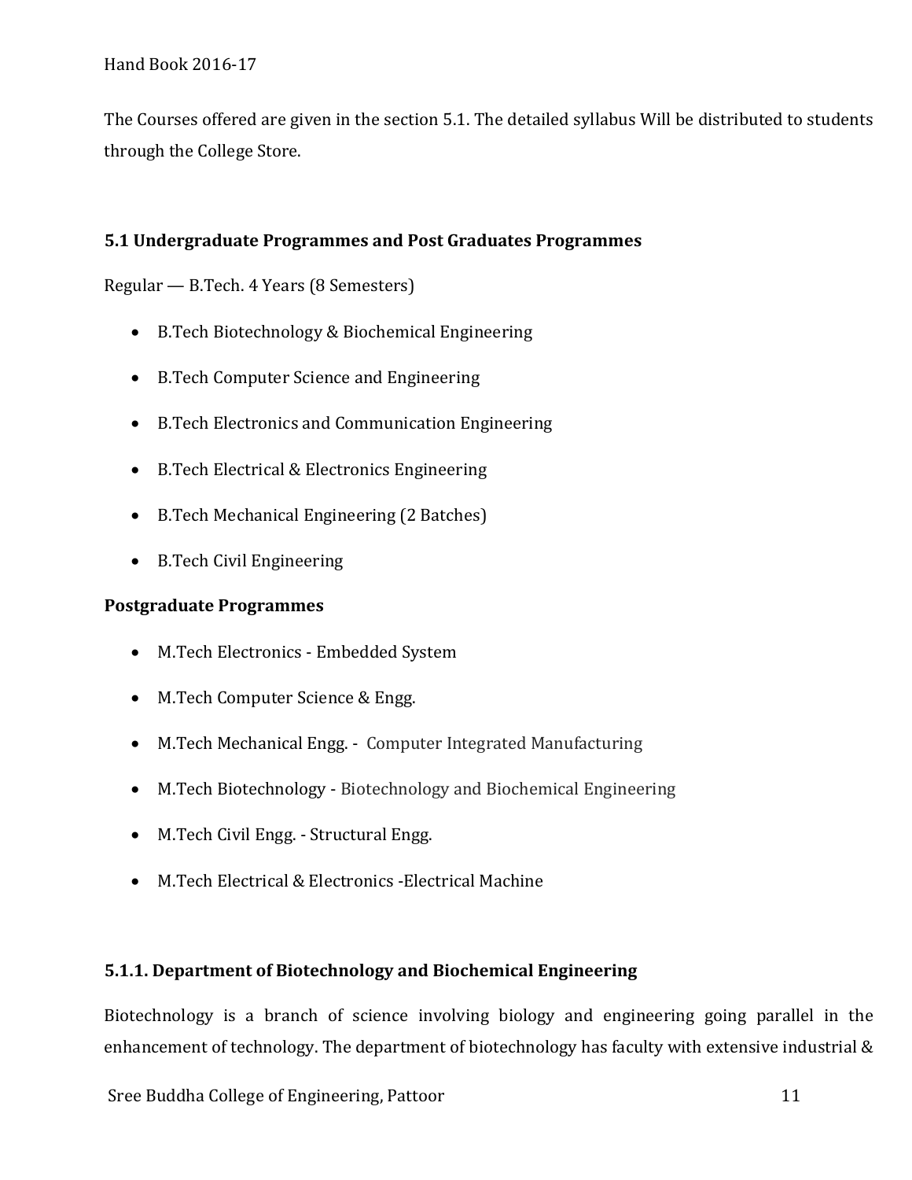The Courses offered are given in the section 5.1. The detailed syllabus Will be distributed to students through the College Store.

### 5.1 Undergraduate Programmes and Post Graduates Programmes

Regular — B.Tech. 4 Years (8 Semesters)

- B.Tech Biotechnology & Biochemical Engineering
- B.Tech Computer Science and Engineering
- B.Tech Electronics and Communication Engineering
- B.Tech Electrical & Electronics Engineering
- B.Tech Mechanical Engineering (2 Batches)
- B.Tech Civil Engineering

**Postgraduate Programmes**

- M.Tech Electronics - Embedded System
- M.Tech Computer Science & Engg.
- M.Tech Mechanical Engg. - Computer Integrated Manufacturing
- M.Tech Biotechnology - Biotechnology and Biochemical Engineering
- M.Tech Civil Engg. - Structural Engg.
- M.Tech Electrical & Electronics -Electrical Machine

#### 5.1.1. Department of Biotechnology and Biochemical Engineering

Biotechnology is a branch of science involving biology and engineering going parallel in the enhancement of technology. The department of biotechnology has faculty with extensive industrial &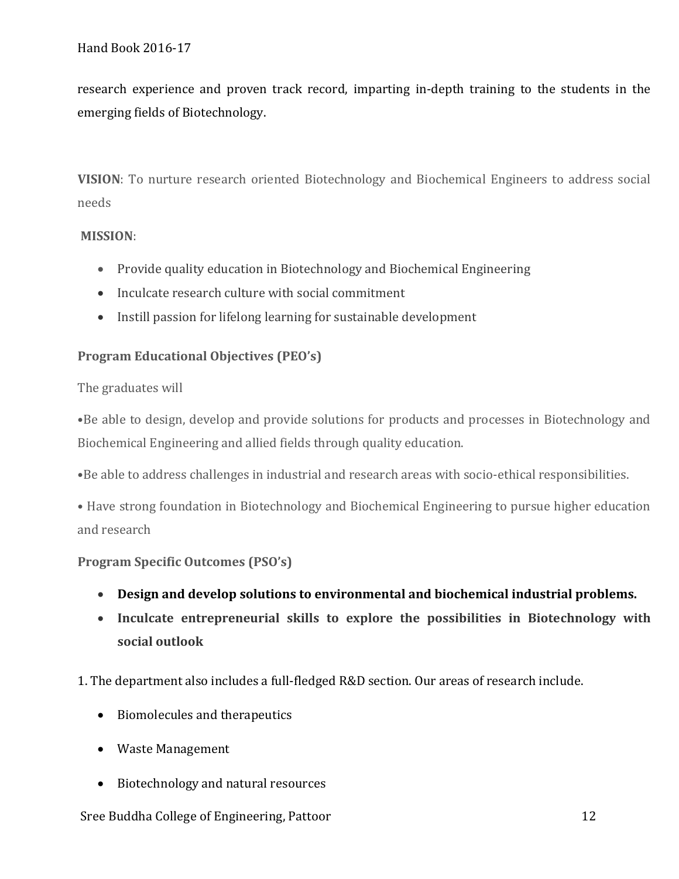research experience and proven track record, imparting in-depth training to the students in the emerging fields of Biotechnology.

**VISION**: To nurture research oriented Biotechnology and Biochemical Engineers to address social needs

**MISSION**:

- Provide quality education in Biotechnology and Biochemical Engineering
- Inculcate research culture with social commitment
- Instill passion for lifelong learning for sustainable development

**Program Educational Objectives (PEO's)**

The graduates will

- Be able to design, develop and provide solutions for products and processes in Biotechnology and Biochemical Engineering and allied fields through quality education.
- Be able to address challenges in industrial and research areas with socio-ethical responsibilities.
- Have strong foundation in Biotechnology and Biochemical Engineering to pursue higher education and research

**Program Specific Outcomes (PSO's)**

- **Design and develop solutions to environmental and biochemical industrial problems.**
- **Inculcate entrepreneurial skills to explore the possibilities in Biotechnology with social outlook**

1. The department also includes a full-fledged R&D section. Our areas of research include.

- Biomolecules and therapeutics
- Waste Management
- Biotechnology and natural resources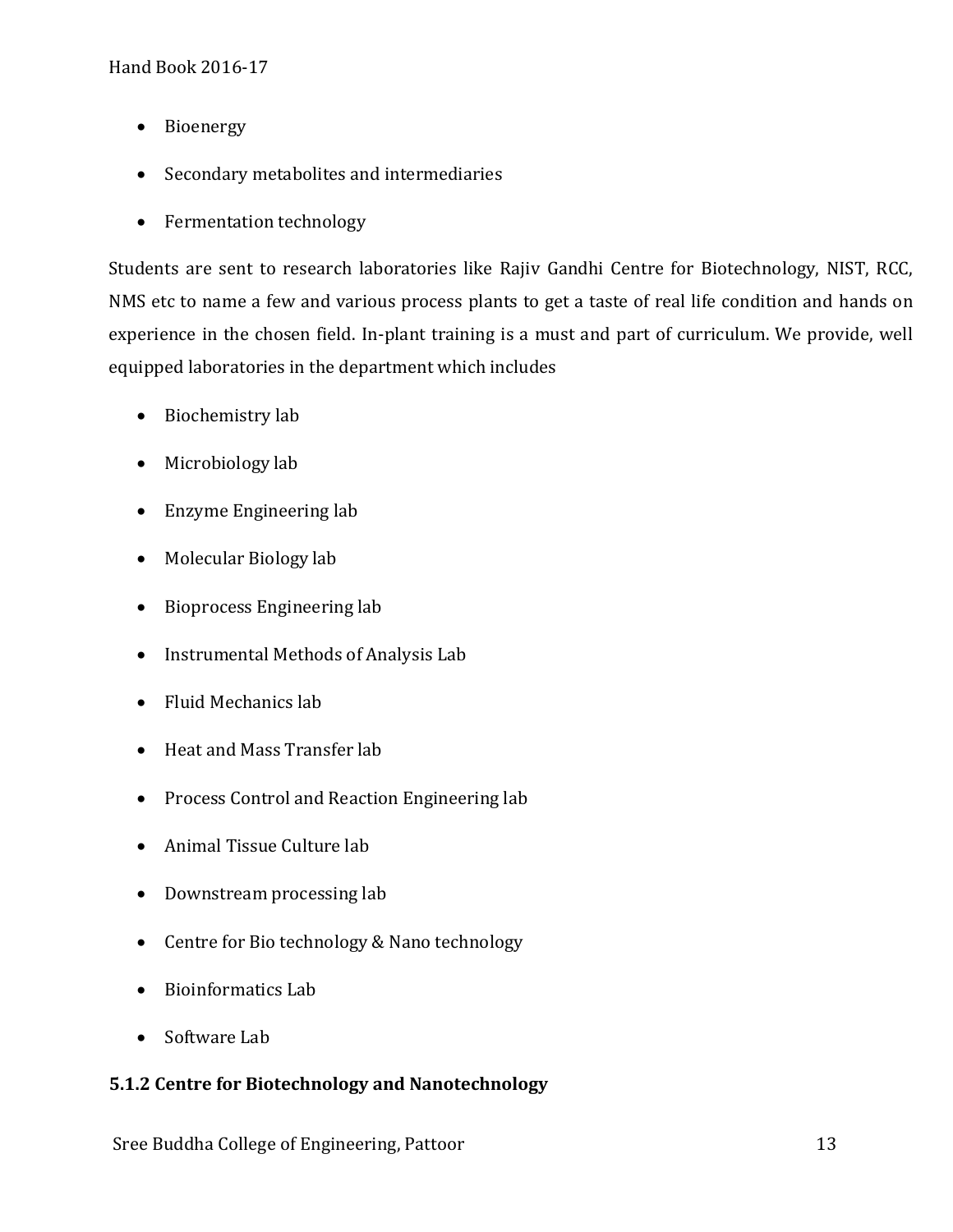- Bioenergy
- Secondary metabolites and intermediaries
- Fermentation technology

Students are sent to research laboratories like Rajiv Gandhi Centre for Biotechnology, NIST, RCC, NMS etc to name a few and various process plants to get a taste of real life condition and hands on experience in the chosen field. In-plant training is a must and part of curriculum. We provide, well equipped laboratories in the department which includes

- Biochemistry lab
- Microbiology lab
- Enzyme Engineering lab
- Molecular Biology lab
- Bioprocess Engineering lab
- Instrumental Methods of Analysis Lab
- Fluid Mechanics lab
- Heat and Mass Transfer lab
- Process Control and Reaction Engineering lab
- Animal Tissue Culture lab
- Downstream processing lab
- Centre for Bio technology & Nano technology
- Bioinformatics Lab
- Software Lab

### 5.1.2 Centre for Biotechnology and Nanotechnology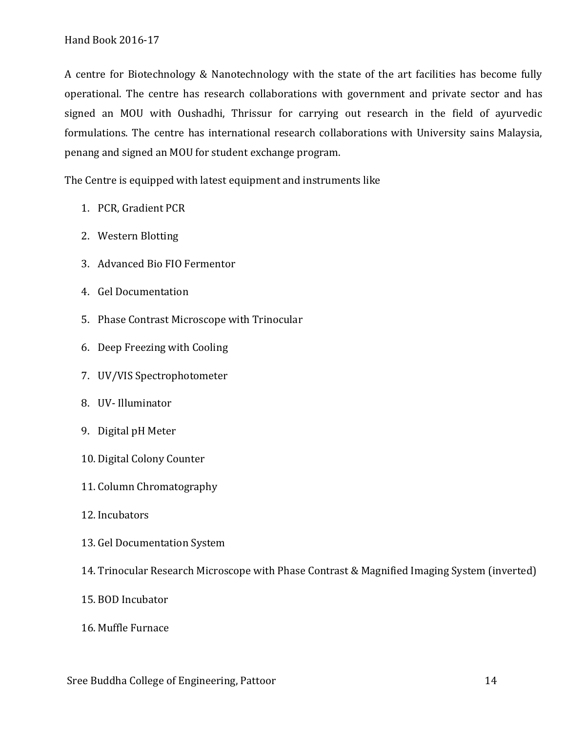A centre for Biotechnology & Nanotechnology with the state of the art facilities has become fully operational. The centre has research collaborations with government and private sector and has signed an MOU with Oushadhi, Thrissur for carrying out research in the field of ayurvedic formulations. The centre has international research collaborations with University sains Malaysia, penang and signed an MOU for student exchange program.

The Centre is equipped with latest equipment and instruments like

1. PCR, Gradient PCR
2. Western Blotting
3. Advanced Bio FIO Fermentor
4. Gel Documentation
5. Phase Contrast Microscope with Trinocular
6. Deep Freezing with Cooling
7. UV/VIS Spectrophotometer
8. UV- Illuminator
9. Digital pH Meter
10. Digital Colony Counter
11. Column Chromatography
12. Incubators
13. Gel Documentation System
14. Trinocular Research Microscope with Phase Contrast & Magnified Imaging System (inverted)
15. BOD Incubator
16. Muffle Furnace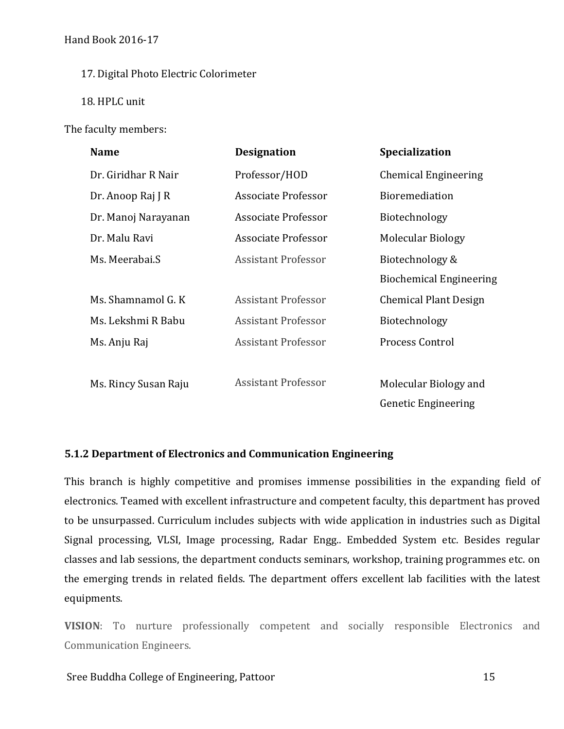17. Digital Photo Electric Colorimeter
18. HPLC unit

The faculty members:

| Name | Designation | Specialization |
|---|---|---|
| Dr. Giridhar R Nair | Professor/HOD | Chemical Engineering |
| Dr. Anoop Raj J R | Associate Professor | Bioremediation |
| Dr. Manoj Narayanan | Associate Professor | Biotechnology |
| Dr. Malu Ravi | Associate Professor | Molecular Biology |
| Ms. Meerabai.S | Assistant Professor | Biotechnology & Biochemical Engineering |
| Ms. Shamnamol G. K | Assistant Professor | Chemical Plant Design |
| Ms. Lekshmi R Babu | Assistant Professor | Biotechnology |
| Ms. Anju Raj | Assistant Professor | Process Control |
| Ms. Rincy Susan Raju | Assistant Professor | Molecular Biology and Genetic Engineering |

### 5.1.2 Department of Electronics and Communication Engineering

This branch is highly competitive and promises immense possibilities in the expanding field of electronics. Teamed with excellent infrastructure and competent faculty, this department has proved to be unsurpassed. Curriculum includes subjects with wide application in industries such as Digital Signal processing, VLSI, Image processing, Radar Engg.. Embedded System etc. Besides regular classes and lab sessions, the department conducts seminars, workshop, training programmes etc. on the emerging trends in related fields. The department offers excellent lab facilities with the latest equipments.

**VISION**: To nurture professionally competent and socially responsible Electronics and Communication Engineers.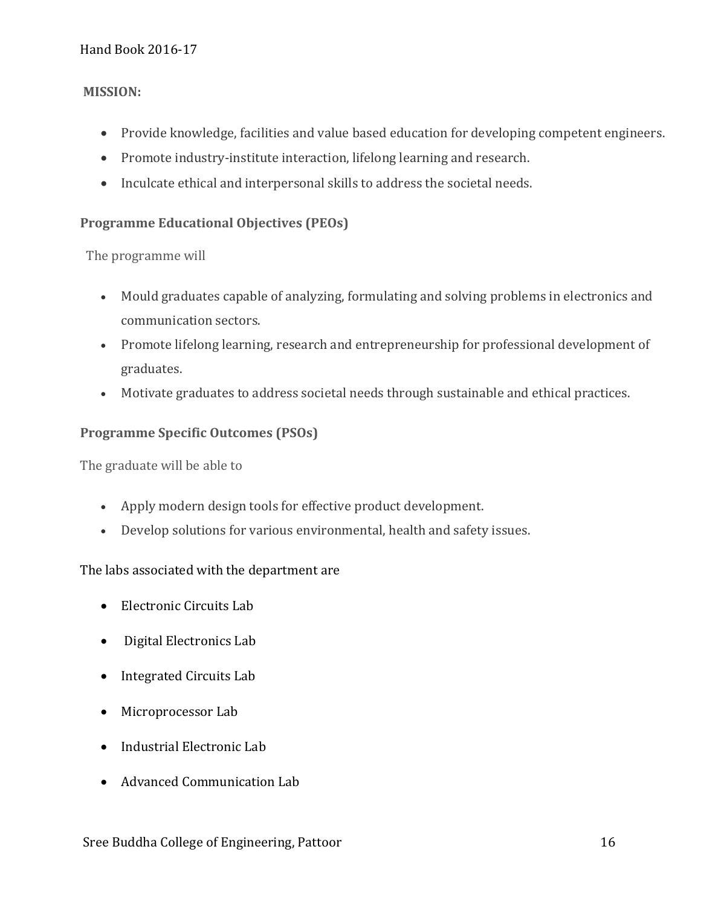**MISSION:**

- Provide knowledge, facilities and value based education for developing competent engineers.
- Promote industry-institute interaction, lifelong learning and research.
- Inculcate ethical and interpersonal skills to address the societal needs.

### Programme Educational Objectives (PEOs)

The programme will

- Mould graduates capable of analyzing, formulating and solving problems in electronics and communication sectors.
- Promote lifelong learning, research and entrepreneurship for professional development of graduates.
- Motivate graduates to address societal needs through sustainable and ethical practices.

### Programme Specific Outcomes (PSOs)

The graduate will be able to

- Apply modern design tools for effective product development.
- Develop solutions for various environmental, health and safety issues.

The labs associated with the department are

- Electronic Circuits Lab
- Digital Electronics Lab
- Integrated Circuits Lab
- Microprocessor Lab
- Industrial Electronic Lab
- Advanced Communication Lab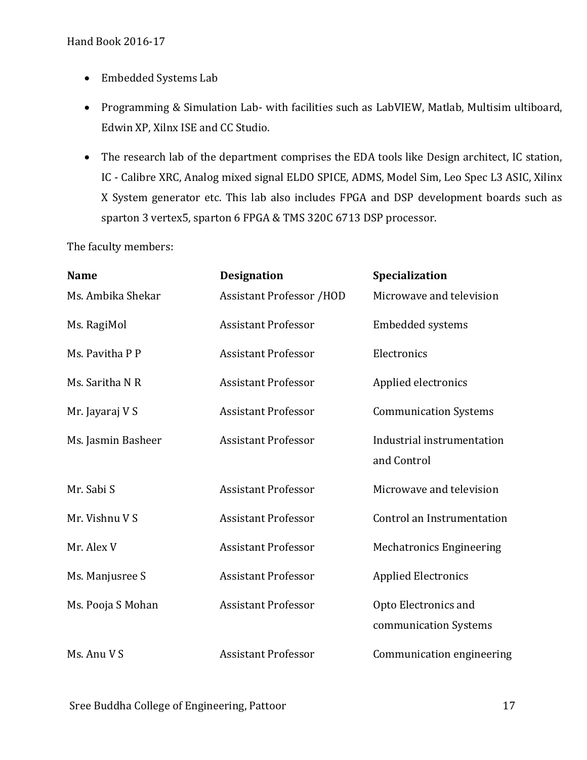- Embedded Systems Lab
- Programming & Simulation Lab- with facilities such as LabVIEW, Matlab, Multisim ultiboard, Edwin XP, Xilnx ISE and CC Studio.
- The research lab of the department comprises the EDA tools like Design architect, IC station, IC - Calibre XRC, Analog mixed signal ELDO SPICE, ADMS, Model Sim, Leo Spec L3 ASIC, Xilinx X System generator etc. This lab also includes FPGA and DSP development boards such as sparton 3 vertex5, sparton 6 FPGA & TMS 320C 6713 DSP processor.

The faculty members:

| Name | Designation | Specialization |
|---|---|---|
| Ms. Ambika Shekar | Assistant Professor /HOD | Microwave and television |
| Ms. RagiMol | Assistant Professor | Embedded systems |
| Ms. Pavitha P P | Assistant Professor | Electronics |
| Ms. Saritha N R | Assistant Professor | Applied electronics |
| Mr. Jayaraj V S | Assistant Professor | Communication Systems |
| Ms. Jasmin Basheer | Assistant Professor | Industrial instrumentation and Control |
| Mr. Sabi S | Assistant Professor | Microwave and television |
| Mr. Vishnu V S | Assistant Professor | Control an Instrumentation |
| Mr. Alex V | Assistant Professor | Mechatronics Engineering |
| Ms. Manjusree S | Assistant Professor | Applied Electronics |
| Ms. Pooja S Mohan | Assistant Professor | Opto Electronics and communication Systems |
| Ms. Anu V S | Assistant Professor | Communication engineering |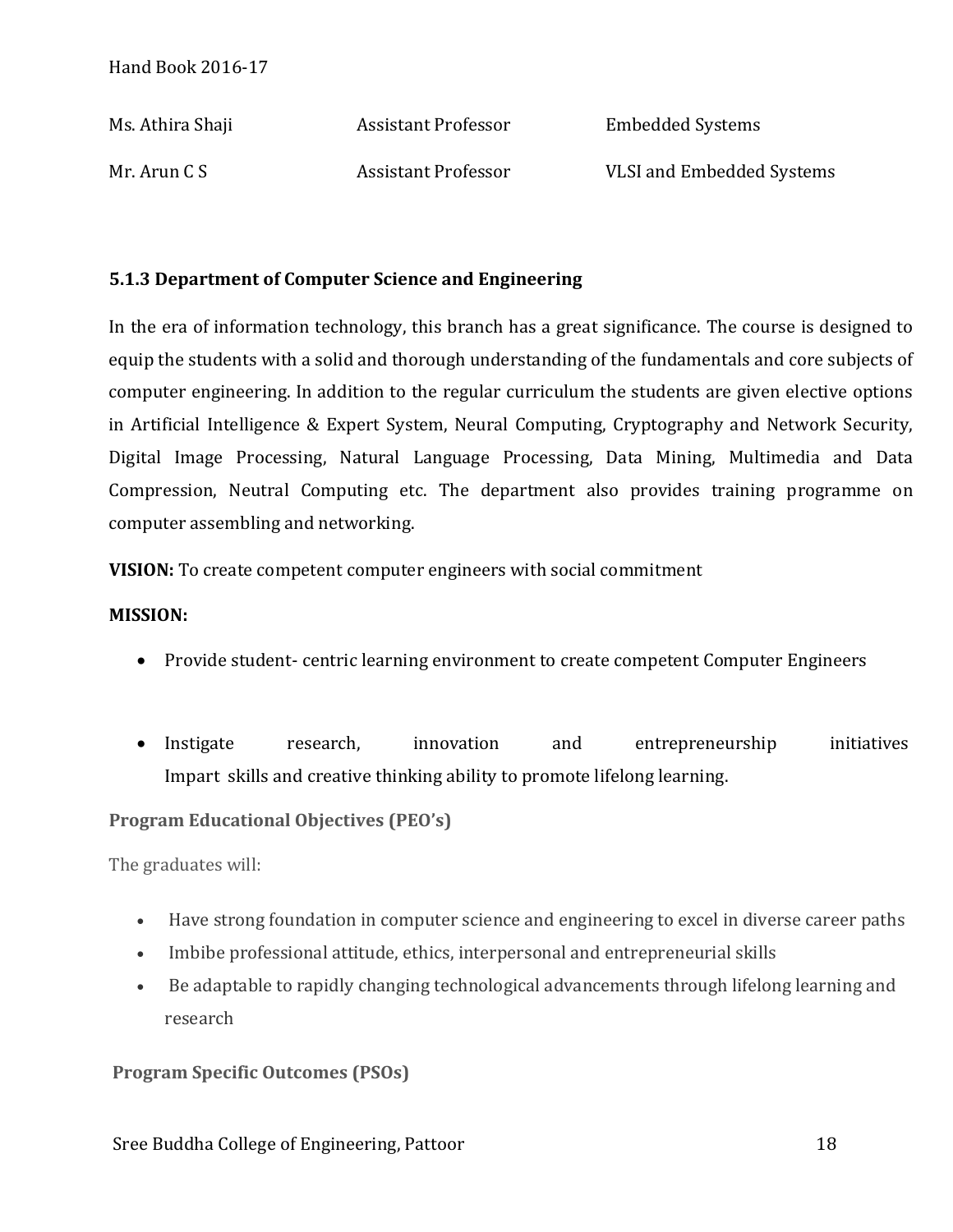| | | |
|---|---|---|
| Ms. Athira Shaji | Assistant Professor | Embedded Systems |
| Mr. Arun C S | Assistant Professor | VLSI and Embedded Systems |

### 5.1.3 Department of Computer Science and Engineering

In the era of information technology, this branch has a great significance. The course is designed to equip the students with a solid and thorough understanding of the fundamentals and core subjects of computer engineering. In addition to the regular curriculum the students are given elective options in Artificial Intelligence & Expert System, Neural Computing, Cryptography and Network Security, Digital Image Processing, Natural Language Processing, Data Mining, Multimedia and Data Compression, Neutral Computing etc. The department also provides training programme on computer assembling and networking.

**VISION:** To create competent computer engineers with social commitment

**MISSION:**

- Provide student- centric learning environment to create competent Computer Engineers
- Instigate research, innovation and entrepreneurship initiatives
  Impart skills and creative thinking ability to promote lifelong learning.

**Program Educational Objectives (PEO's)**

The graduates will:

- Have strong foundation in computer science and engineering to excel in diverse career paths
- Imbibe professional attitude, ethics, interpersonal and entrepreneurial skills
- Be adaptable to rapidly changing technological advancements through lifelong learning and research

**Program Specific Outcomes (PSOs)**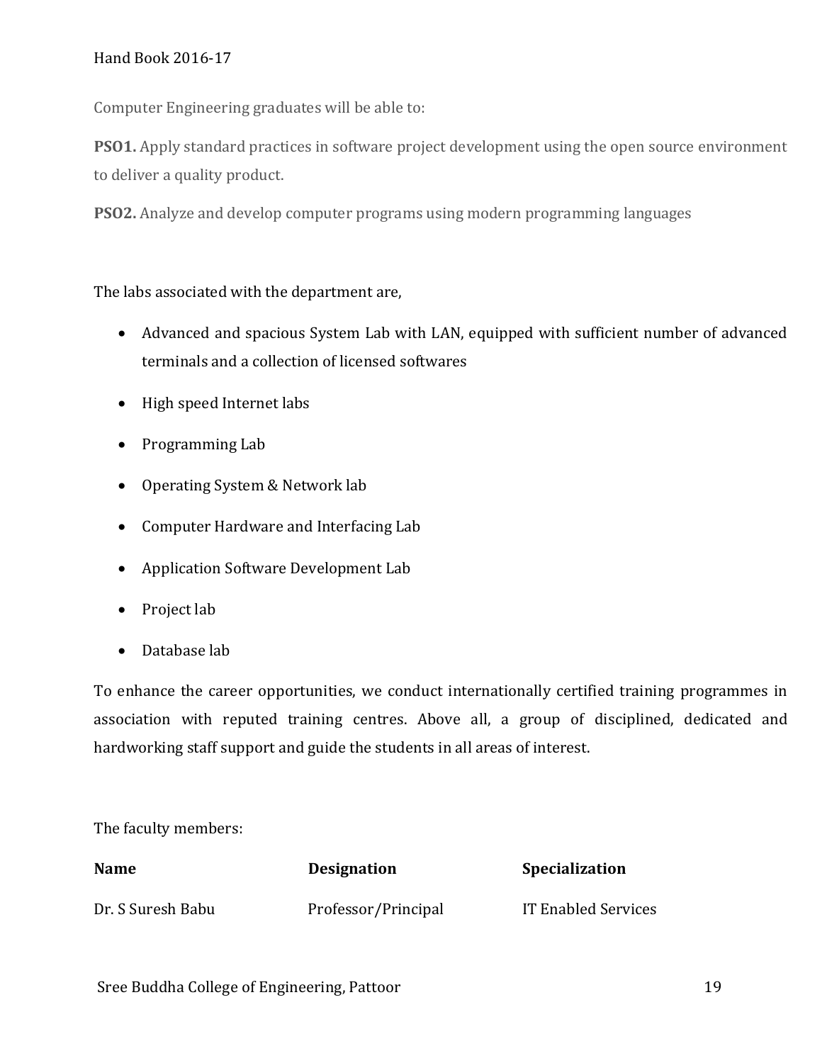Computer Engineering graduates will be able to:

**PSO1.** Apply standard practices in software project development using the open source environment to deliver a quality product.

**PSO2.** Analyze and develop computer programs using modern programming languages

The labs associated with the department are,

- Advanced and spacious System Lab with LAN, equipped with sufficient number of advanced terminals and a collection of licensed softwares
- High speed Internet labs
- Programming Lab
- Operating System & Network lab
- Computer Hardware and Interfacing Lab
- Application Software Development Lab
- Project lab
- Database lab

To enhance the career opportunities, we conduct internationally certified training programmes in association with reputed training centres. Above all, a group of disciplined, dedicated and hardworking staff support and guide the students in all areas of interest.

The faculty members:

| Name | Designation | Specialization |
|---|---|---|
| Dr. S Suresh Babu | Professor/Principal | IT Enabled Services |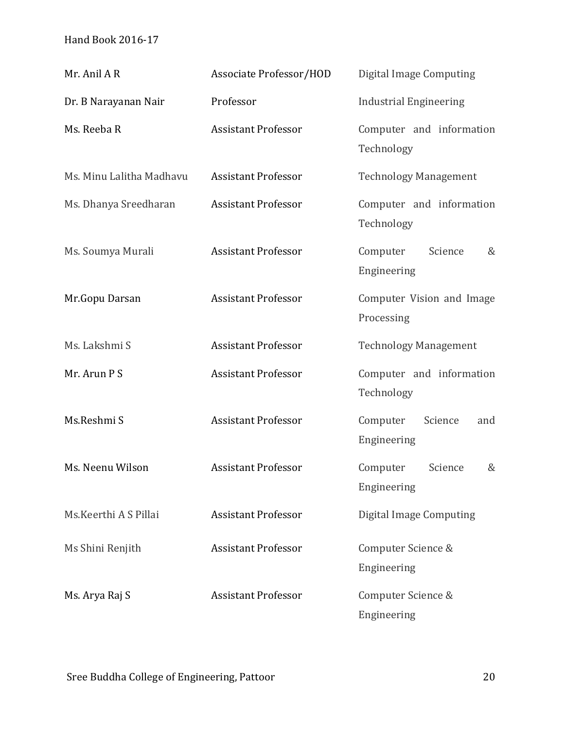| | | |
|---|---|---|
| Mr. Anil A R | Associate Professor/HOD | Digital Image Computing |
| Dr. B Narayanan Nair | Professor | Industrial Engineering |
| Ms. Reeba R | Assistant Professor | Computer and information Technology |
| Ms. Minu Lalitha Madhavu | Assistant Professor | Technology Management |
| Ms. Dhanya Sreedharan | Assistant Professor | Computer and information Technology |
| Ms. Soumya Murali | Assistant Professor | Computer Science & Engineering |
| Mr.Gopu Darsan | Assistant Professor | Computer Vision and Image Processing |
| Ms. Lakshmi S | Assistant Professor | Technology Management |
| Mr. Arun P S | Assistant Professor | Computer and information Technology |
| Ms.Reshmi S | Assistant Professor | Computer Science and Engineering |
| Ms. Neenu Wilson | Assistant Professor | Computer Science & Engineering |
| Ms.Keerthi A S Pillai | Assistant Professor | Digital Image Computing |
| Ms Shini Renjith | Assistant Professor | Computer Science & Engineering |
| Ms. Arya Raj S | Assistant Professor | Computer Science & Engineering |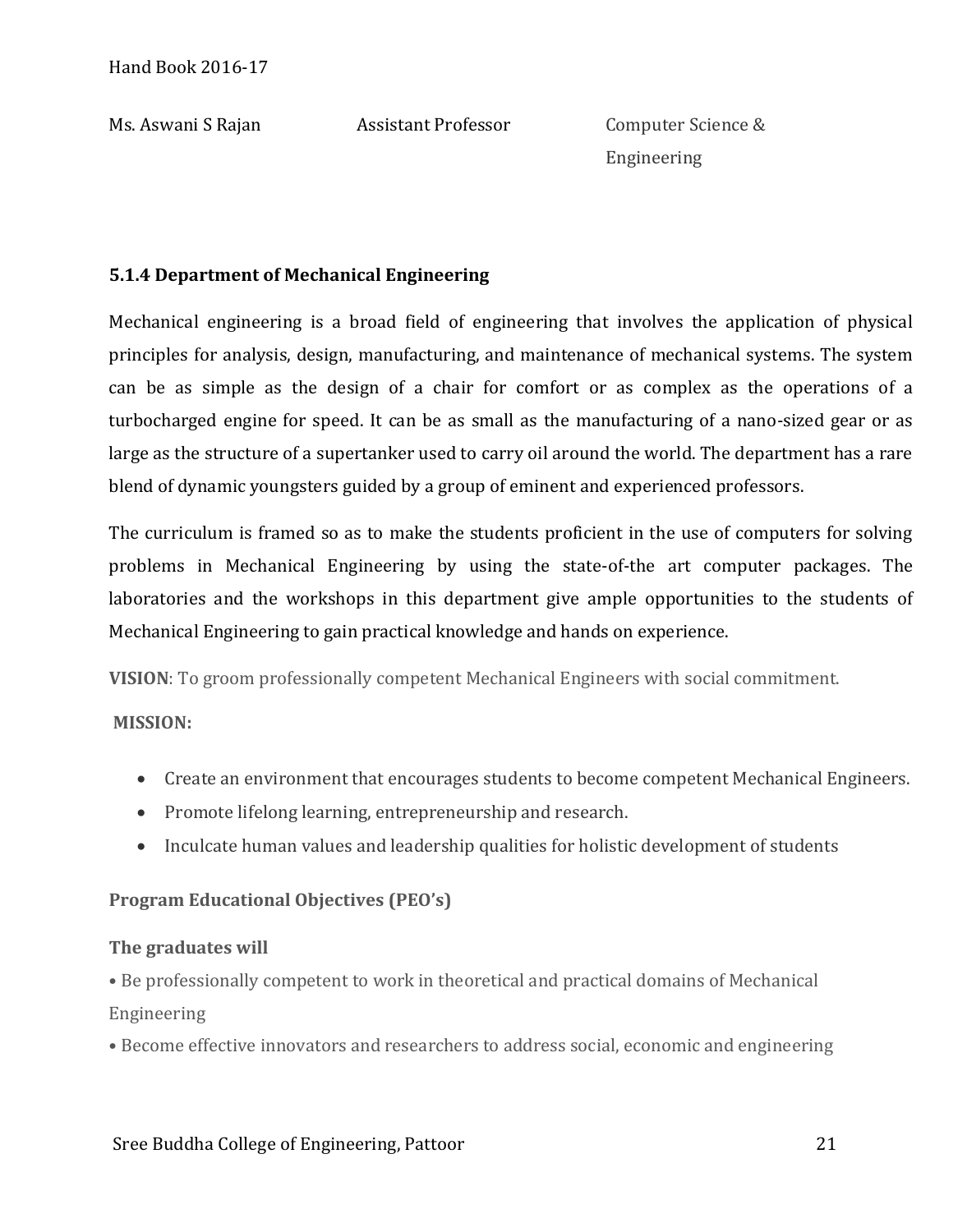| | | |
|---|---|---|
| Ms. Aswani S Rajan | Assistant Professor | Computer Science & Engineering |

### 5.1.4 Department of Mechanical Engineering

Mechanical engineering is a broad field of engineering that involves the application of physical principles for analysis, design, manufacturing, and maintenance of mechanical systems. The system can be as simple as the design of a chair for comfort or as complex as the operations of a turbocharged engine for speed. It can be as small as the manufacturing of a nano-sized gear or as large as the structure of a supertanker used to carry oil around the world. The department has a rare blend of dynamic youngsters guided by a group of eminent and experienced professors.

The curriculum is framed so as to make the students proficient in the use of computers for solving problems in Mechanical Engineering by using the state-of-the art computer packages. The laboratories and the workshops in this department give ample opportunities to the students of Mechanical Engineering to gain practical knowledge and hands on experience.

**VISION**: To groom professionally competent Mechanical Engineers with social commitment.

**MISSION:**

- Create an environment that encourages students to become competent Mechanical Engineers.
- Promote lifelong learning, entrepreneurship and research.
- Inculcate human values and leadership qualities for holistic development of students

**Program Educational Objectives (PEO's)**

**The graduates will**

- Be professionally competent to work in theoretical and practical domains of Mechanical Engineering
- Become effective innovators and researchers to address social, economic and engineering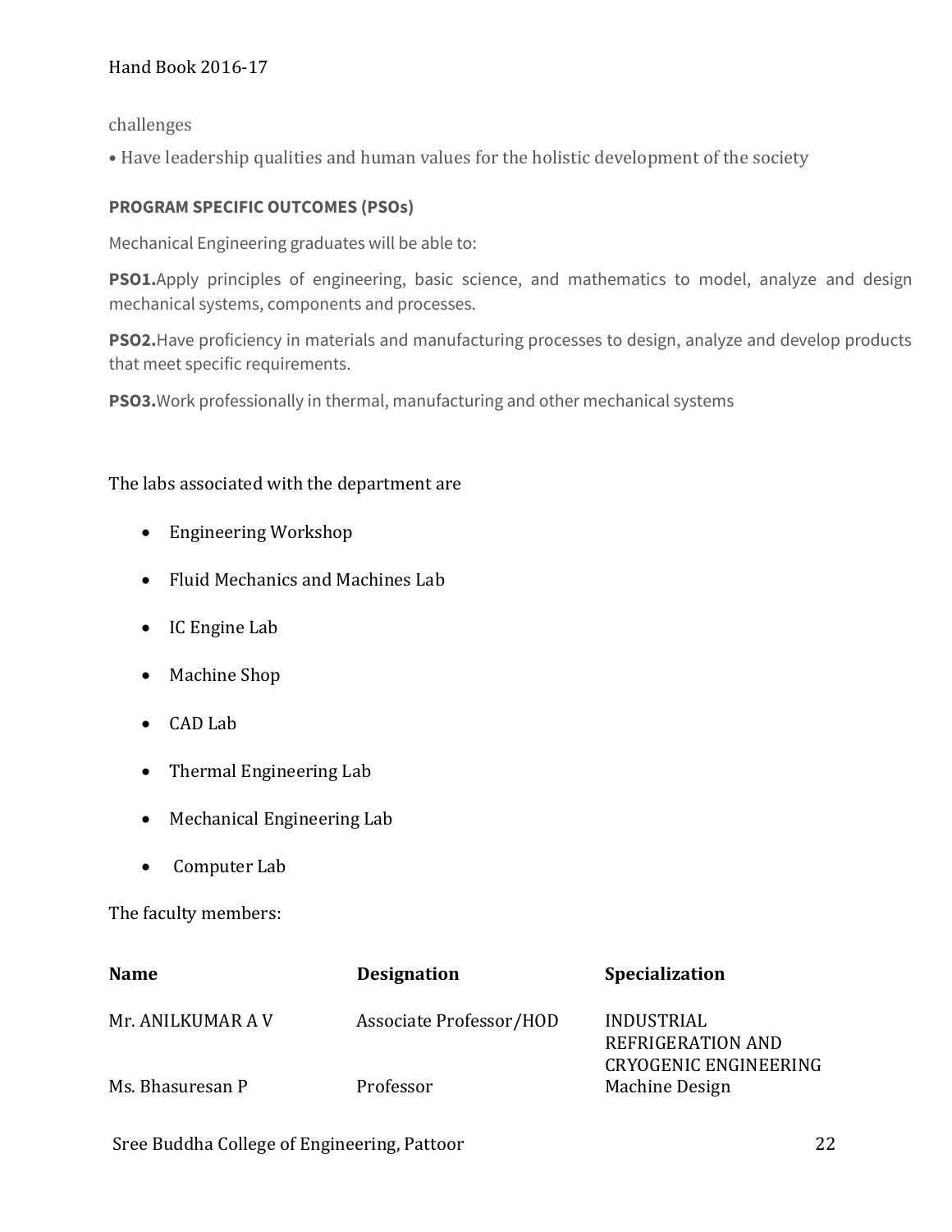challenges

• Have leadership qualities and human values for the holistic development of the society

**PROGRAM SPECIFIC OUTCOMES (PSOs)**

Mechanical Engineering graduates will be able to:

**PSO1.**Apply principles of engineering, basic science, and mathematics to model, analyze and design mechanical systems, components and processes.

**PSO2.**Have proficiency in materials and manufacturing processes to design, analyze and develop products that meet specific requirements.

**PSO3.**Work professionally in thermal, manufacturing and other mechanical systems

The labs associated with the department are

- Engineering Workshop
- Fluid Mechanics and Machines Lab
- IC Engine Lab
- Machine Shop
- CAD Lab
- Thermal Engineering Lab
- Mechanical Engineering Lab
- Computer Lab

The faculty members:

| Name | Designation | Specialization |
|---|---|---|
| Mr. ANILKUMAR A V | Associate Professor/HOD | INDUSTRIAL REFRIGERATION AND CRYOGENIC ENGINEERING |
| Ms. Bhasuresan P | Professor | Machine Design |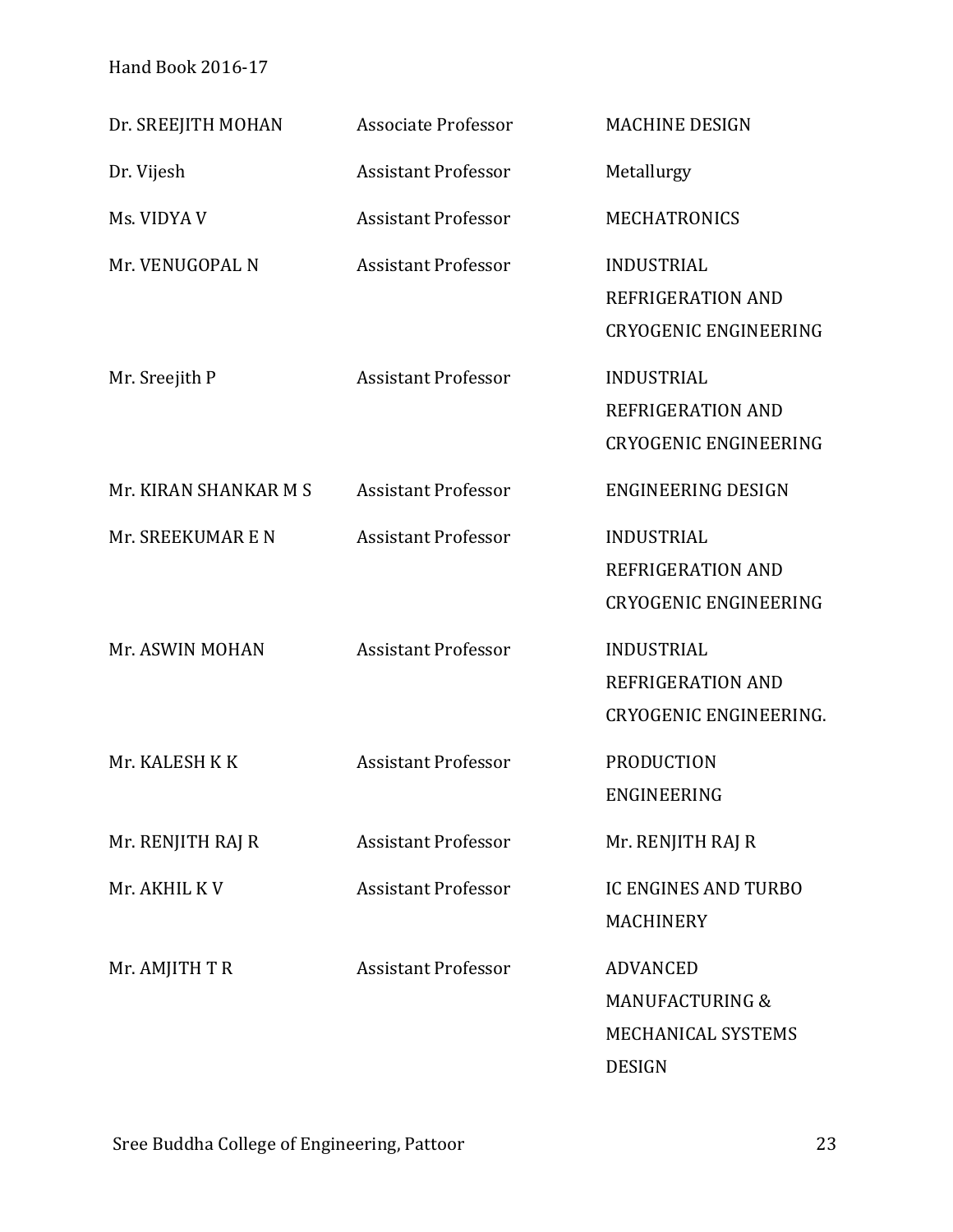| | | |
|---|---|---|
| Dr. SREEJITH MOHAN | Associate Professor | MACHINE DESIGN |
| Dr. Vijesh | Assistant Professor | Metallurgy |
| Ms. VIDYA V | Assistant Professor | MECHATRONICS |
| Mr. VENUGOPAL N | Assistant Professor | INDUSTRIAL REFRIGERATION AND CRYOGENIC ENGINEERING |
| Mr. Sreejith P | Assistant Professor | INDUSTRIAL REFRIGERATION AND CRYOGENIC ENGINEERING |
| Mr. KIRAN SHANKAR M S | Assistant Professor | ENGINEERING DESIGN |
| Mr. SREEKUMAR E N | Assistant Professor | INDUSTRIAL REFRIGERATION AND CRYOGENIC ENGINEERING |
| Mr. ASWIN MOHAN | Assistant Professor | INDUSTRIAL REFRIGERATION AND CRYOGENIC ENGINEERING. |
| Mr. KALESH K K | Assistant Professor | PRODUCTION ENGINEERING |
| Mr. RENJITH RAJ R | Assistant Professor | Mr. RENJITH RAJ R |
| Mr. AKHIL K V | Assistant Professor | IC ENGINES AND TURBO MACHINERY |
| Mr. AMJITH T R | Assistant Professor | ADVANCED MANUFACTURING & MECHANICAL SYSTEMS DESIGN |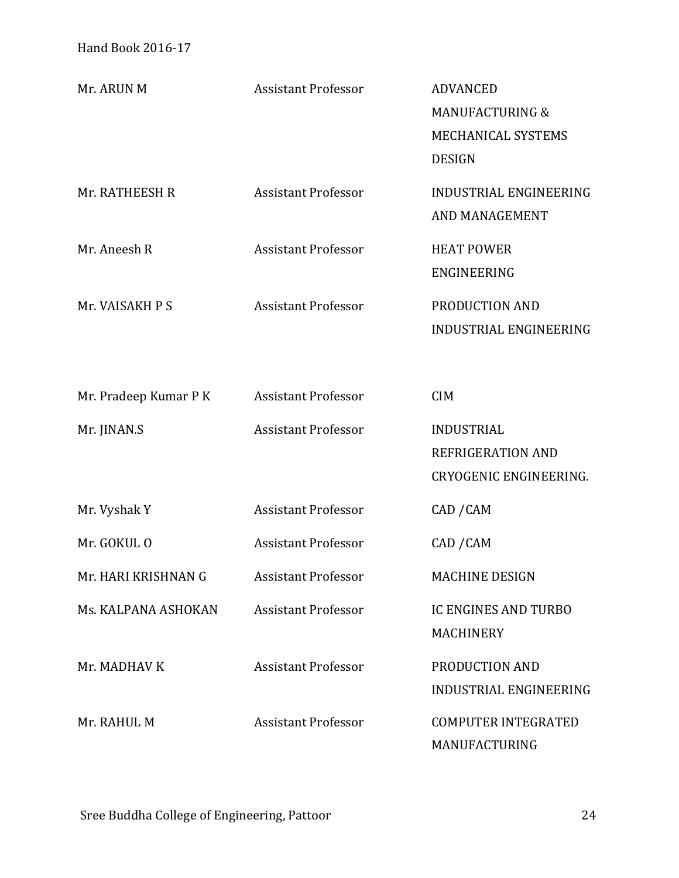| | | |
|---|---|---|
| Mr. ARUN M | Assistant Professor | ADVANCED MANUFACTURING & MECHANICAL SYSTEMS DESIGN |
| Mr. RATHEESH R | Assistant Professor | INDUSTRIAL ENGINEERING AND MANAGEMENT |
| Mr. Aneesh R | Assistant Professor | HEAT POWER ENGINEERING |
| Mr. VAISAKH P S | Assistant Professor | PRODUCTION AND INDUSTRIAL ENGINEERING |
| Mr. Pradeep Kumar P K | Assistant Professor | CIM |
| Mr. JINAN.S | Assistant Professor | INDUSTRIAL REFRIGERATION AND CRYOGENIC ENGINEERING. |
| Mr. Vyshak Y | Assistant Professor | CAD /CAM |
| Mr. GOKUL O | Assistant Professor | CAD /CAM |
| Mr. HARI KRISHNAN G | Assistant Professor | MACHINE DESIGN |
| Ms. KALPANA ASHOKAN | Assistant Professor | IC ENGINES AND TURBO MACHINERY |
| Mr. MADHAV K | Assistant Professor | PRODUCTION AND INDUSTRIAL ENGINEERING |
| Mr. RAHUL M | Assistant Professor | COMPUTER INTEGRATED MANUFACTURING |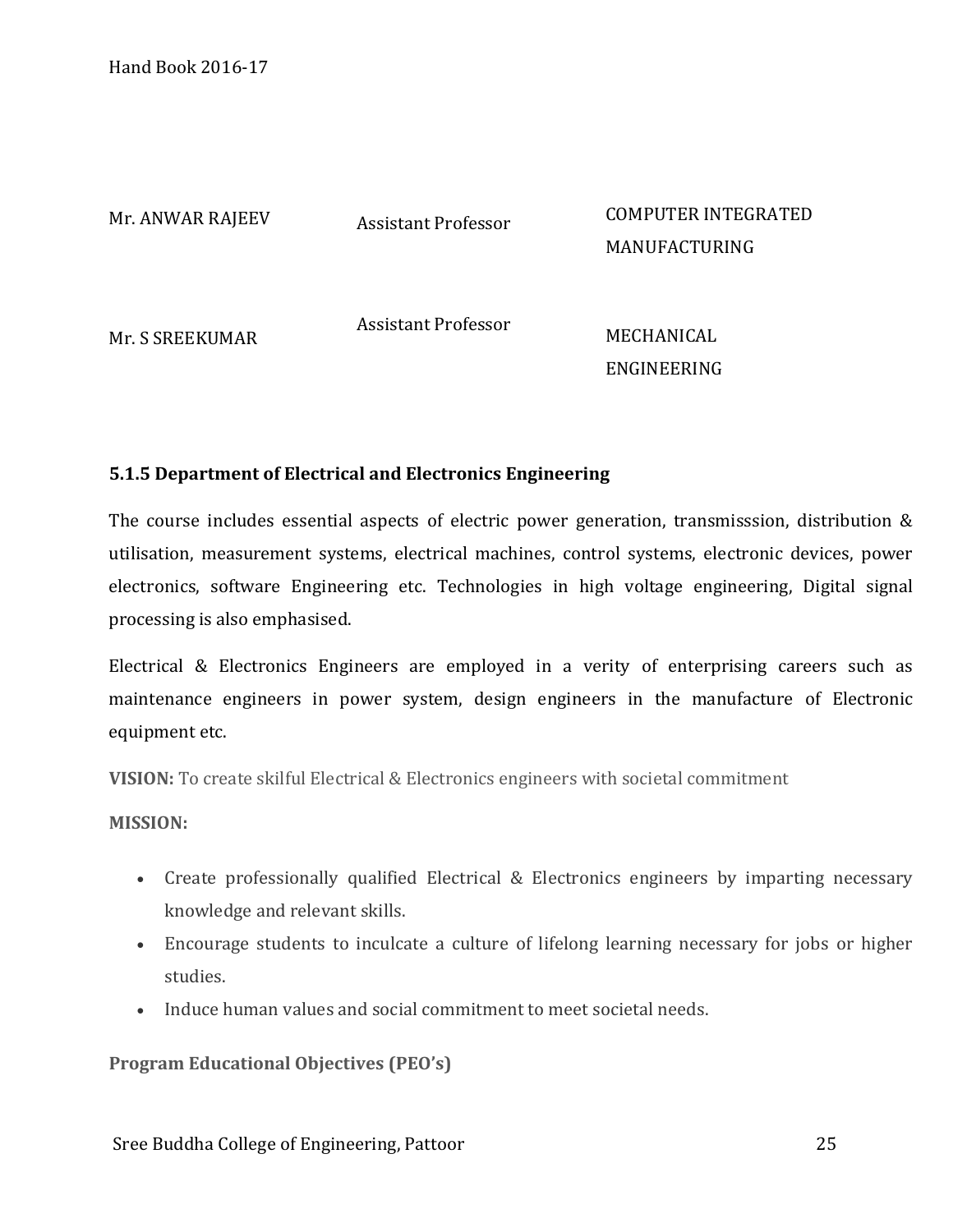| | | |
|---|---|---|
| Mr. ANWAR RAJEEV | Assistant Professor | COMPUTER INTEGRATED MANUFACTURING |
| Mr. S SREEKUMAR | Assistant Professor | MECHANICAL ENGINEERING |

### 5.1.5 Department of Electrical and Electronics Engineering

The course includes essential aspects of electric power generation, transmisssion, distribution & utilisation, measurement systems, electrical machines, control systems, electronic devices, power electronics, software Engineering etc. Technologies in high voltage engineering, Digital signal processing is also emphasised.

Electrical & Electronics Engineers are employed in a verity of enterprising careers such as maintenance engineers in power system, design engineers in the manufacture of Electronic equipment etc.

**VISION:** To create skilful Electrical & Electronics engineers with societal commitment

**MISSION:**

- Create professionally qualified Electrical & Electronics engineers by imparting necessary knowledge and relevant skills.
- Encourage students to inculcate a culture of lifelong learning necessary for jobs or higher studies.
- Induce human values and social commitment to meet societal needs.

**Program Educational Objectives (PEO's)**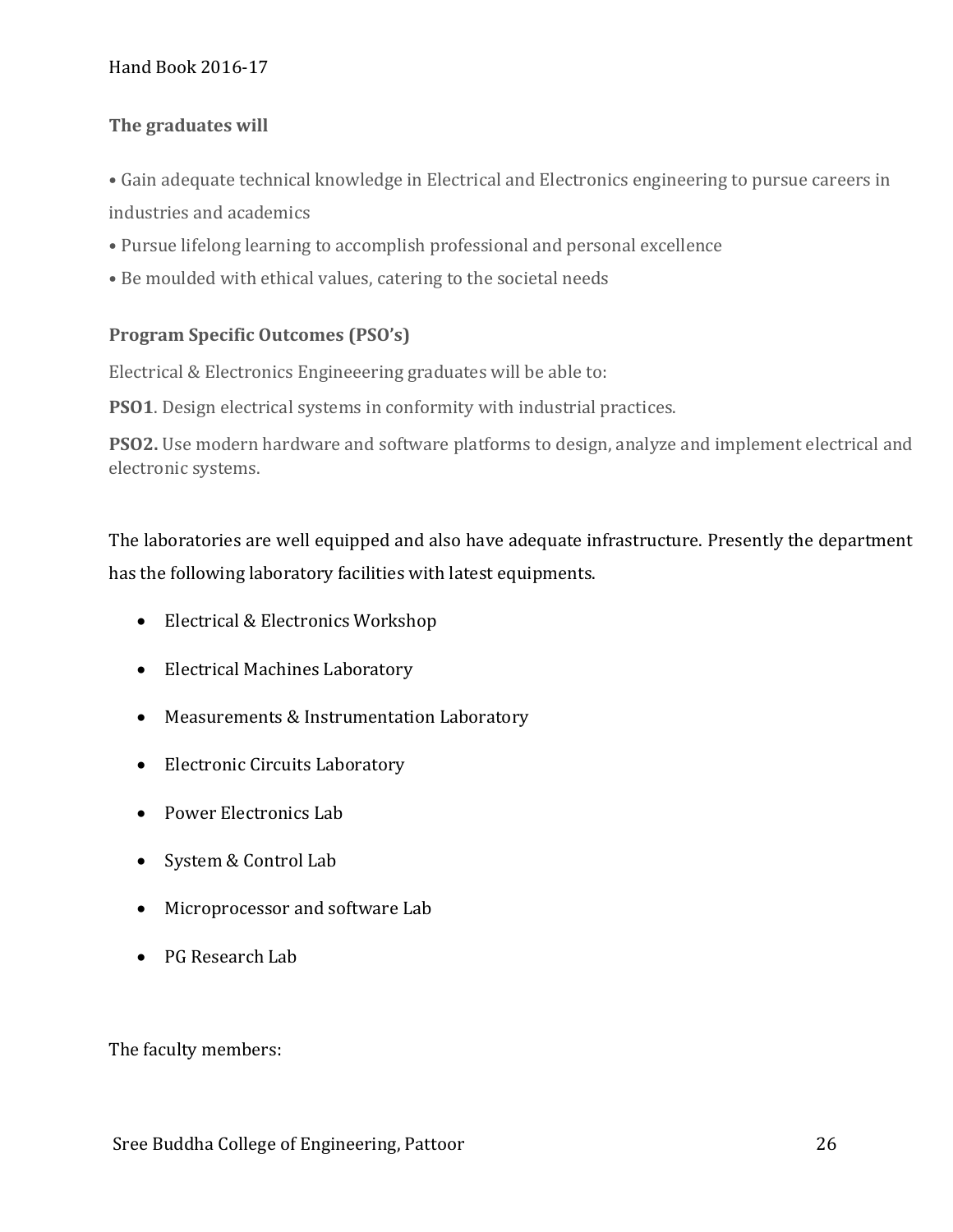### The graduates will

- Gain adequate technical knowledge in Electrical and Electronics engineering to pursue careers in industries and academics
- Pursue lifelong learning to accomplish professional and personal excellence
- Be moulded with ethical values, catering to the societal needs

### Program Specific Outcomes (PSO's)

Electrical & Electronics Engineeering graduates will be able to:

**PSO1**. Design electrical systems in conformity with industrial practices.

**PSO2.** Use modern hardware and software platforms to design, analyze and implement electrical and electronic systems.

The laboratories are well equipped and also have adequate infrastructure. Presently the department has the following laboratory facilities with latest equipments.

- Electrical & Electronics Workshop
- Electrical Machines Laboratory
- Measurements & Instrumentation Laboratory
- Electronic Circuits Laboratory
- Power Electronics Lab
- System & Control Lab
- Microprocessor and software Lab
- PG Research Lab

The faculty members: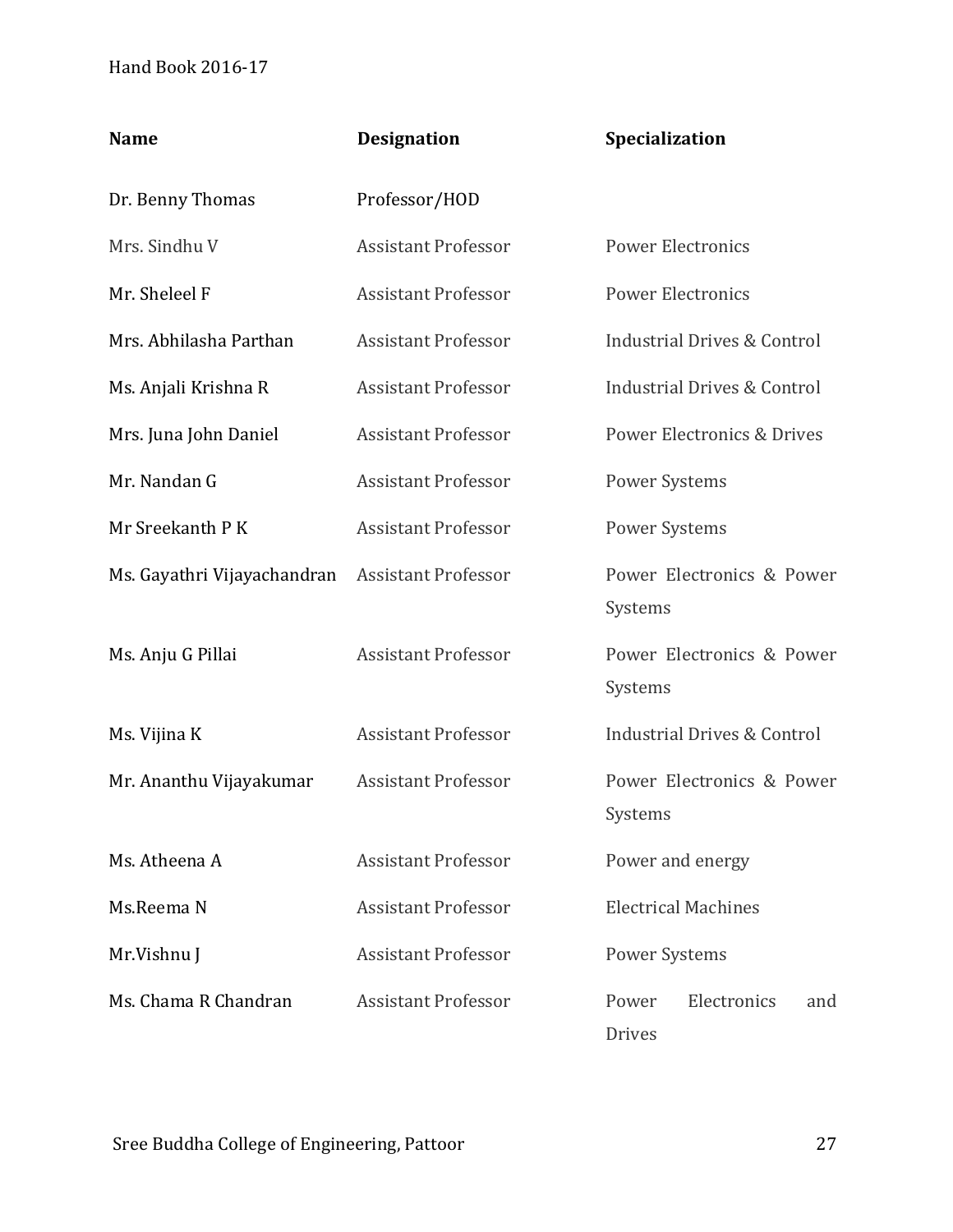| Name | Designation | Specialization |
|---|---|---|
| Dr. Benny Thomas | Professor/HOD | |
| Mrs. Sindhu V | Assistant Professor | Power Electronics |
| Mr. Sheleel F | Assistant Professor | Power Electronics |
| Mrs. Abhilasha Parthan | Assistant Professor | Industrial Drives & Control |
| Ms. Anjali Krishna R | Assistant Professor | Industrial Drives & Control |
| Mrs. Juna John Daniel | Assistant Professor | Power Electronics & Drives |
| Mr. Nandan G | Assistant Professor | Power Systems |
| Mr Sreekanth P K | Assistant Professor | Power Systems |
| Ms. Gayathri Vijayachandran | Assistant Professor | Power Electronics & Power Systems |
| Ms. Anju G Pillai | Assistant Professor | Power Electronics & Power Systems |
| Ms. Vijina K | Assistant Professor | Industrial Drives & Control |
| Mr. Ananthu Vijayakumar | Assistant Professor | Power Electronics & Power Systems |
| Ms. Atheena A | Assistant Professor | Power and energy |
| Ms.Reema N | Assistant Professor | Electrical Machines |
| Mr.Vishnu J | Assistant Professor | Power Systems |
| Ms. Chama R Chandran | Assistant Professor | Power Electronics and Drives |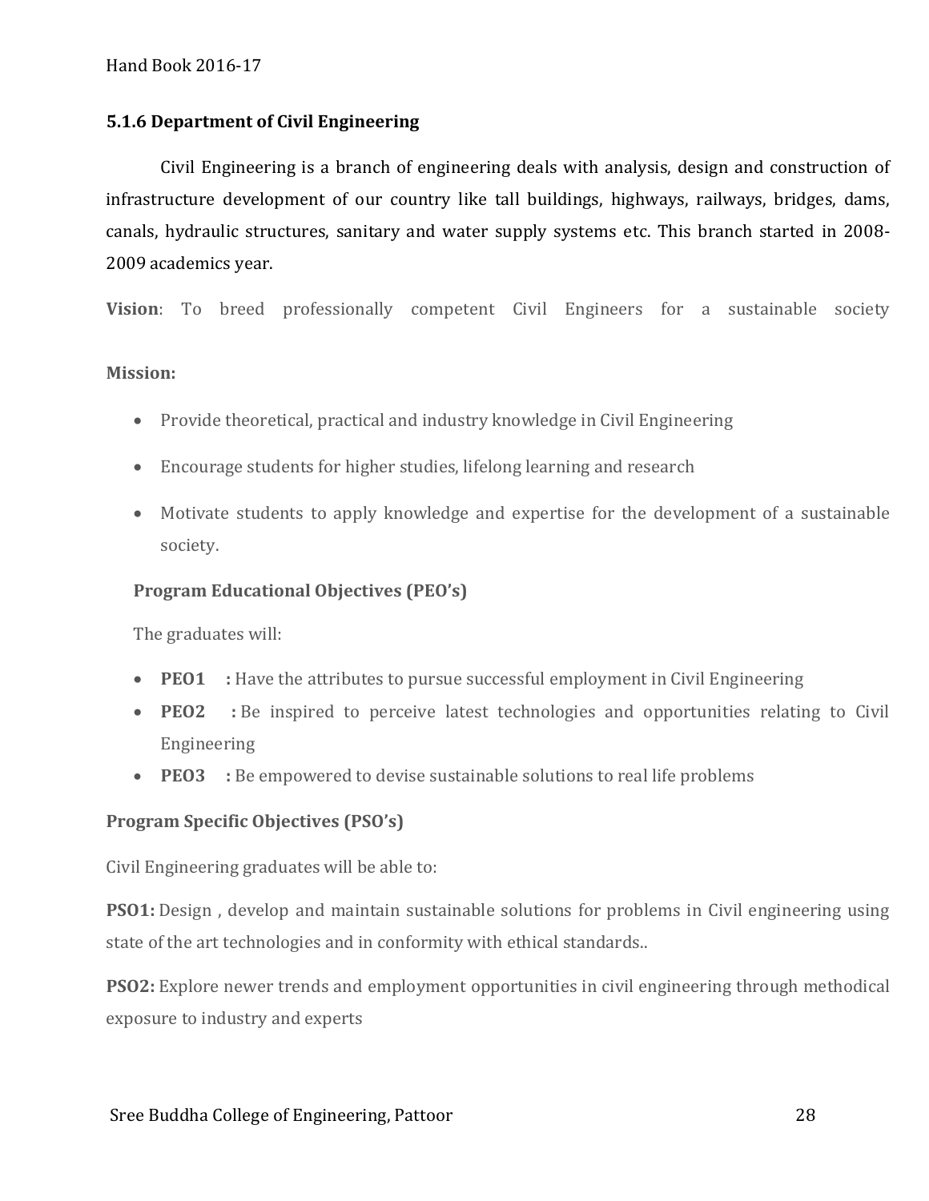### 5.1.6 Department of Civil Engineering

Civil Engineering is a branch of engineering deals with analysis, design and construction of infrastructure development of our country like tall buildings, highways, railways, bridges, dams, canals, hydraulic structures, sanitary and water supply systems etc. This branch started in 2008-2009 academics year.

**Vision**: To breed professionally competent Civil Engineers for a sustainable society

**Mission:**

- Provide theoretical, practical and industry knowledge in Civil Engineering
- Encourage students for higher studies, lifelong learning and research
- Motivate students to apply knowledge and expertise for the development of a sustainable society.

**Program Educational Objectives (PEO's)**

The graduates will:

- **PEO1 :** Have the attributes to pursue successful employment in Civil Engineering
- **PEO2 :** Be inspired to perceive latest technologies and opportunities relating to Civil Engineering
- **PEO3 :** Be empowered to devise sustainable solutions to real life problems

**Program Specific Objectives (PSO's)**

Civil Engineering graduates will be able to:

**PSO1:** Design , develop and maintain sustainable solutions for problems in Civil engineering using state of the art technologies and in conformity with ethical standards..

**PSO2:** Explore newer trends and employment opportunities in civil engineering through methodical exposure to industry and experts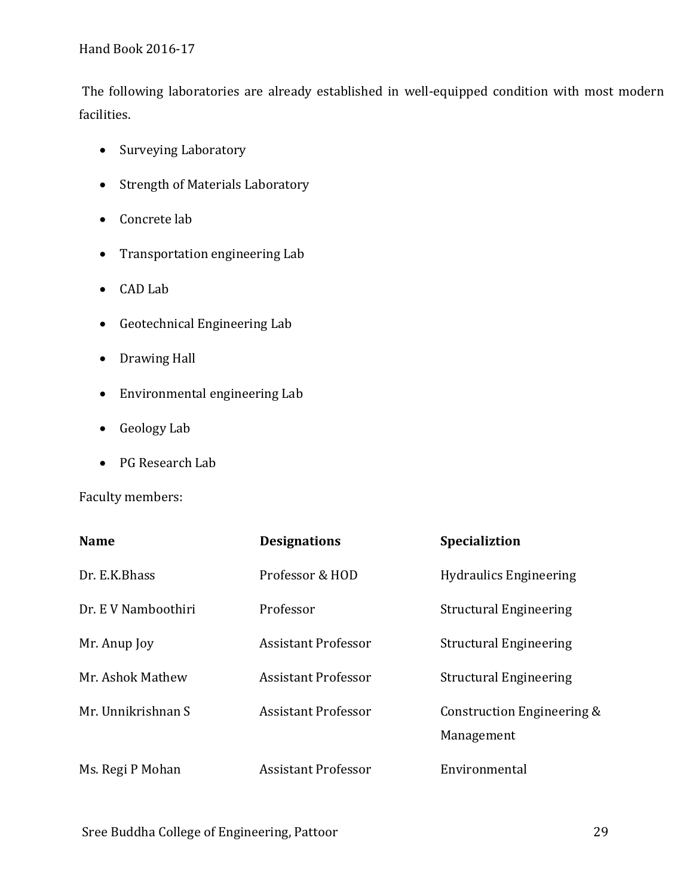The following laboratories are already established in well-equipped condition with most modern facilities.

- Surveying Laboratory
- Strength of Materials Laboratory
- Concrete lab
- Transportation engineering Lab
- CAD Lab
- Geotechnical Engineering Lab
- Drawing Hall
- Environmental engineering Lab
- Geology Lab
- PG Research Lab

Faculty members:

| Name | Designations | Specializtion |
| --- | --- | --- |
| Dr. E.K.Bhass | Professor & HOD | Hydraulics Engineering |
| Dr. E V Namboothiri | Professor | Structural Engineering |
| Mr. Anup Joy | Assistant Professor | Structural Engineering |
| Mr. Ashok Mathew | Assistant Professor | Structural Engineering |
| Mr. Unnikrishnan S | Assistant Professor | Construction Engineering & Management |
| Ms. Regi P Mohan | Assistant Professor | Environmental |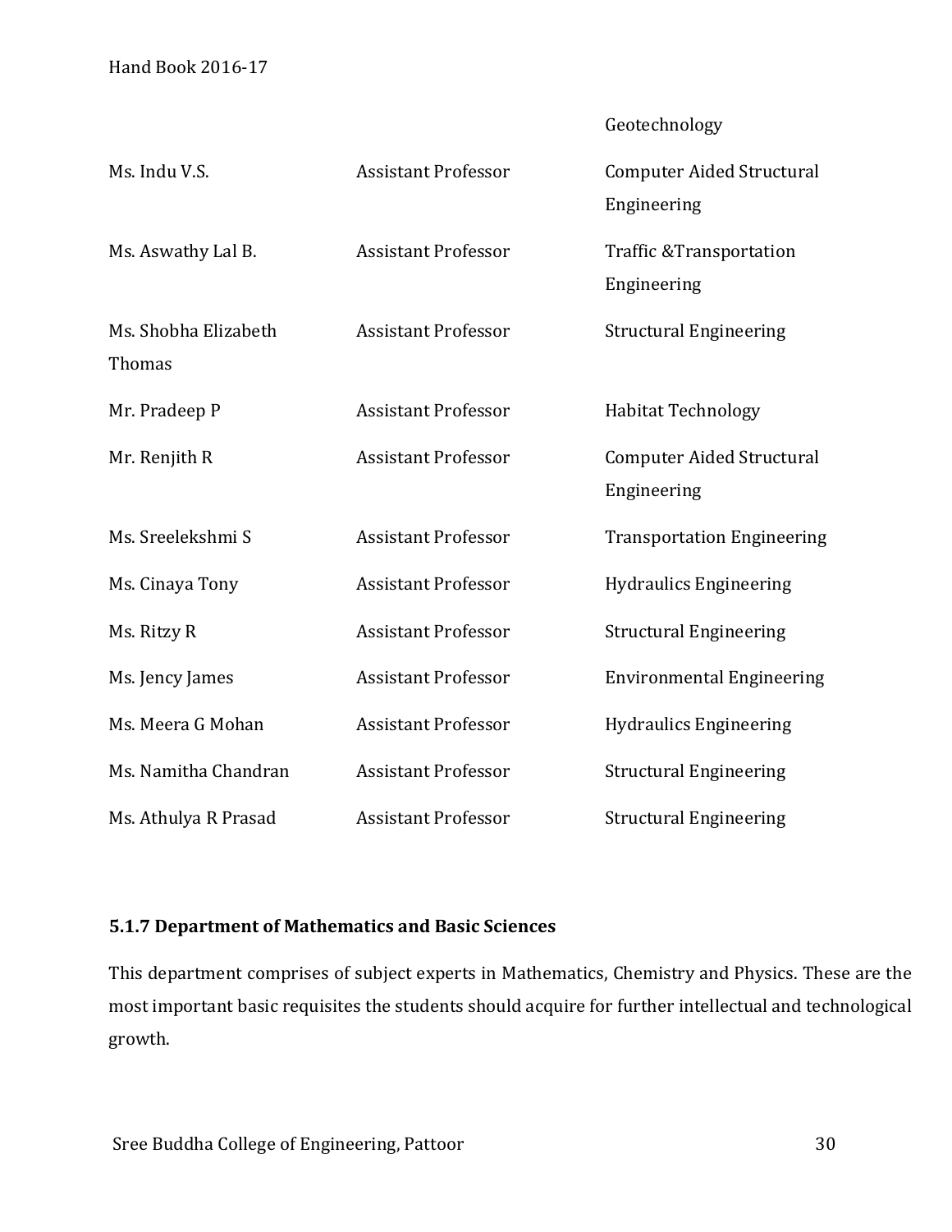| | | Geotechnology |
|---|---|---|
| Ms. Indu V.S. | Assistant Professor | Computer Aided Structural Engineering |
| Ms. Aswathy Lal B. | Assistant Professor | Traffic &Transportation Engineering |
| Ms. Shobha Elizabeth Thomas | Assistant Professor | Structural Engineering |
| Mr. Pradeep P | Assistant Professor | Habitat Technology |
| Mr. Renjith R | Assistant Professor | Computer Aided Structural Engineering |
| Ms. Sreelekshmi S | Assistant Professor | Transportation Engineering |
| Ms. Cinaya Tony | Assistant Professor | Hydraulics Engineering |
| Ms. Ritzy R | Assistant Professor | Structural Engineering |
| Ms. Jency James | Assistant Professor | Environmental Engineering |
| Ms. Meera G Mohan | Assistant Professor | Hydraulics Engineering |
| Ms. Namitha Chandran | Assistant Professor | Structural Engineering |
| Ms. Athulya R Prasad | Assistant Professor | Structural Engineering |

### 5.1.7 Department of Mathematics and Basic Sciences

This department comprises of subject experts in Mathematics, Chemistry and Physics. These are the most important basic requisites the students should acquire for further intellectual and technological growth.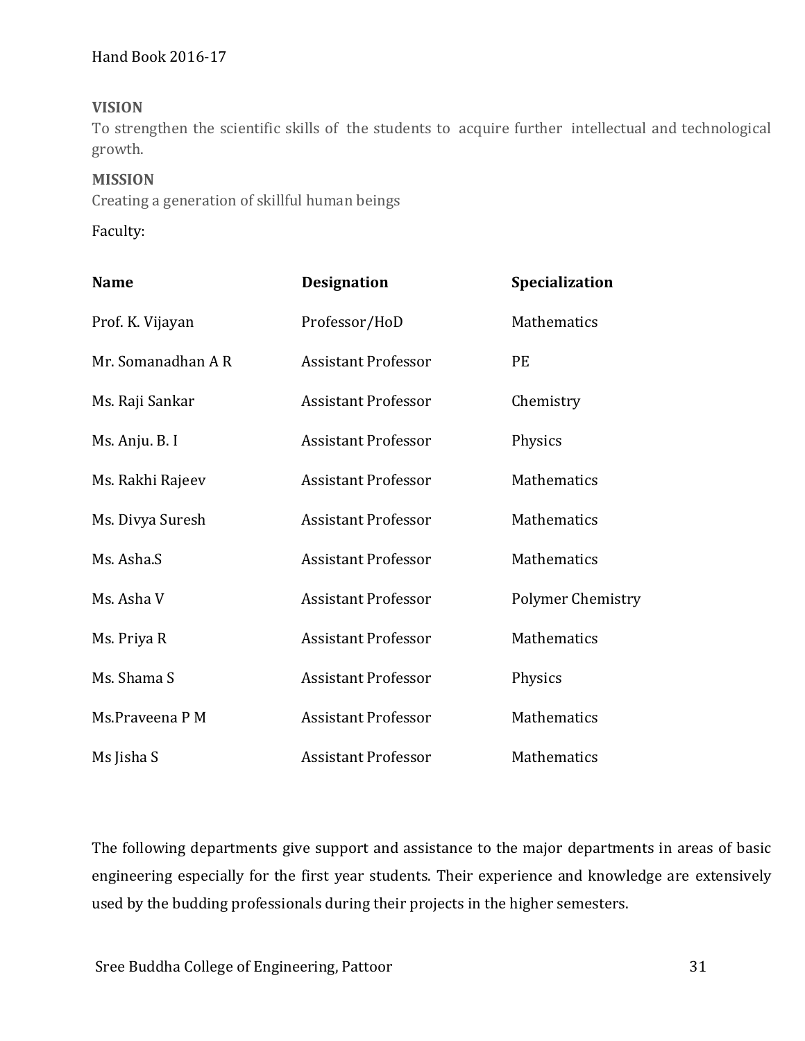**VISION**

To strengthen the scientific skills of the students to acquire further intellectual and technological growth.

**MISSION**

Creating a generation of skillful human beings

Faculty:

| Name | Designation | Specialization |
|---|---|---|
| Prof. K. Vijayan | Professor/HoD | Mathematics |
| Mr. Somanadhan A R | Assistant Professor | PE |
| Ms. Raji Sankar | Assistant Professor | Chemistry |
| Ms. Anju. B. I | Assistant Professor | Physics |
| Ms. Rakhi Rajeev | Assistant Professor | Mathematics |
| Ms. Divya Suresh | Assistant Professor | Mathematics |
| Ms. Asha.S | Assistant Professor | Mathematics |
| Ms. Asha V | Assistant Professor | Polymer Chemistry |
| Ms. Priya R | Assistant Professor | Mathematics |
| Ms. Shama S | Assistant Professor | Physics |
| Ms.Praveena P M | Assistant Professor | Mathematics |
| Ms Jisha S | Assistant Professor | Mathematics |

The following departments give support and assistance to the major departments in areas of basic engineering especially for the first year students. Their experience and knowledge are extensively used by the budding professionals during their projects in the higher semesters.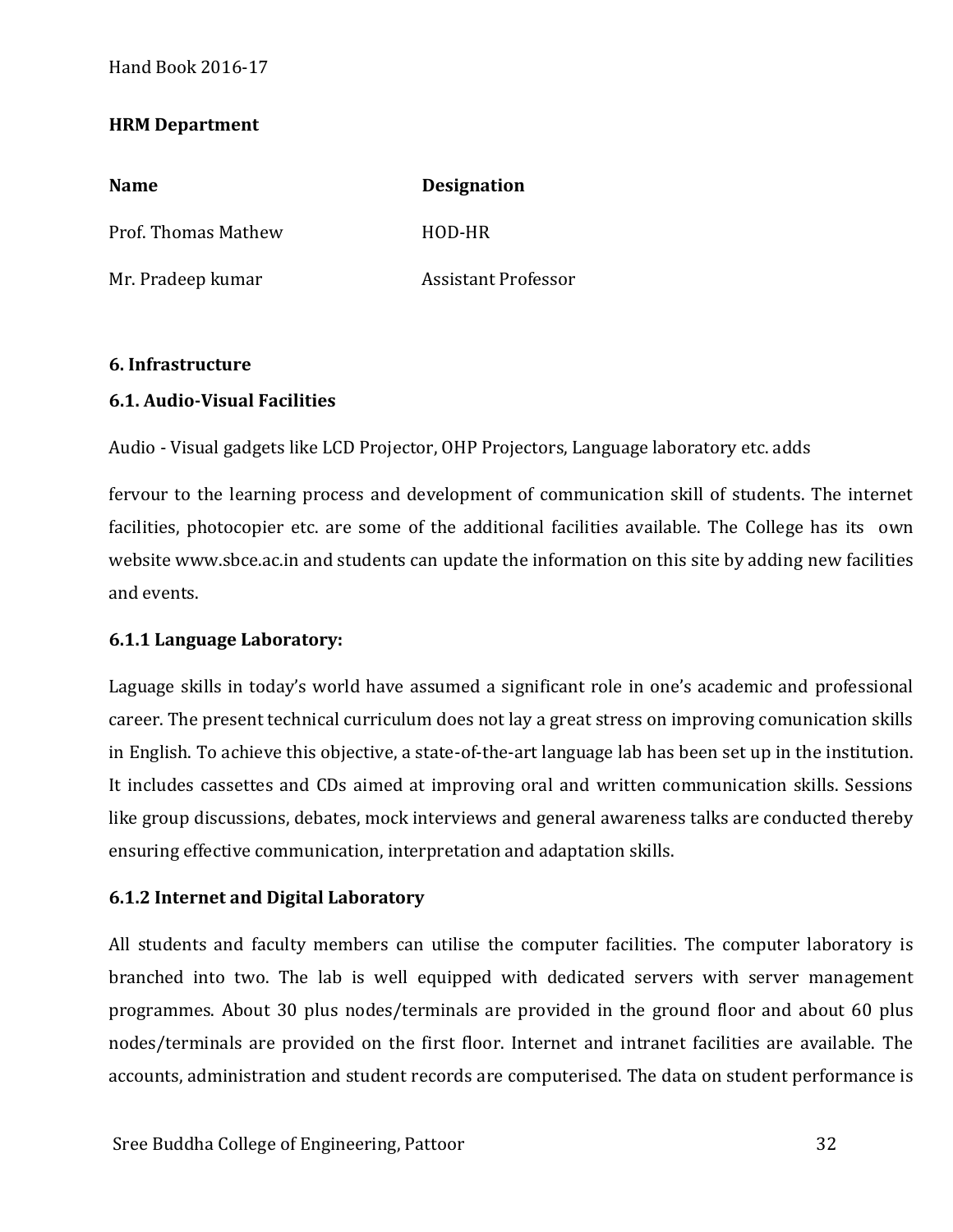**HRM Department**

| Name | Designation |
| --- | --- |
| Prof. Thomas Mathew | HOD-HR |
| Mr. Pradeep kumar | Assistant Professor |

## 6. Infrastructure

### 6.1. Audio-Visual Facilities

Audio - Visual gadgets like LCD Projector, OHP Projectors, Language laboratory etc. adds

fervour to the learning process and development of communication skill of students. The internet facilities, photocopier etc. are some of the additional facilities available. The College has its own website www.sbce.ac.in and students can update the information on this site by adding new facilities and events.

#### 6.1.1 Language Laboratory:

Laguage skills in today's world have assumed a significant role in one's academic and professional career. The present technical curriculum does not lay a great stress on improving comunication skills in English. To achieve this objective, a state-of-the-art language lab has been set up in the institution. It includes cassettes and CDs aimed at improving oral and written communication skills. Sessions like group discussions, debates, mock interviews and general awareness talks are conducted thereby ensuring effective communication, interpretation and adaptation skills.

#### 6.1.2 Internet and Digital Laboratory

All students and faculty members can utilise the computer facilities. The computer laboratory is branched into two. The lab is well equipped with dedicated servers with server management programmes. About 30 plus nodes/terminals are provided in the ground floor and about 60 plus nodes/terminals are provided on the first floor. Internet and intranet facilities are available. The accounts, administration and student records are computerised. The data on student performance is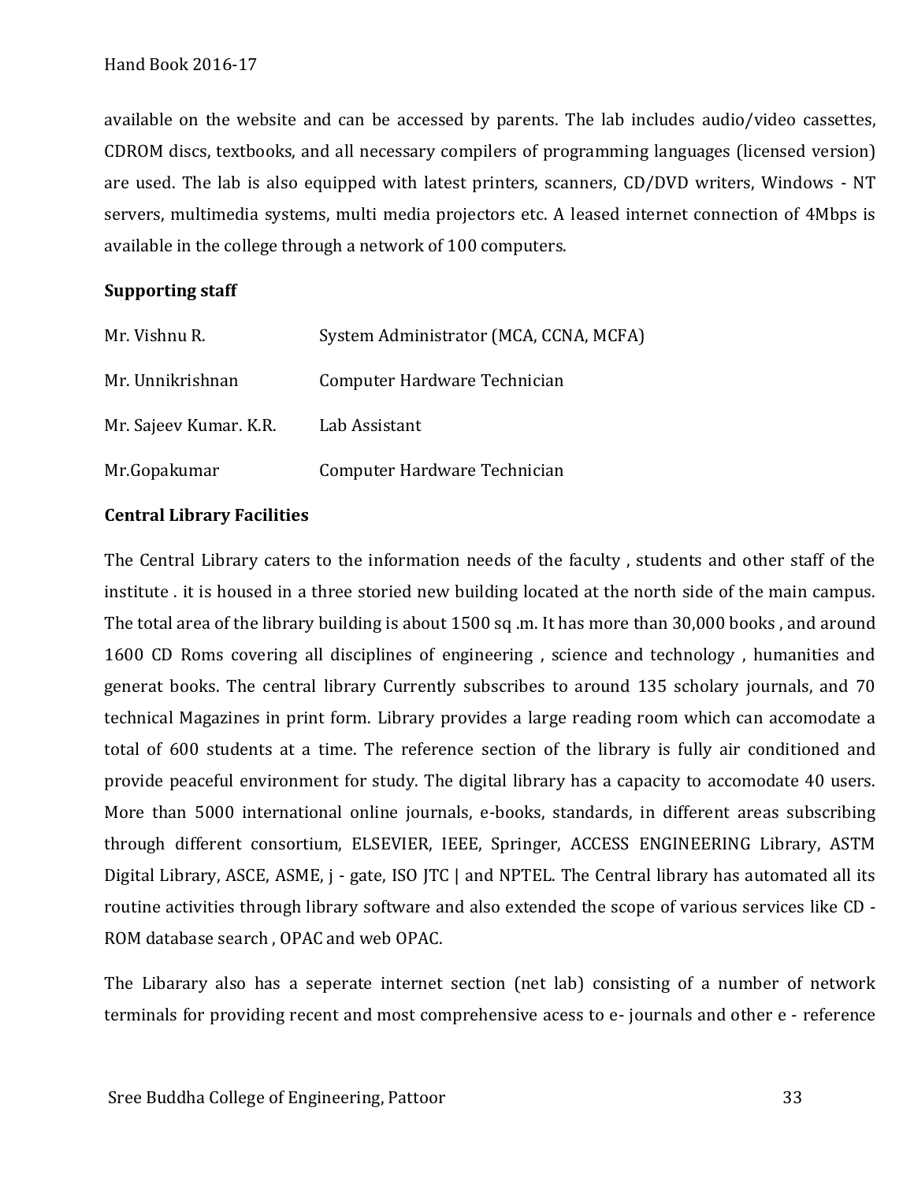available on the website and can be accessed by parents. The lab includes audio/video cassettes, CDROM discs, textbooks, and all necessary compilers of programming languages (licensed version) are used. The lab is also equipped with latest printers, scanners, CD/DVD writers, Windows - NT servers, multimedia systems, multi media projectors etc. A leased internet connection of 4Mbps is available in the college through a network of 100 computers.

**Supporting staff**

| | |
|---|---|
| Mr. Vishnu R. | System Administrator (MCA, CCNA, MCFA) |
| Mr. Unnikrishnan | Computer Hardware Technician |
| Mr. Sajeev Kumar. K.R. | Lab Assistant |
| Mr.Gopakumar | Computer Hardware Technician |

**Central Library Facilities**

The Central Library caters to the information needs of the faculty , students and other staff of the institute . it is housed in a three storied new building located at the north side of the main campus. The total area of the library building is about 1500 sq .m. It has more than 30,000 books , and around 1600 CD Roms covering all disciplines of engineering , science and technology , humanities and generat books. The central library Currently subscribes to around 135 scholary journals, and 70 technical Magazines in print form. Library provides a large reading room which can accomodate a total of 600 students at a time. The reference section of the library is fully air conditioned and provide peaceful environment for study. The digital library has a capacity to accomodate 40 users. More than 5000 international online journals, e-books, standards, in different areas subscribing through different consortium, ELSEVIER, IEEE, Springer, ACCESS ENGINEERING Library, ASTM Digital Library, ASCE, ASME, j - gate, ISO JTC | and NPTEL. The Central library has automated all its routine activities through library software and also extended the scope of various services like CD - ROM database search , OPAC and web OPAC.

The Libarary also has a seperate internet section (net lab) consisting of a number of network terminals for providing recent and most comprehensive acess to e- journals and other e - reference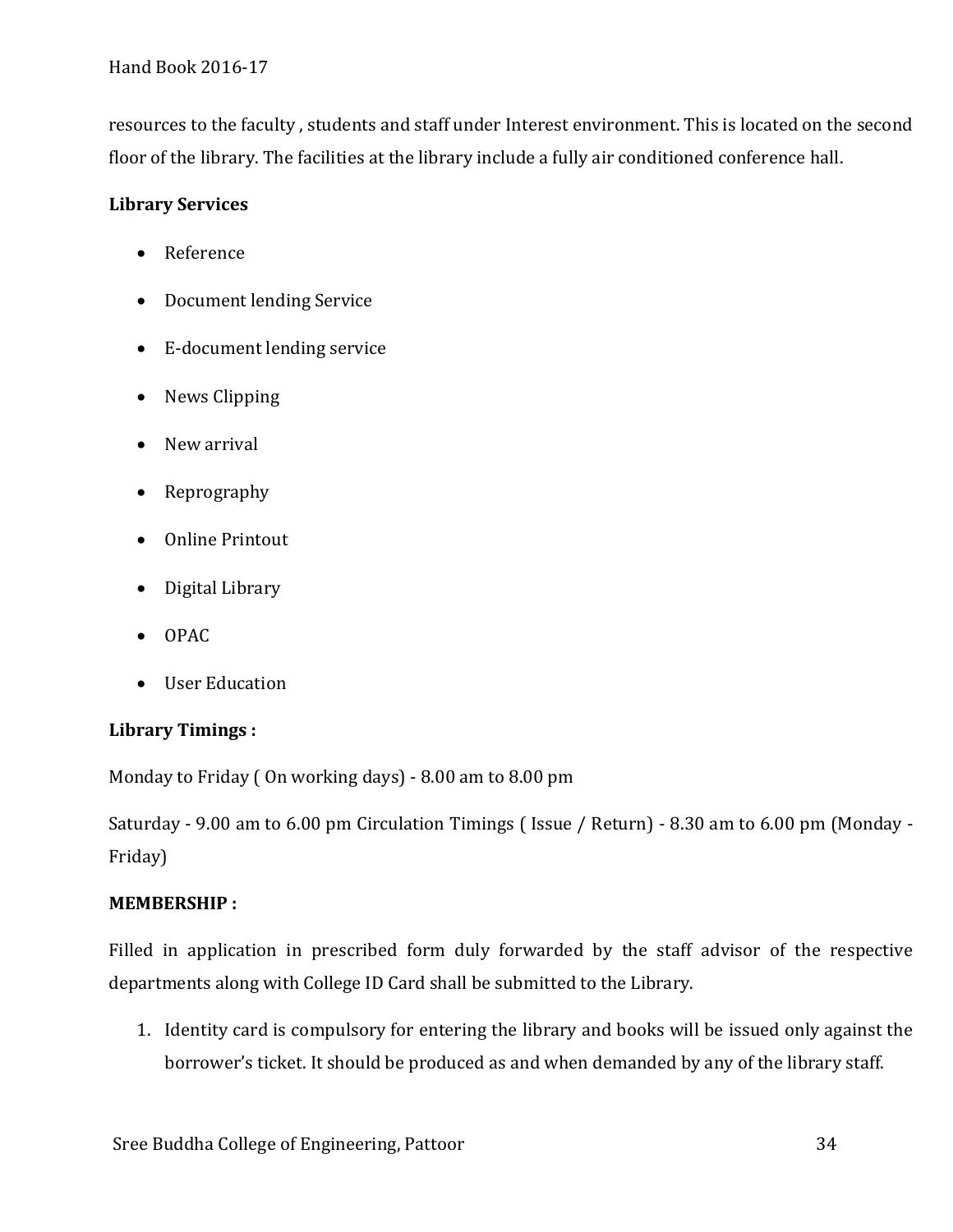resources to the faculty , students and staff under Interest environment. This is located on the second floor of the library. The facilities at the library include a fully air conditioned conference hall.

**Library Services**

- Reference
- Document lending Service
- E-document lending service
- News Clipping
- New arrival
- Reprography
- Online Printout
- Digital Library
- OPAC
- User Education

**Library Timings :**

Monday to Friday ( On working days) - 8.00 am to 8.00 pm

Saturday - 9.00 am to 6.00 pm Circulation Timings ( Issue / Return) - 8.30 am to 6.00 pm (Monday - Friday)

**MEMBERSHIP :**

Filled in application in prescribed form duly forwarded by the staff advisor of the respective departments along with College ID Card shall be submitted to the Library.

1. Identity card is compulsory for entering the library and books will be issued only against the borrower's ticket. It should be produced as and when demanded by any of the library staff.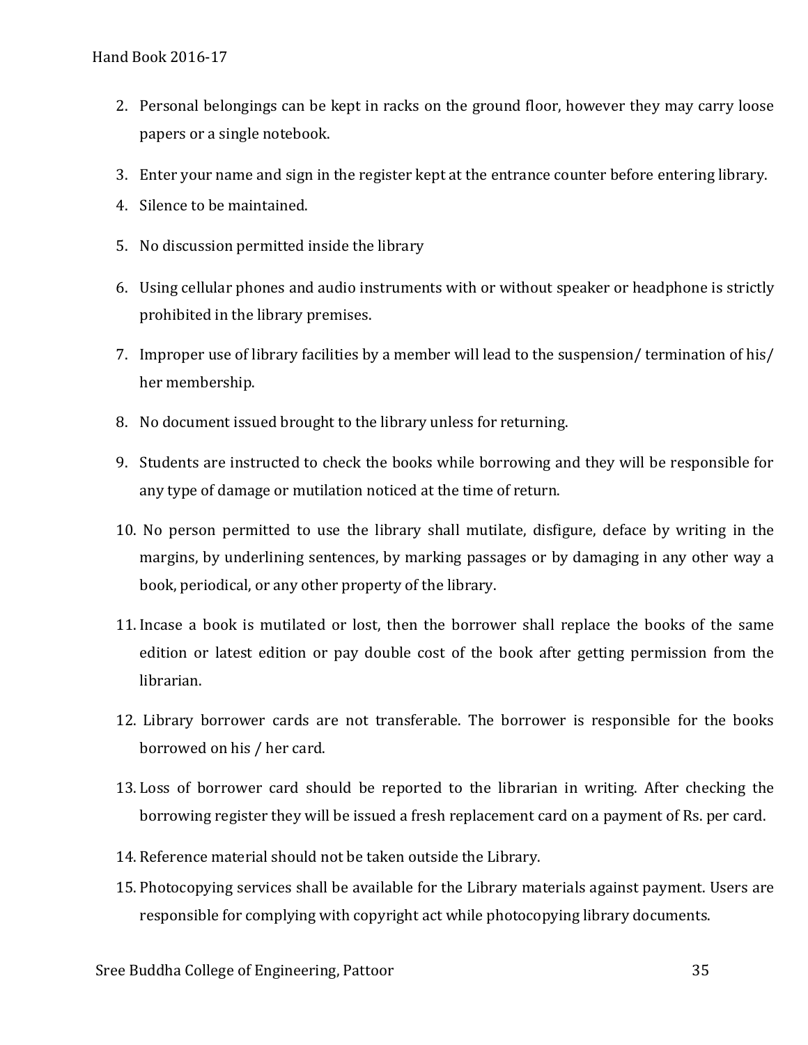2. Personal belongings can be kept in racks on the ground floor, however they may carry loose papers or a single notebook.
3. Enter your name and sign in the register kept at the entrance counter before entering library.
4. Silence to be maintained.
5. No discussion permitted inside the library
6. Using cellular phones and audio instruments with or without speaker or headphone is strictly prohibited in the library premises.
7. Improper use of library facilities by a member will lead to the suspension/ termination of his/ her membership.
8. No document issued brought to the library unless for returning.
9. Students are instructed to check the books while borrowing and they will be responsible for any type of damage or mutilation noticed at the time of return.
10. No person permitted to use the library shall mutilate, disfigure, deface by writing in the margins, by underlining sentences, by marking passages or by damaging in any other way a book, periodical, or any other property of the library.
11. Incase a book is mutilated or lost, then the borrower shall replace the books of the same edition or latest edition or pay double cost of the book after getting permission from the librarian.
12. Library borrower cards are not transferable. The borrower is responsible for the books borrowed on his / her card.
13. Loss of borrower card should be reported to the librarian in writing. After checking the borrowing register they will be issued a fresh replacement card on a payment of Rs. per card.
14. Reference material should not be taken outside the Library.
15. Photocopying services shall be available for the Library materials against payment. Users are responsible for complying with copyright act while photocopying library documents.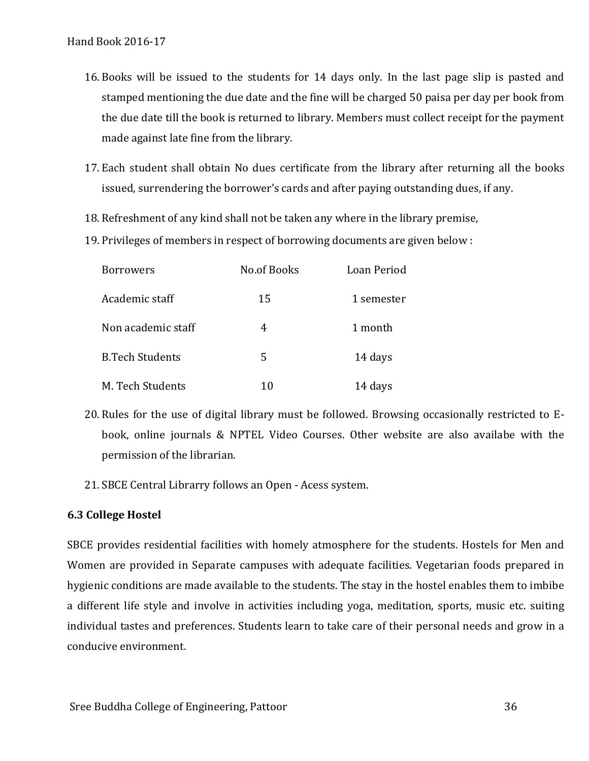16. Books will be issued to the students for 14 days only. In the last page slip is pasted and stamped mentioning the due date and the fine will be charged 50 paisa per day per book from the due date till the book is returned to library. Members must collect receipt for the payment made against late fine from the library.

17. Each student shall obtain No dues certificate from the library after returning all the books issued, surrendering the borrower's cards and after paying outstanding dues, if any.

18. Refreshment of any kind shall not be taken any where in the library premise,

19. Privileges of members in respect of borrowing documents are given below :

| Borrowers | No.of Books | Loan Period |
|---|---|---|
| Academic staff | 15 | 1 semester |
| Non academic staff | 4 | 1 month |
| B.Tech Students | 5 | 14 days |
| M. Tech Students | 10 | 14 days |

20. Rules for the use of digital library must be followed. Browsing occasionally restricted to E-book, online journals & NPTEL Video Courses. Other website are also availabe with the permission of the librarian.

21. SBCE Central Librarry follows an Open - Acess system.

### 6.3 College Hostel

SBCE provides residential facilities with homely atmosphere for the students. Hostels for Men and Women are provided in Separate campuses with adequate facilities. Vegetarian foods prepared in hygienic conditions are made available to the students. The stay in the hostel enables them to imbibe a different life style and involve in activities including yoga, meditation, sports, music etc. suiting individual tastes and preferences. Students learn to take care of their personal needs and grow in a conducive environment.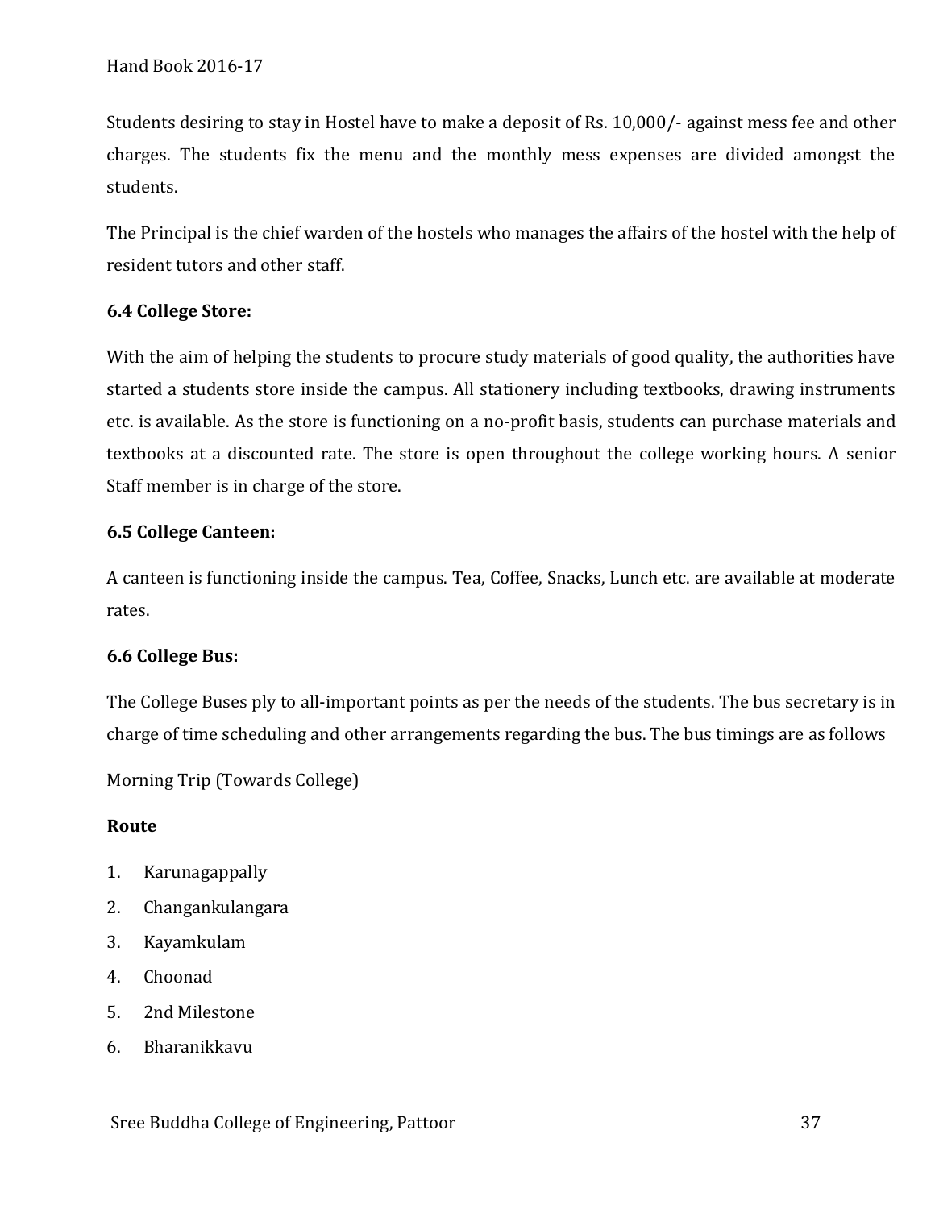Students desiring to stay in Hostel have to make a deposit of Rs. 10,000/- against mess fee and other charges. The students fix the menu and the monthly mess expenses are divided amongst the students.

The Principal is the chief warden of the hostels who manages the affairs of the hostel with the help of resident tutors and other staff.

### 6.4 College Store:

With the aim of helping the students to procure study materials of good quality, the authorities have started a students store inside the campus. All stationery including textbooks, drawing instruments etc. is available. As the store is functioning on a no-profit basis, students can purchase materials and textbooks at a discounted rate. The store is open throughout the college working hours. A senior Staff member is in charge of the store.

### 6.5 College Canteen:

A canteen is functioning inside the campus. Tea, Coffee, Snacks, Lunch etc. are available at moderate rates.

### 6.6 College Bus:

The College Buses ply to all-important points as per the needs of the students. The bus secretary is in charge of time scheduling and other arrangements regarding the bus. The bus timings are as follows

Morning Trip (Towards College)

**Route**

1. Karunagappally
2. Changankulangara
3. Kayamkulam
4. Choonad
5. 2nd Milestone
6. Bharanikkavu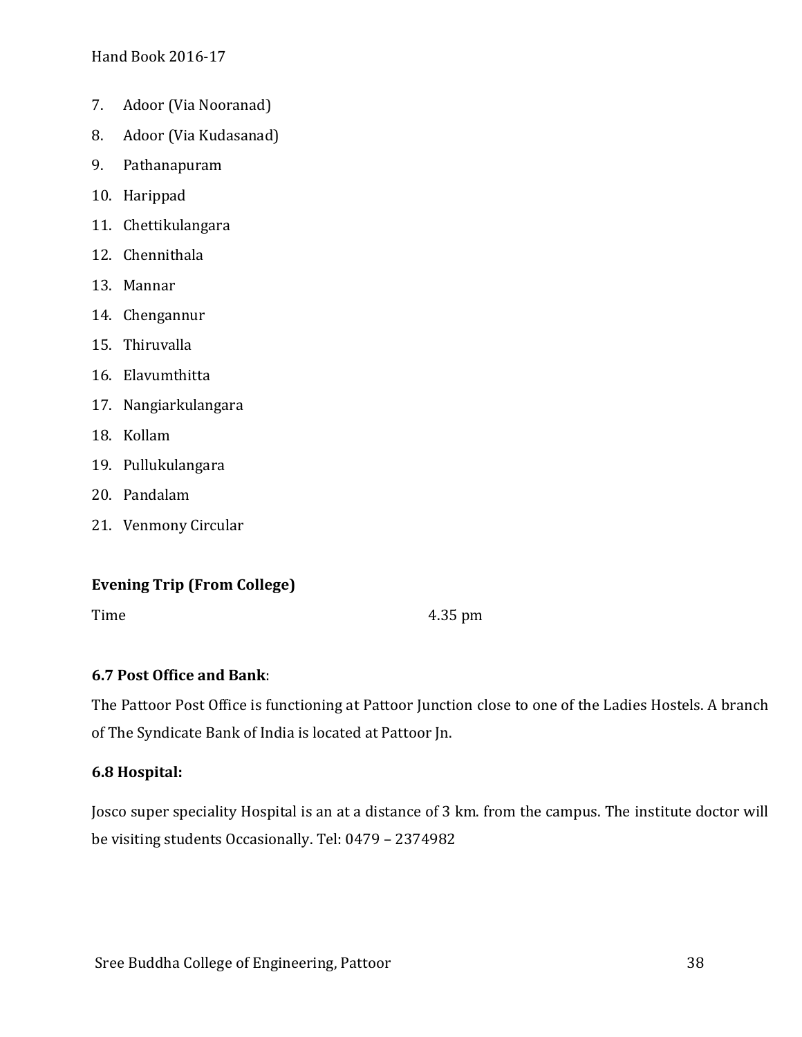7. Adoor (Via Nooranad)
8. Adoor (Via Kudasanad)
9. Pathanapuram
10. Harippad
11. Chettikulangara
12. Chennithala
13. Mannar
14. Chengannur
15. Thiruvalla
16. Elavumthitta
17. Nangiarkulangara
18. Kollam
19. Pullukulangara
20. Pandalam
21. Venmony Circular

**Evening Trip (From College)**

Time 4.35 pm

**6.7 Post Office and Bank**:

The Pattoor Post Office is functioning at Pattoor Junction close to one of the Ladies Hostels. A branch of The Syndicate Bank of India is located at Pattoor Jn.

**6.8 Hospital:**

Josco super speciality Hospital is an at a distance of 3 km. from the campus. The institute doctor will be visiting students Occasionally. Tel: 0479 – 2374982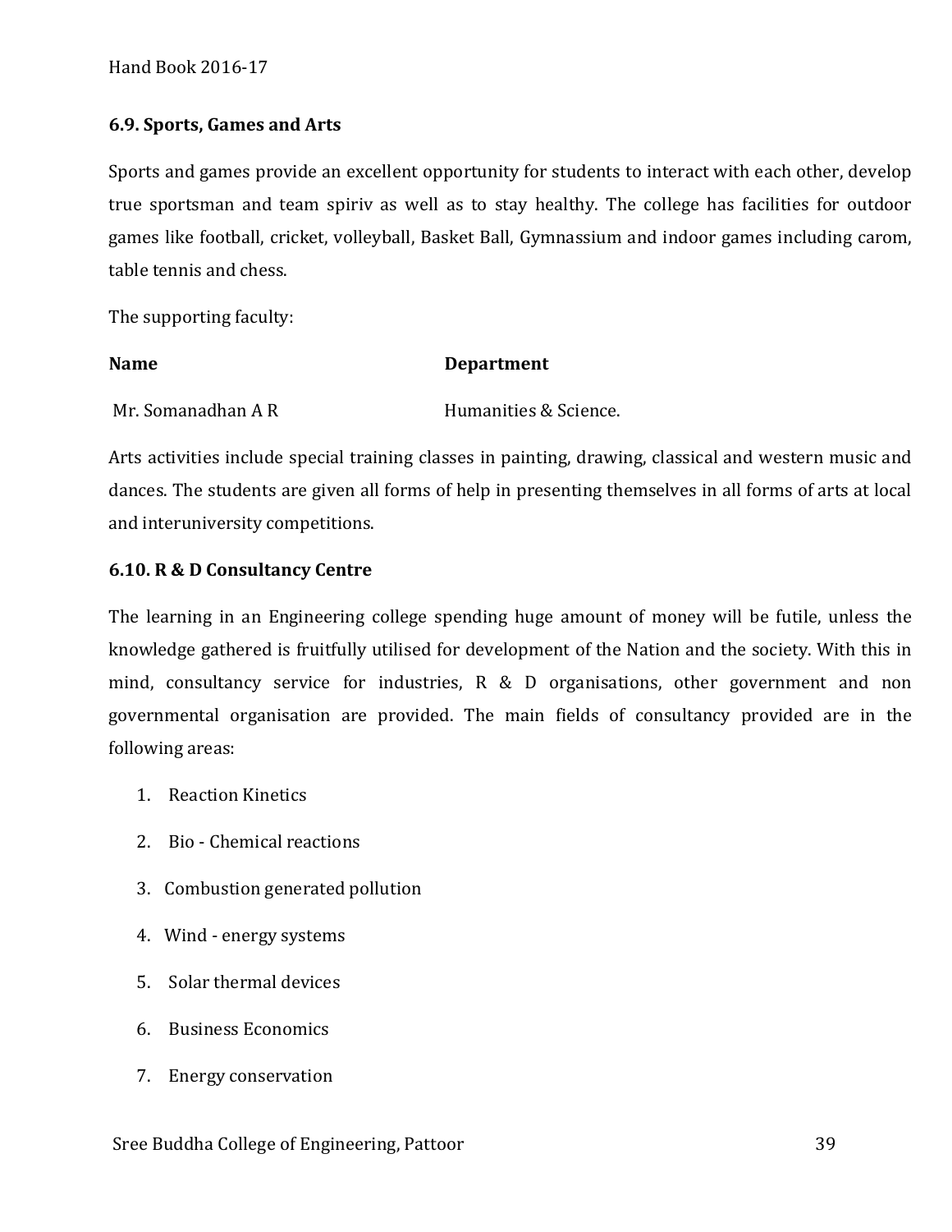### 6.9. Sports, Games and Arts

Sports and games provide an excellent opportunity for students to interact with each other, develop true sportsman and team spiriv as well as to stay healthy. The college has facilities for outdoor games like football, cricket, volleyball, Basket Ball, Gymnassium and indoor games including carom, table tennis and chess.

The supporting faculty:

| **Name** | **Department** |
|---|---|
| Mr. Somanadhan A R | Humanities & Science. |

Arts activities include special training classes in painting, drawing, classical and western music and dances. The students are given all forms of help in presenting themselves in all forms of arts at local and interuniversity competitions.

### 6.10. R & D Consultancy Centre

The learning in an Engineering college spending huge amount of money will be futile, unless the knowledge gathered is fruitfully utilised for development of the Nation and the society. With this in mind, consultancy service for industries, R & D organisations, other government and non governmental organisation are provided. The main fields of consultancy provided are in the following areas:

1. Reaction Kinetics
2. Bio - Chemical reactions
3. Combustion generated pollution
4. Wind - energy systems
5. Solar thermal devices
6. Business Economics
7. Energy conservation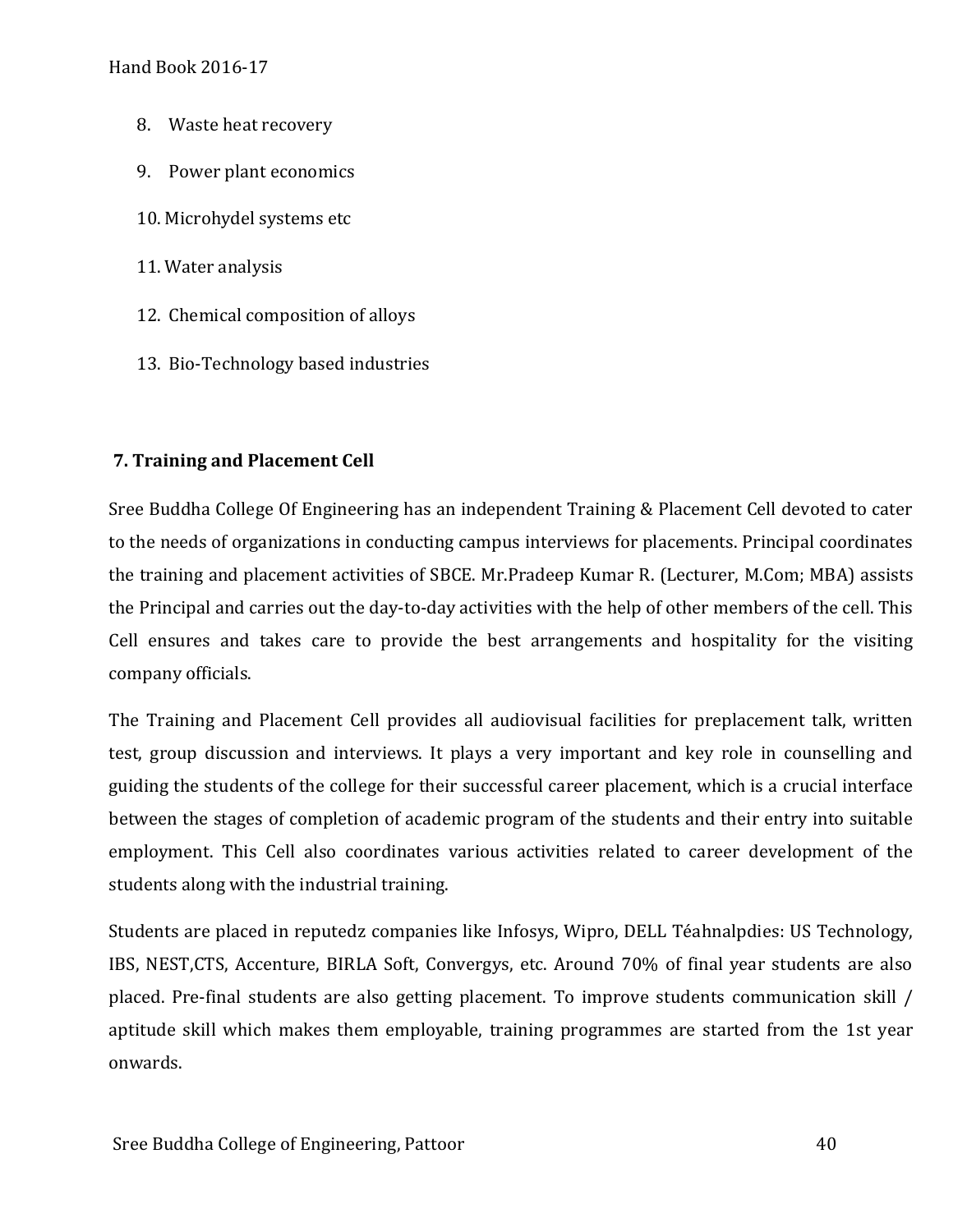8. Waste heat recovery

9. Power plant economics

10. Microhydel systems etc

11. Water analysis

12. Chemical composition of alloys

13. Bio-Technology based industries

## 7. Training and Placement Cell

Sree Buddha College Of Engineering has an independent Training & Placement Cell devoted to cater to the needs of organizations in conducting campus interviews for placements. Principal coordinates the training and placement activities of SBCE. Mr.Pradeep Kumar R. (Lecturer, M.Com; MBA) assists the Principal and carries out the day-to-day activities with the help of other members of the cell. This Cell ensures and takes care to provide the best arrangements and hospitality for the visiting company officials.

The Training and Placement Cell provides all audiovisual facilities for preplacement talk, written test, group discussion and interviews. It plays a very important and key role in counselling and guiding the students of the college for their successful career placement, which is a crucial interface between the stages of completion of academic program of the students and their entry into suitable employment. This Cell also coordinates various activities related to career development of the students along with the industrial training.

Students are placed in reputedz companies like Infosys, Wipro, DELL Téahnalpdies: US Technology, IBS, NEST,CTS, Accenture, BIRLA Soft, Convergys, etc. Around 70% of final year students are also placed. Pre-final students are also getting placement. To improve students communication skill / aptitude skill which makes them employable, training programmes are started from the 1st year onwards.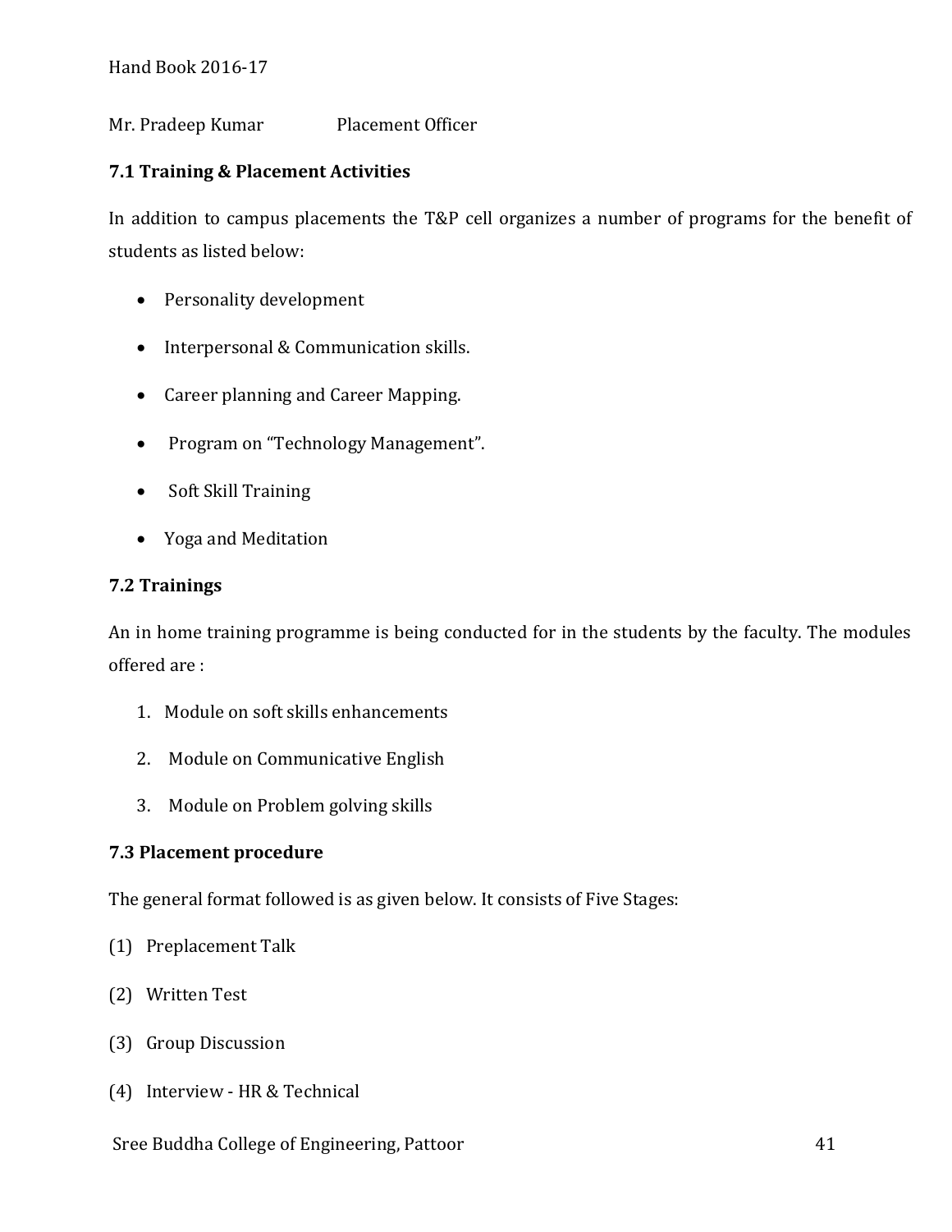Mr. Pradeep Kumar Placement Officer

### 7.1 Training & Placement Activities

In addition to campus placements the T&P cell organizes a number of programs for the benefit of students as listed below:

- Personality development
- Interpersonal & Communication skills.
- Career planning and Career Mapping.
- Program on "Technology Management".
- Soft Skill Training
- Yoga and Meditation

### 7.2 Trainings

An in home training programme is being conducted for in the students by the faculty. The modules offered are :

1. Module on soft skills enhancements
2. Module on Communicative English
3. Module on Problem golving skills

### 7.3 Placement procedure

The general format followed is as given below. It consists of Five Stages:

(1) Preplacement Talk

(2) Written Test

(3) Group Discussion

(4) Interview - HR & Technical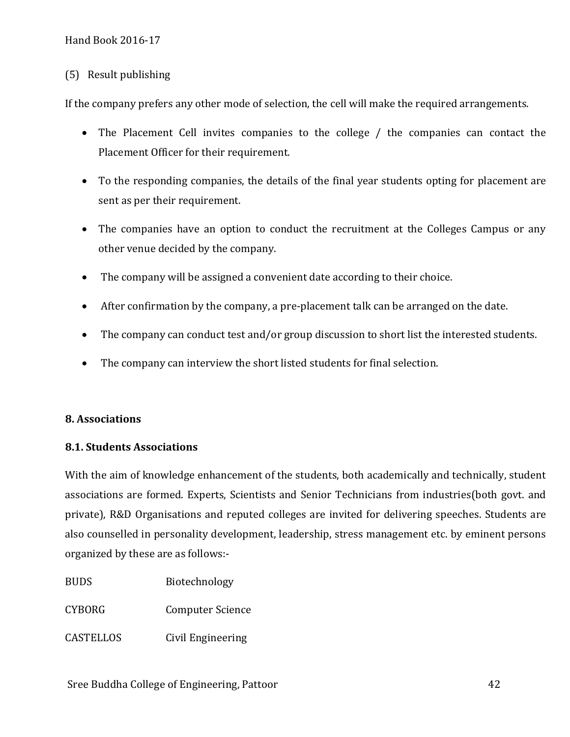(5) Result publishing

If the company prefers any other mode of selection, the cell will make the required arrangements.

- The Placement Cell invites companies to the college / the companies can contact the Placement Officer for their requirement.
- To the responding companies, the details of the final year students opting for placement are sent as per their requirement.
- The companies have an option to conduct the recruitment at the Colleges Campus or any other venue decided by the company.
- The company will be assigned a convenient date according to their choice.
- After confirmation by the company, a pre-placement talk can be arranged on the date.
- The company can conduct test and/or group discussion to short list the interested students.
- The company can interview the short listed students for final selection.

## 8. Associations

### 8.1. Students Associations

With the aim of knowledge enhancement of the students, both academically and technically, student associations are formed. Experts, Scientists and Senior Technicians from industries(both govt. and private), R&D Organisations and reputed colleges are invited for delivering speeches. Students are also counselled in personality development, leadership, stress management etc. by eminent persons organized by these are as follows:-

| | |
|---|---|
| BUDS | Biotechnology |
| CYBORG | Computer Science |
| CASTELLOS | Civil Engineering |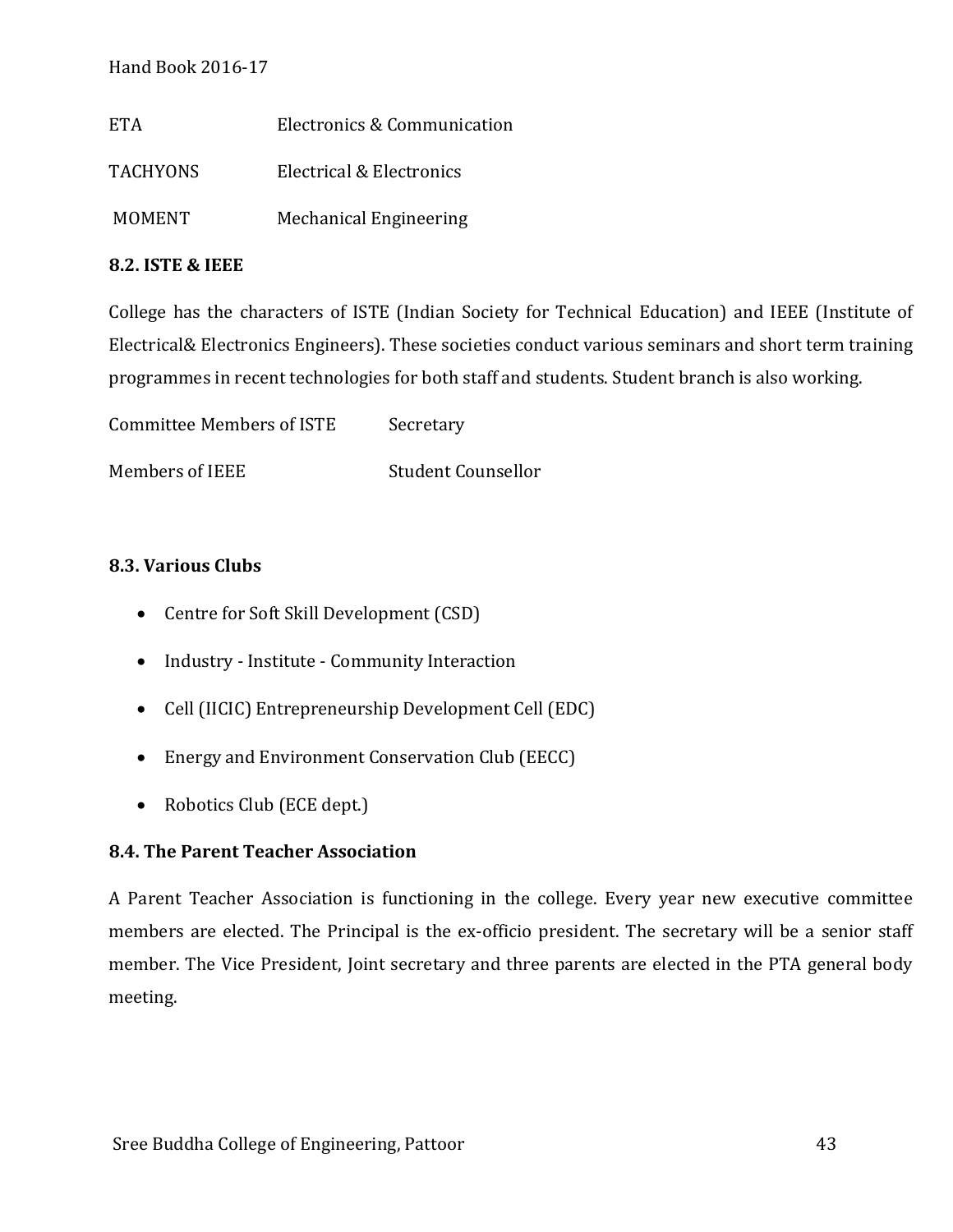| | |
|---|---|
| ETA | Electronics & Communication |
| TACHYONS | Electrical & Electronics |
| MOMENT | Mechanical Engineering |

**8.2. ISTE & IEEE**

College has the characters of ISTE (Indian Society for Technical Education) and IEEE (Institute of Electrical& Electronics Engineers). These societies conduct various seminars and short term training programmes in recent technologies for both staff and students. Student branch is also working.

| | |
|---|---|
| Committee Members of ISTE | Secretary |
| Members of IEEE | Student Counsellor |

**8.3. Various Clubs**

- Centre for Soft Skill Development (CSD)
- Industry - Institute - Community Interaction
- Cell (IICIC) Entrepreneurship Development Cell (EDC)
- Energy and Environment Conservation Club (EECC)
- Robotics Club (ECE dept.)

**8.4. The Parent Teacher Association**

A Parent Teacher Association is functioning in the college. Every year new executive committee members are elected. The Principal is the ex-officio president. The secretary will be a senior staff member. The Vice President, Joint secretary and three parents are elected in the PTA general body meeting.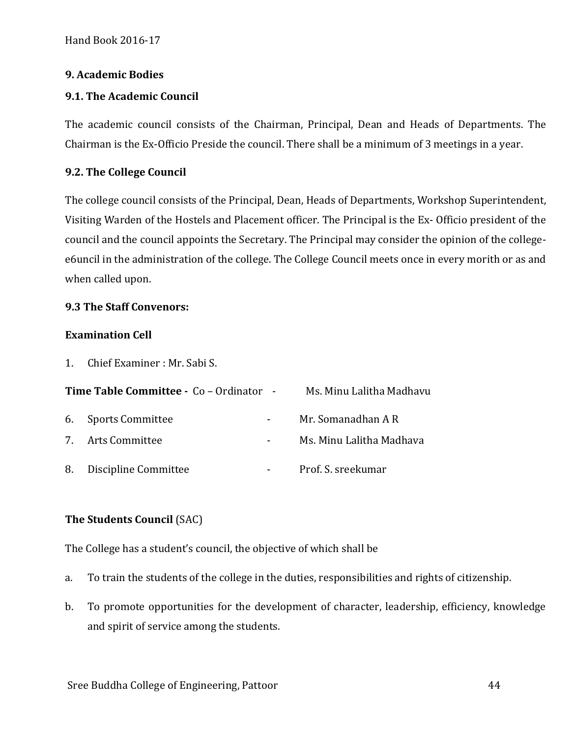## 9. Academic Bodies

### 9.1. The Academic Council

The academic council consists of the Chairman, Principal, Dean and Heads of Departments. The Chairman is the Ex-Officio Preside the council. There shall be a minimum of 3 meetings in a year.

### 9.2. The College Council

The college council consists of the Principal, Dean, Heads of Departments, Workshop Superintendent, Visiting Warden of the Hostels and Placement officer. The Principal is the Ex- Officio president of the council and the council appoints the Secretary. The Principal may consider the opinion of the college-e6uncil in the administration of the college. The College Council meets once in every morith or as and when called upon.

### 9.3 The Staff Convenors:

**Examination Cell**

1. Chief Examiner : Mr. Sabi S.

**Time Table Committee -** Co – Ordinator - Ms. Minu Lalitha Madhavu

6. Sports Committee - Mr. Somanadhan A R
7. Arts Committee - Ms. Minu Lalitha Madhava
8. Discipline Committee - Prof. S. sreekumar

**The Students Council** (SAC)

The College has a student's council, the objective of which shall be

a. To train the students of the college in the duties, responsibilities and rights of citizenship.

b. To promote opportunities for the development of character, leadership, efficiency, knowledge and spirit of service among the students.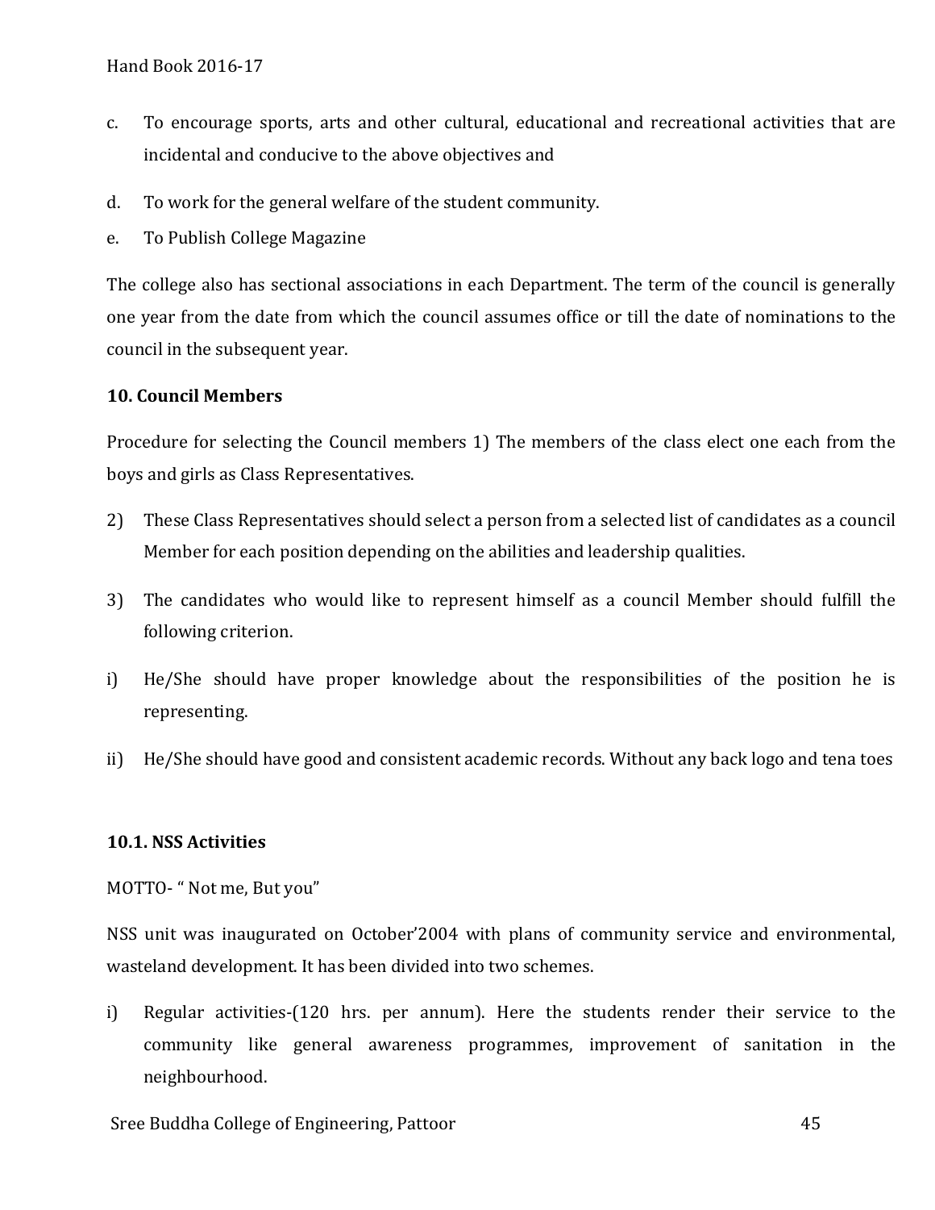c. To encourage sports, arts and other cultural, educational and recreational activities that are incidental and conducive to the above objectives and

d. To work for the general welfare of the student community.

e. To Publish College Magazine

The college also has sectional associations in each Department. The term of the council is generally one year from the date from which the council assumes office or till the date of nominations to the council in the subsequent year.

### 10. Council Members

Procedure for selecting the Council members 1) The members of the class elect one each from the boys and girls as Class Representatives.

2) These Class Representatives should select a person from a selected list of candidates as a council Member for each position depending on the abilities and leadership qualities.

3) The candidates who would like to represent himself as a council Member should fulfill the following criterion.

i) He/She should have proper knowledge about the responsibilities of the position he is representing.

ii) He/She should have good and consistent academic records. Without any back logo and tena toes

### 10.1. NSS Activities

MOTTO- " Not me, But you"

NSS unit was inaugurated on October'2004 with plans of community service and environmental, wasteland development. It has been divided into two schemes.

i) Regular activities-(120 hrs. per annum). Here the students render their service to the community like general awareness programmes, improvement of sanitation in the neighbourhood.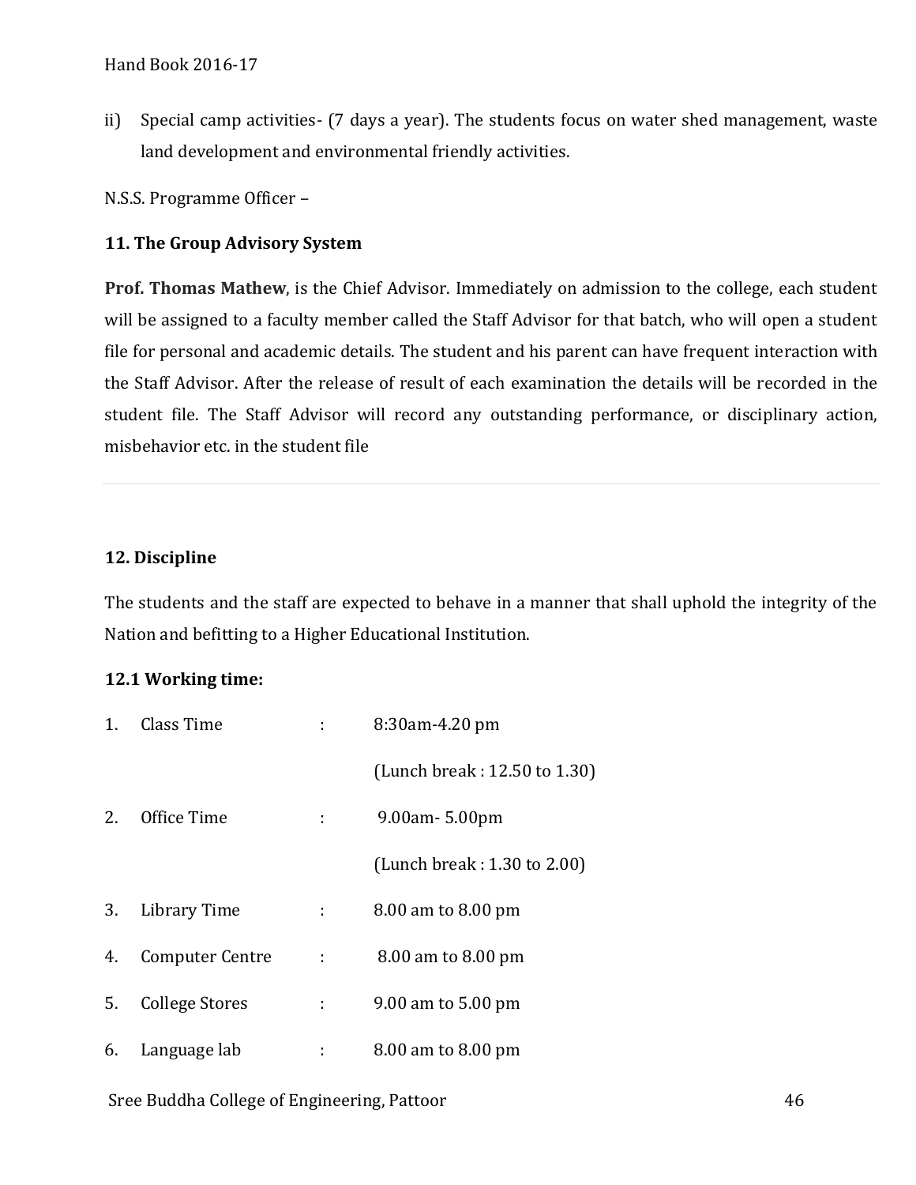ii) Special camp activities- (7 days a year). The students focus on water shed management, waste land development and environmental friendly activities.

N.S.S. Programme Officer –

## 11. The Group Advisory System

**Prof. Thomas Mathew**, is the Chief Advisor. Immediately on admission to the college, each student will be assigned to a faculty member called the Staff Advisor for that batch, who will open a student file for personal and academic details. The student and his parent can have frequent interaction with the Staff Advisor. After the release of result of each examination the details will be recorded in the student file. The Staff Advisor will record any outstanding performance, or disciplinary action, misbehavior etc. in the student file

## 12. Discipline

The students and the staff are expected to behave in a manner that shall uphold the integrity of the Nation and befitting to a Higher Educational Institution.

### 12.1 Working time:

1. Class Time : 8:30am-4.20 pm
   (Lunch break : 12.50 to 1.30)
2. Office Time : 9.00am- 5.00pm
   (Lunch break : 1.30 to 2.00)
3. Library Time : 8.00 am to 8.00 pm
4. Computer Centre : 8.00 am to 8.00 pm
5. College Stores : 9.00 am to 5.00 pm
6. Language lab : 8.00 am to 8.00 pm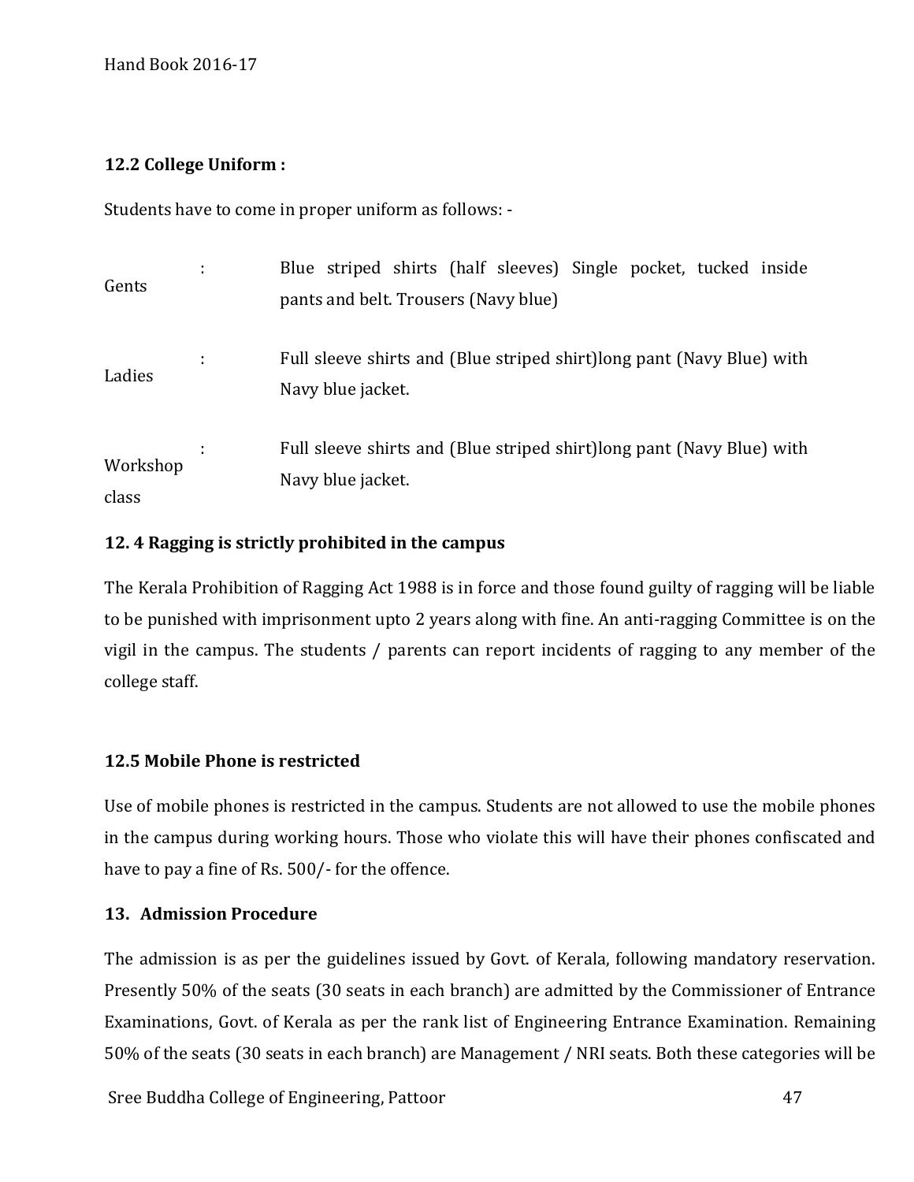### 12.2 College Uniform :

Students have to come in proper uniform as follows: -

| | | |
|---|---|---|
| Gents | : | Blue striped shirts (half sleeves) Single pocket, tucked inside pants and belt. Trousers (Navy blue) |
| Ladies | : | Full sleeve shirts and (Blue striped shirt)long pant (Navy Blue) with Navy blue jacket. |
| Workshop class | : | Full sleeve shirts and (Blue striped shirt)long pant (Navy Blue) with Navy blue jacket. |

### 12. 4 Ragging is strictly prohibited in the campus

The Kerala Prohibition of Ragging Act 1988 is in force and those found guilty of ragging will be liable to be punished with imprisonment upto 2 years along with fine. An anti-ragging Committee is on the vigil in the campus. The students / parents can report incidents of ragging to any member of the college staff.

### 12.5 Mobile Phone is restricted

Use of mobile phones is restricted in the campus. Students are not allowed to use the mobile phones in the campus during working hours. Those who violate this will have their phones confiscated and have to pay a fine of Rs. 500/- for the offence.

## 13. Admission Procedure

The admission is as per the guidelines issued by Govt. of Kerala, following mandatory reservation. Presently 50% of the seats (30 seats in each branch) are admitted by the Commissioner of Entrance Examinations, Govt. of Kerala as per the rank list of Engineering Entrance Examination. Remaining 50% of the seats (30 seats in each branch) are Management / NRI seats. Both these categories will be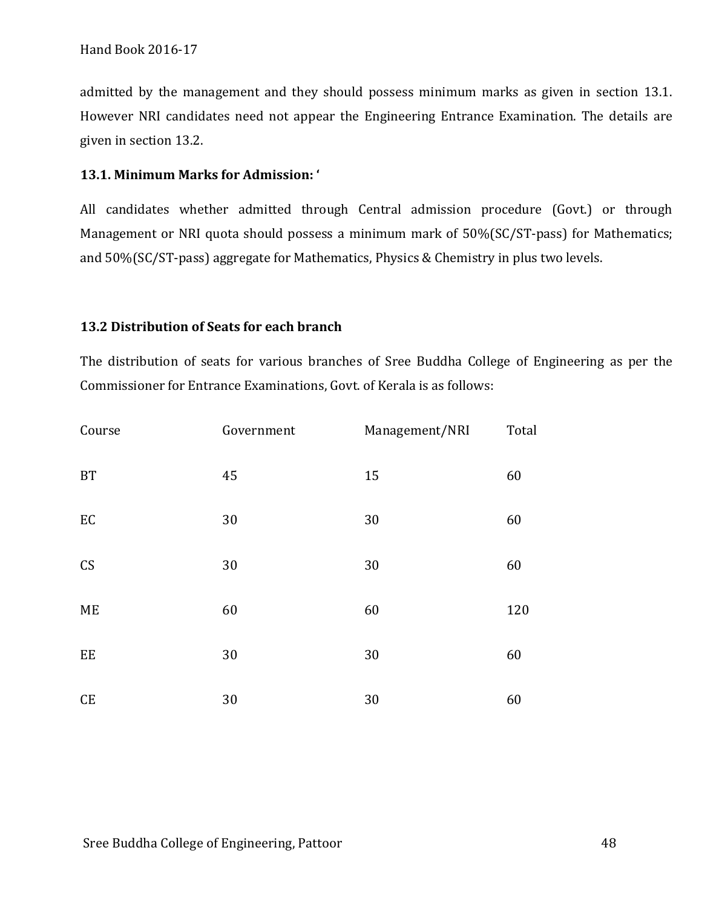admitted by the management and they should possess minimum marks as given in section 13.1. However NRI candidates need not appear the Engineering Entrance Examination. The details are given in section 13.2.

### 13.1. Minimum Marks for Admission: ‘

All candidates whether admitted through Central admission procedure (Govt.) or through Management or NRI quota should possess a minimum mark of 50%(SC/ST-pass) for Mathematics; and 50%(SC/ST-pass) aggregate for Mathematics, Physics & Chemistry in plus two levels.

### 13.2 Distribution of Seats for each branch

The distribution of seats for various branches of Sree Buddha College of Engineering as per the Commissioner for Entrance Examinations, Govt. of Kerala is as follows:

| Course | Government | Management/NRI | Total |
|---|---|---|---|
| BT | 45 | 15 | 60 |
| EC | 30 | 30 | 60 |
| CS | 30 | 30 | 60 |
| ME | 60 | 60 | 120 |
| EE | 30 | 30 | 60 |
| CE | 30 | 30 | 60 |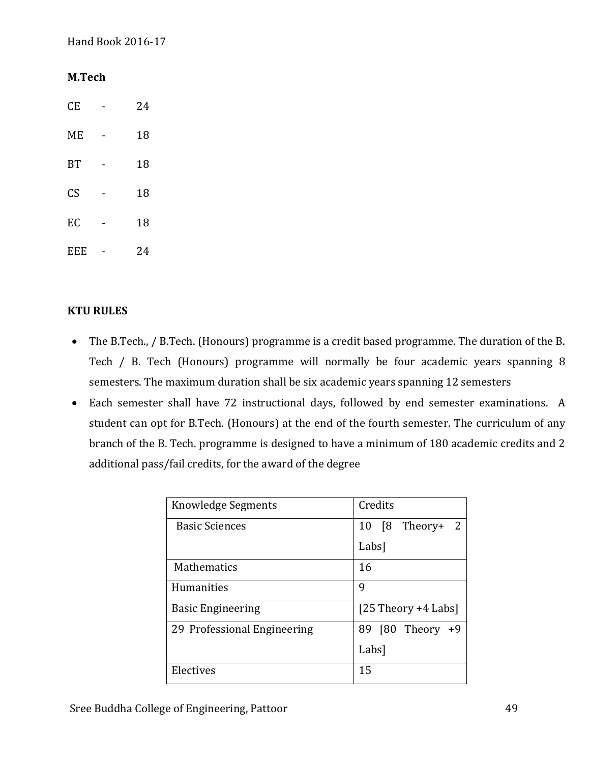**M.Tech**

CE - 24

ME - 18

BT - 18

CS - 18

EC - 18

EEE - 24

**KTU RULES**

- The B.Tech., / B.Tech. (Honours) programme is a credit based programme. The duration of the B. Tech / B. Tech (Honours) programme will normally be four academic years spanning 8 semesters. The maximum duration shall be six academic years spanning 12 semesters
- Each semester shall have 72 instructional days, followed by end semester examinations. A student can opt for B.Tech. (Honours) at the end of the fourth semester. The curriculum of any branch of the B. Tech. programme is designed to have a minimum of 180 academic credits and 2 additional pass/fail credits, for the award of the degree

| Knowledge Segments | Credits |
|---|---|
| Basic Sciences | 10 [8 Theory+ 2 Labs] |
| Mathematics | 16 |
| Humanities | 9 |
| Basic Engineering | [25 Theory +4 Labs] |
| 29 Professional Engineering | 89 [80 Theory +9 Labs] |
| Electives | 15 |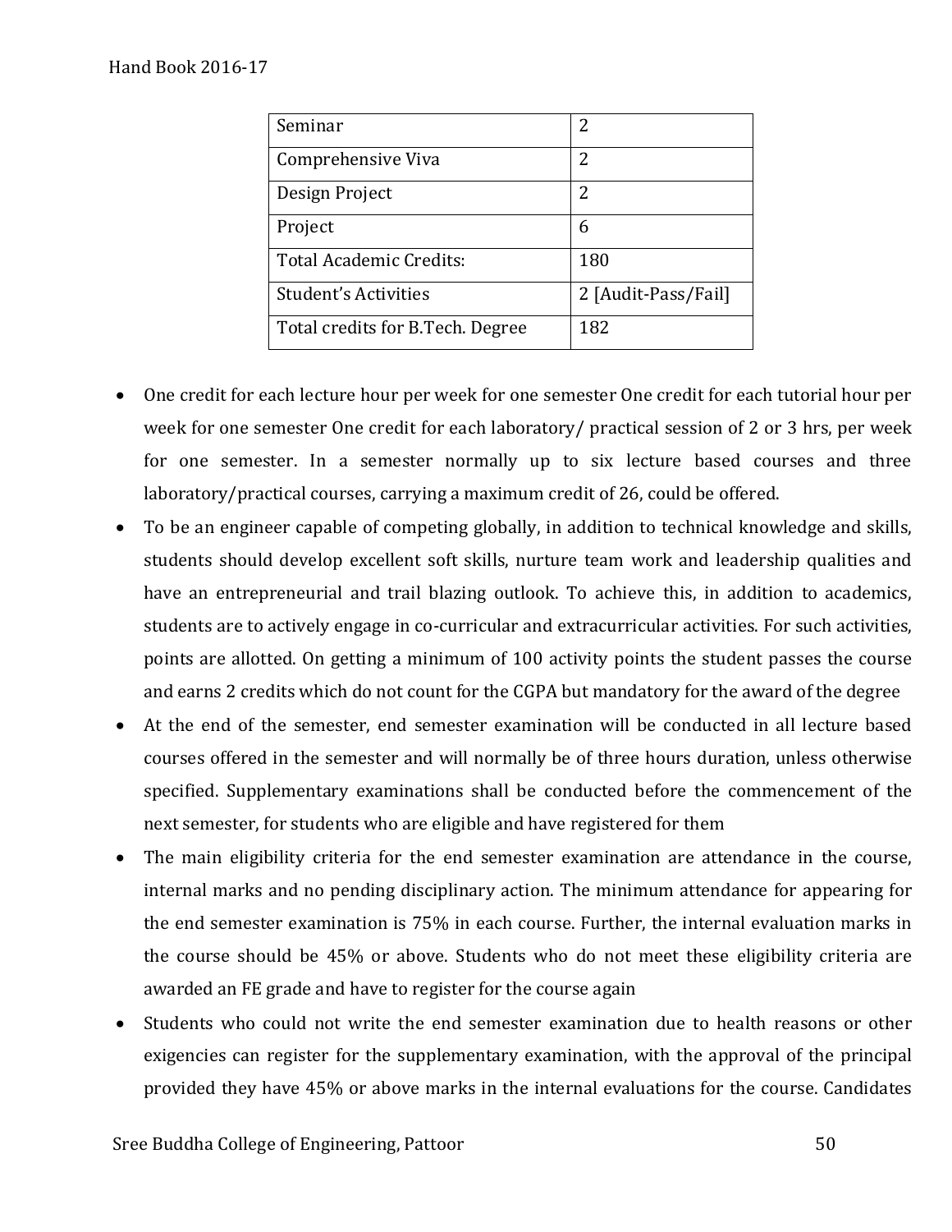| | |
|---|---|
| Seminar | 2 |
| Comprehensive Viva | 2 |
| Design Project | 2 |
| Project | 6 |
| Total Academic Credits: | 180 |
| Student's Activities | 2 [Audit-Pass/Fail] |
| Total credits for B.Tech. Degree | 182 |

- One credit for each lecture hour per week for one semester One credit for each tutorial hour per week for one semester One credit for each laboratory/ practical session of 2 or 3 hrs, per week for one semester. In a semester normally up to six lecture based courses and three laboratory/practical courses, carrying a maximum credit of 26, could be offered.
- To be an engineer capable of competing globally, in addition to technical knowledge and skills, students should develop excellent soft skills, nurture team work and leadership qualities and have an entrepreneurial and trail blazing outlook. To achieve this, in addition to academics, students are to actively engage in co-curricular and extracurricular activities. For such activities, points are allotted. On getting a minimum of 100 activity points the student passes the course and earns 2 credits which do not count for the CGPA but mandatory for the award of the degree
- At the end of the semester, end semester examination will be conducted in all lecture based courses offered in the semester and will normally be of three hours duration, unless otherwise specified. Supplementary examinations shall be conducted before the commencement of the next semester, for students who are eligible and have registered for them
- The main eligibility criteria for the end semester examination are attendance in the course, internal marks and no pending disciplinary action. The minimum attendance for appearing for the end semester examination is 75% in each course. Further, the internal evaluation marks in the course should be 45% or above. Students who do not meet these eligibility criteria are awarded an FE grade and have to register for the course again
- Students who could not write the end semester examination due to health reasons or other exigencies can register for the supplementary examination, with the approval of the principal provided they have 45% or above marks in the internal evaluations for the course. Candidates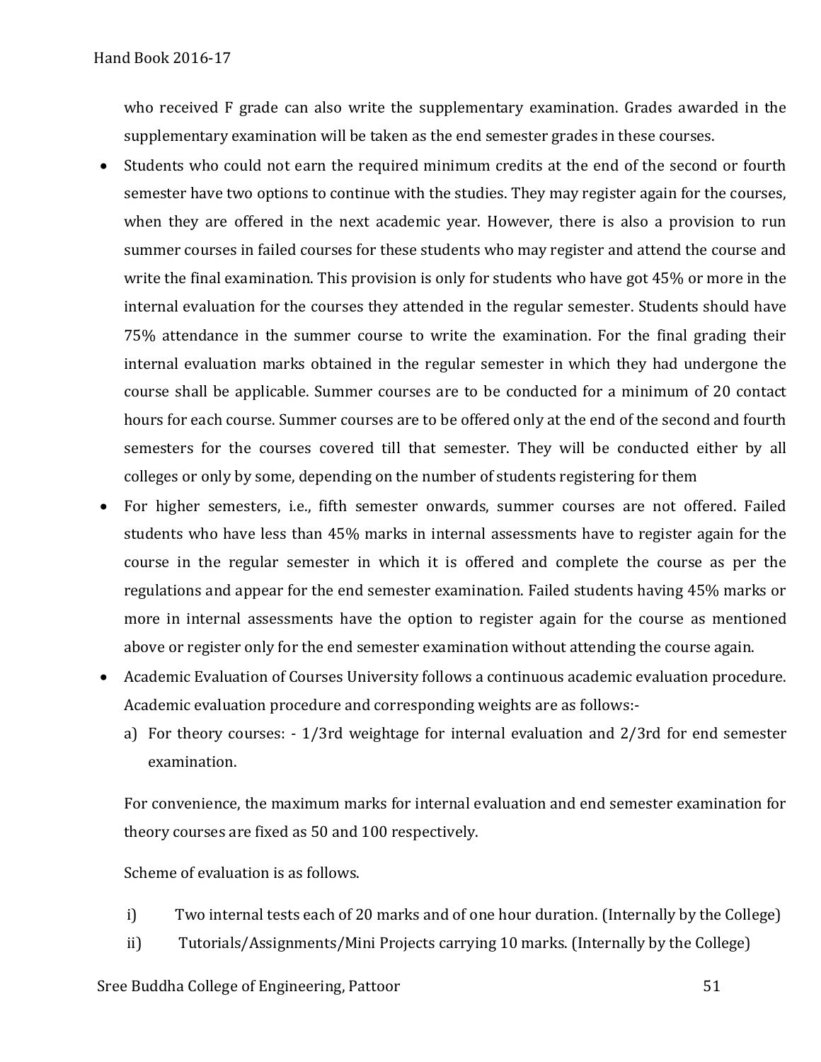who received F grade can also write the supplementary examination. Grades awarded in the supplementary examination will be taken as the end semester grades in these courses.

- Students who could not earn the required minimum credits at the end of the second or fourth semester have two options to continue with the studies. They may register again for the courses, when they are offered in the next academic year. However, there is also a provision to run summer courses in failed courses for these students who may register and attend the course and write the final examination. This provision is only for students who have got 45% or more in the internal evaluation for the courses they attended in the regular semester. Students should have 75% attendance in the summer course to write the examination. For the final grading their internal evaluation marks obtained in the regular semester in which they had undergone the course shall be applicable. Summer courses are to be conducted for a minimum of 20 contact hours for each course. Summer courses are to be offered only at the end of the second and fourth semesters for the courses covered till that semester. They will be conducted either by all colleges or only by some, depending on the number of students registering for them
- For higher semesters, i.e., fifth semester onwards, summer courses are not offered. Failed students who have less than 45% marks in internal assessments have to register again for the course in the regular semester in which it is offered and complete the course as per the regulations and appear for the end semester examination. Failed students having 45% marks or more in internal assessments have the option to register again for the course as mentioned above or register only for the end semester examination without attending the course again.
- Academic Evaluation of Courses University follows a continuous academic evaluation procedure. Academic evaluation procedure and corresponding weights are as follows:-
  a) For theory courses: - 1/3rd weightage for internal evaluation and 2/3rd for end semester examination.

  For convenience, the maximum marks for internal evaluation and end semester examination for theory courses are fixed as 50 and 100 respectively.

  Scheme of evaluation is as follows.

  i) Two internal tests each of 20 marks and of one hour duration. (Internally by the College)
  ii) Tutorials/Assignments/Mini Projects carrying 10 marks. (Internally by the College)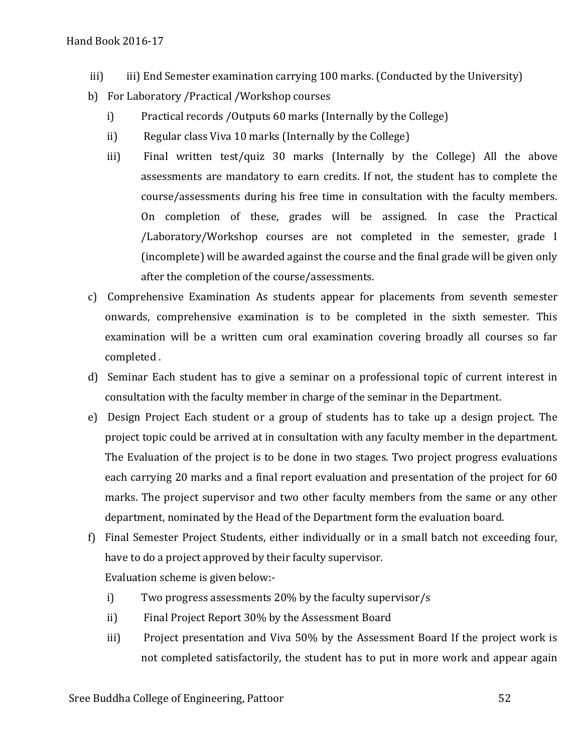iii) iii) End Semester examination carrying 100 marks. (Conducted by the University)

b) For Laboratory /Practical /Workshop courses

   i) Practical records /Outputs 60 marks (Internally by the College)

   ii) Regular class Viva 10 marks (Internally by the College)

   iii) Final written test/quiz 30 marks (Internally by the College) All the above assessments are mandatory to earn credits. If not, the student has to complete the course/assessments during his free time in consultation with the faculty members. On completion of these, grades will be assigned. In case the Practical /Laboratory/Workshop courses are not completed in the semester, grade I (incomplete) will be awarded against the course and the final grade will be given only after the completion of the course/assessments.

c) Comprehensive Examination As students appear for placements from seventh semester onwards, comprehensive examination is to be completed in the sixth semester. This examination will be a written cum oral examination covering broadly all courses so far completed .

d) Seminar Each student has to give a seminar on a professional topic of current interest in consultation with the faculty member in charge of the seminar in the Department.

e) Design Project Each student or a group of students has to take up a design project. The project topic could be arrived at in consultation with any faculty member in the department. The Evaluation of the project is to be done in two stages. Two project progress evaluations each carrying 20 marks and a final report evaluation and presentation of the project for 60 marks. The project supervisor and two other faculty members from the same or any other department, nominated by the Head of the Department form the evaluation board.

f) Final Semester Project Students, either individually or in a small batch not exceeding four, have to do a project approved by their faculty supervisor.

   Evaluation scheme is given below:-

   i) Two progress assessments 20% by the faculty supervisor/s

   ii) Final Project Report 30% by the Assessment Board

   iii) Project presentation and Viva 50% by the Assessment Board If the project work is not completed satisfactorily, the student has to put in more work and appear again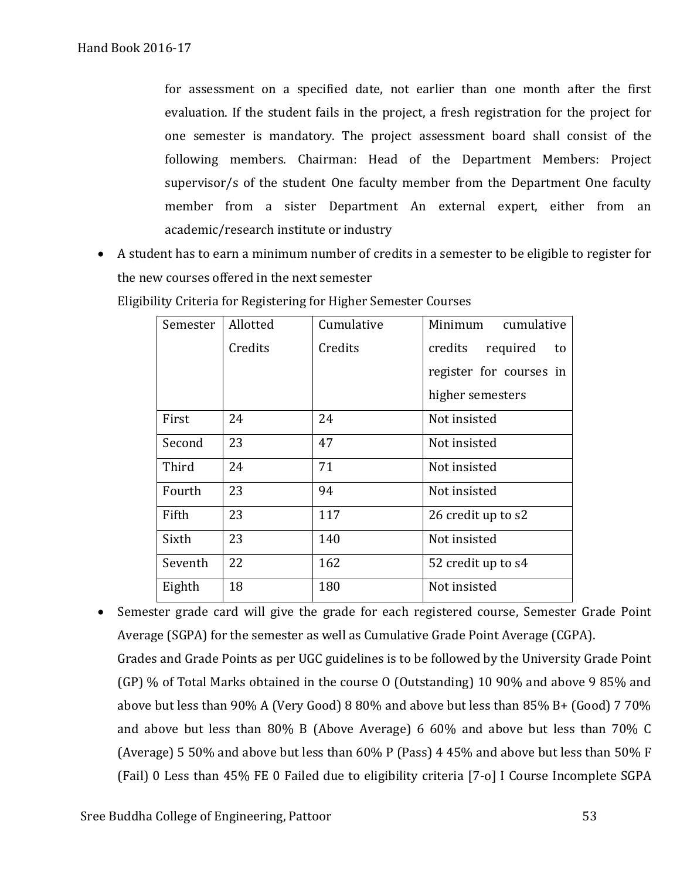for assessment on a specified date, not earlier than one month after the first evaluation. If the student fails in the project, a fresh registration for the project for one semester is mandatory. The project assessment board shall consist of the following members. Chairman: Head of the Department Members: Project supervisor/s of the student One faculty member from the Department One faculty member from a sister Department An external expert, either from an academic/research institute or industry

- A student has to earn a minimum number of credits in a semester to be eligible to register for the new courses offered in the next semester

  Eligibility Criteria for Registering for Higher Semester Courses

| Semester | Allotted Credits | Cumulative Credits | Minimum cumulative credits required to register for courses in higher semesters |
|---|---|---|---|
| First | 24 | 24 | Not insisted |
| Second | 23 | 47 | Not insisted |
| Third | 24 | 71 | Not insisted |
| Fourth | 23 | 94 | Not insisted |
| Fifth | 23 | 117 | 26 credit up to s2 |
| Sixth | 23 | 140 | Not insisted |
| Seventh | 22 | 162 | 52 credit up to s4 |
| Eighth | 18 | 180 | Not insisted |

- Semester grade card will give the grade for each registered course, Semester Grade Point Average (SGPA) for the semester as well as Cumulative Grade Point Average (CGPA).

  Grades and Grade Points as per UGC guidelines is to be followed by the University Grade Point (GP) % of Total Marks obtained in the course O (Outstanding) 10 90% and above 9 85% and above but less than 90% A (Very Good) 8 80% and above but less than 85% B+ (Good) 7 70% and above but less than 80% B (Above Average) 6 60% and above but less than 70% C (Average) 5 50% and above but less than 60% P (Pass) 4 45% and above but less than 50% F (Fail) 0 Less than 45% FE 0 Failed due to eligibility criteria [7-o] I Course Incomplete SGPA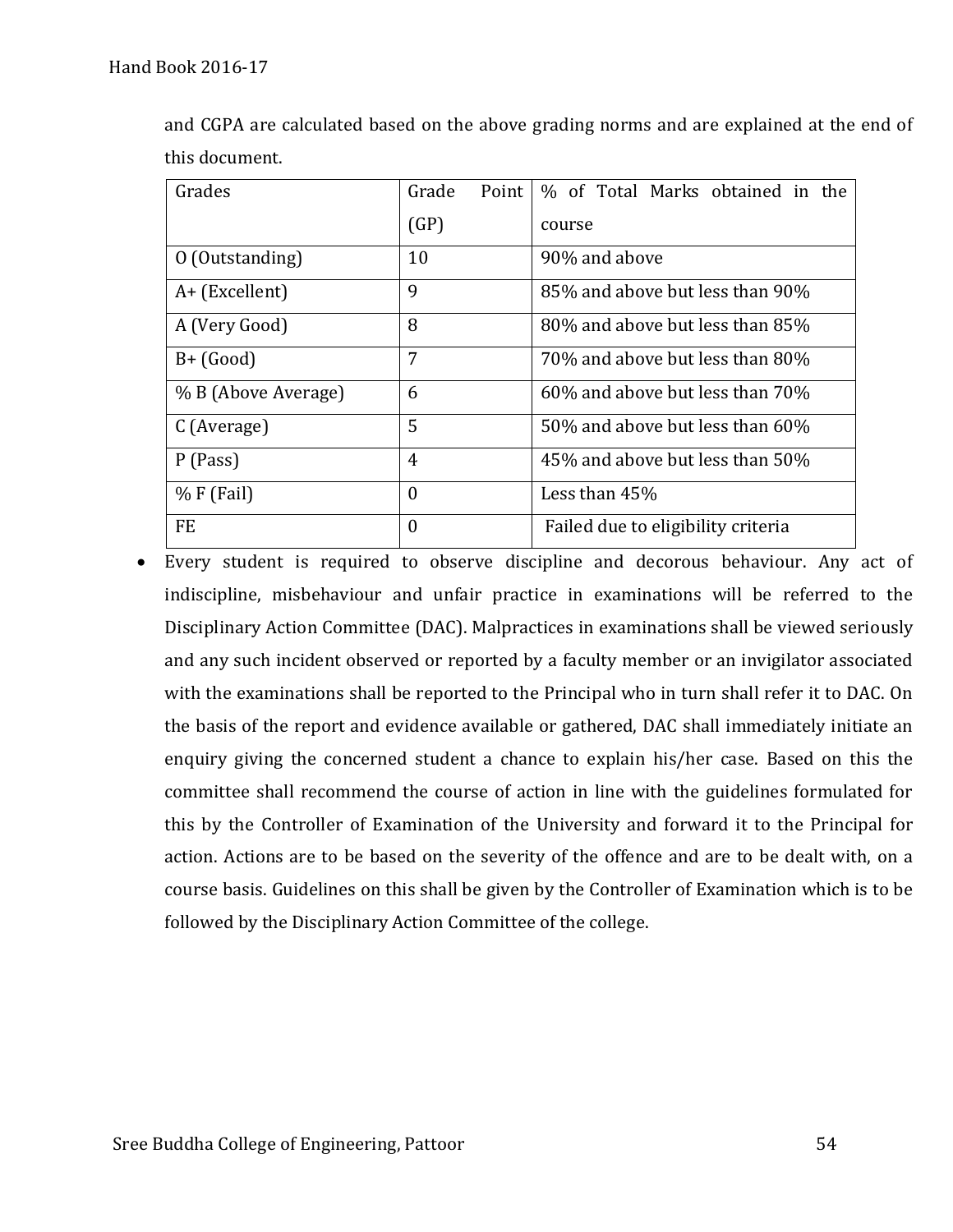and CGPA are calculated based on the above grading norms and are explained at the end of this document.

| Grades | Grade Point (GP) | % of Total Marks obtained in the course |
|---|---|---|
| O (Outstanding) | 10 | 90% and above |
| A+ (Excellent) | 9 | 85% and above but less than 90% |
| A (Very Good) | 8 | 80% and above but less than 85% |
| B+ (Good) | 7 | 70% and above but less than 80% |
| % B (Above Average) | 6 | 60% and above but less than 70% |
| C (Average) | 5 | 50% and above but less than 60% |
| P (Pass) | 4 | 45% and above but less than 50% |
| % F (Fail) | 0 | Less than 45% |
| FE | 0 | Failed due to eligibility criteria |

- Every student is required to observe discipline and decorous behaviour. Any act of indiscipline, misbehaviour and unfair practice in examinations will be referred to the Disciplinary Action Committee (DAC). Malpractices in examinations shall be viewed seriously and any such incident observed or reported by a faculty member or an invigilator associated with the examinations shall be reported to the Principal who in turn shall refer it to DAC. On the basis of the report and evidence available or gathered, DAC shall immediately initiate an enquiry giving the concerned student a chance to explain his/her case. Based on this the committee shall recommend the course of action in line with the guidelines formulated for this by the Controller of Examination of the University and forward it to the Principal for action. Actions are to be based on the severity of the offence and are to be dealt with, on a course basis. Guidelines on this shall be given by the Controller of Examination which is to be followed by the Disciplinary Action Committee of the college.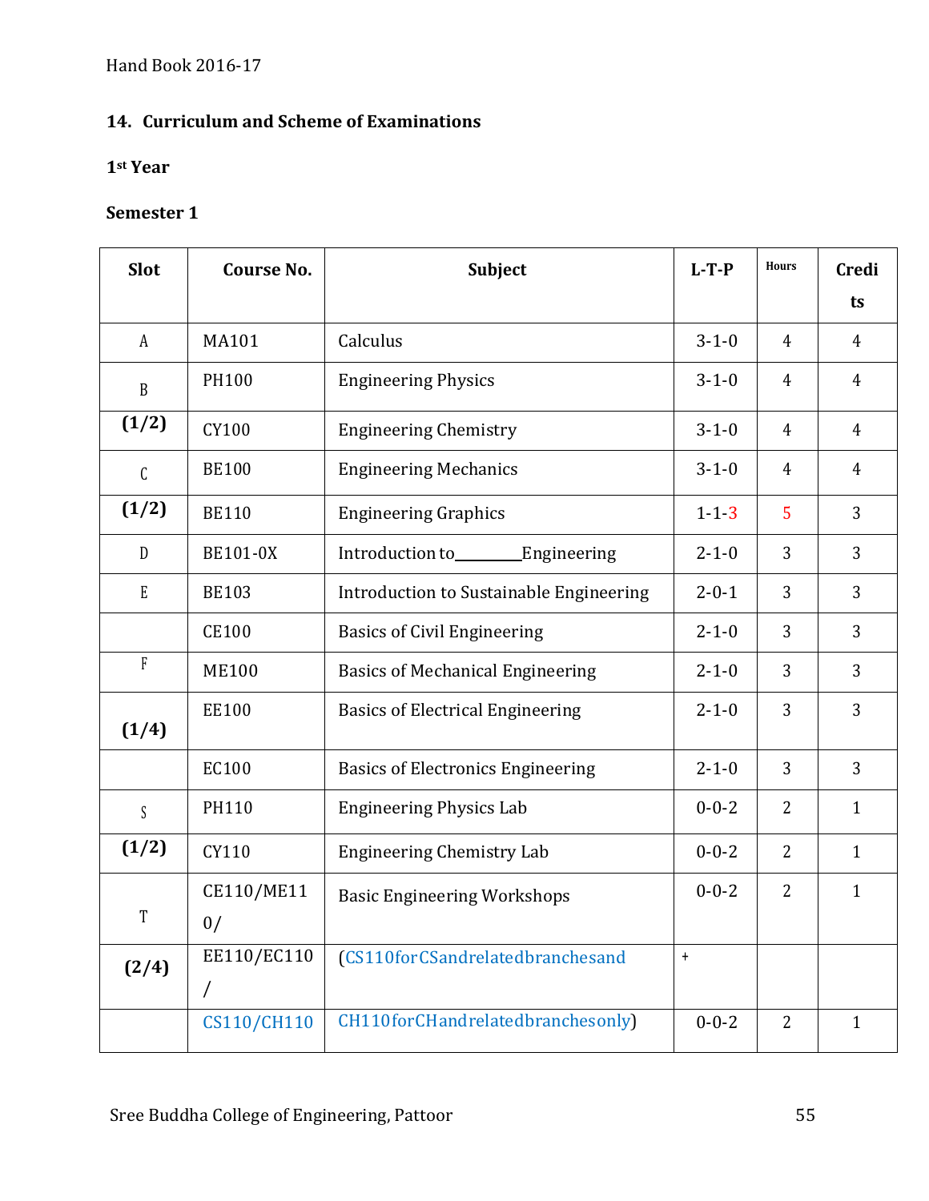## 14. Curriculum and Scheme of Examinations

### 1st Year

### Semester 1

| Slot | Course No. | Subject | L-T-P | Hours | Credits |
|---|---|---|---|---|---|
| A | MA101 | Calculus | 3-1-0 | 4 | 4 |
| B | PH100 | Engineering Physics | 3-1-0 | 4 | 4 |
| (1/2) | CY100 | Engineering Chemistry | 3-1-0 | 4 | 4 |
| C | BE100 | Engineering Mechanics | 3-1-0 | 4 | 4 |
| (1/2) | BE110 | Engineering Graphics | 1-1-3 | 5 | 3 |
| D | BE101-0X | Introduction to________Engineering | 2-1-0 | 3 | 3 |
| E | BE103 | Introduction to Sustainable Engineering | 2-0-1 | 3 | 3 |
| | CE100 | Basics of Civil Engineering | 2-1-0 | 3 | 3 |
| F | ME100 | Basics of Mechanical Engineering | 2-1-0 | 3 | 3 |
| (1/4) | EE100 | Basics of Electrical Engineering | 2-1-0 | 3 | 3 |
| | EC100 | Basics of Electronics Engineering | 2-1-0 | 3 | 3 |
| S | PH110 | Engineering Physics Lab | 0-0-2 | 2 | 1 |
| (1/2) | CY110 | Engineering Chemistry Lab | 0-0-2 | 2 | 1 |
| T | CE110/ME110/ | Basic Engineering Workshops | 0-0-2 | 2 | 1 |
| (2/4) | EE110/EC110/ | (CS110forCSandrelatedbranchesand | + | | |
| | CS110/CH110 | CH110forCHandrelatedbranchesonly) | 0-0-2 | 2 | 1 |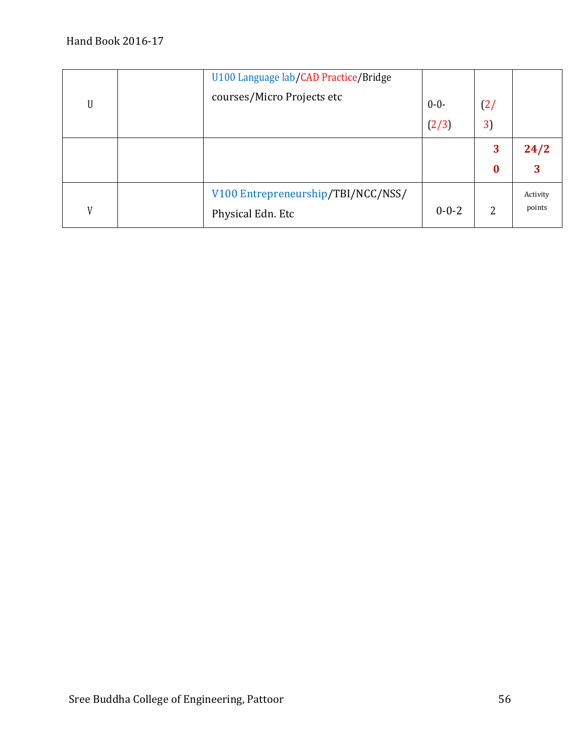| | | | | | |
|---|---|---|---|---|---|
| U | | U100 Language lab/CAD Practice/Bridge courses/Micro Projects etc | 0-0-(2/3) | (2/3) | |
| | | | | **30** | **24/23** |
| V | | V100 Entrepreneurship/TBI/NCC/NSS/ Physical Edn. Etc | 0-0-2 | 2 | Activity points |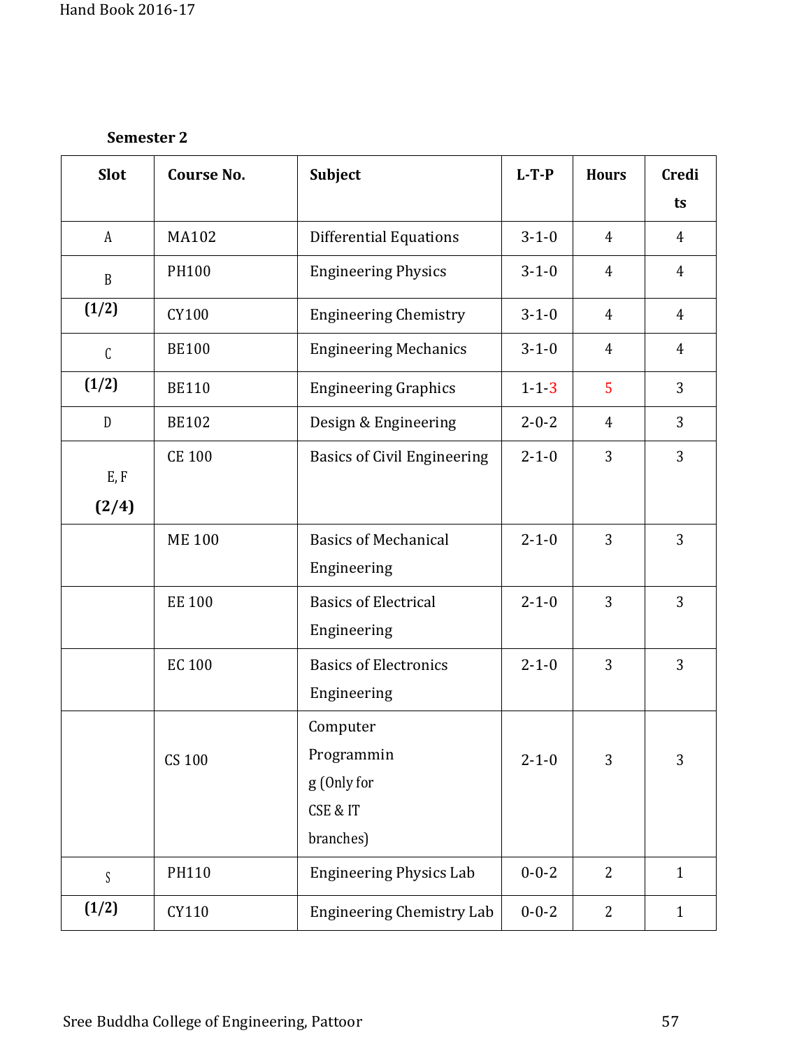**Semester 2**

| Slot | Course No. | Subject | L-T-P | Hours | Credits |
|---|---|---|---|---|---|
| A | MA102 | Differential Equations | 3-1-0 | 4 | 4 |
| B | PH100 | Engineering Physics | 3-1-0 | 4 | 4 |
| **(1/2)** | CY100 | Engineering Chemistry | 3-1-0 | 4 | 4 |
| C | BE100 | Engineering Mechanics | 3-1-0 | 4 | 4 |
| **(1/2)** | BE110 | Engineering Graphics | 1-1-3 | 5 | 3 |
| D | BE102 | Design & Engineering | 2-0-2 | 4 | 3 |
| E, F **(2/4)** | CE 100 | Basics of Civil Engineering | 2-1-0 | 3 | 3 |
| | ME 100 | Basics of Mechanical Engineering | 2-1-0 | 3 | 3 |
| | EE 100 | Basics of Electrical Engineering | 2-1-0 | 3 | 3 |
| | EC 100 | Basics of Electronics Engineering | 2-1-0 | 3 | 3 |
| | CS 100 | Computer Programming (Only for CSE & IT branches) | 2-1-0 | 3 | 3 |
| S | PH110 | Engineering Physics Lab | 0-0-2 | 2 | 1 |
| **(1/2)** | CY110 | Engineering Chemistry Lab | 0-0-2 | 2 | 1 |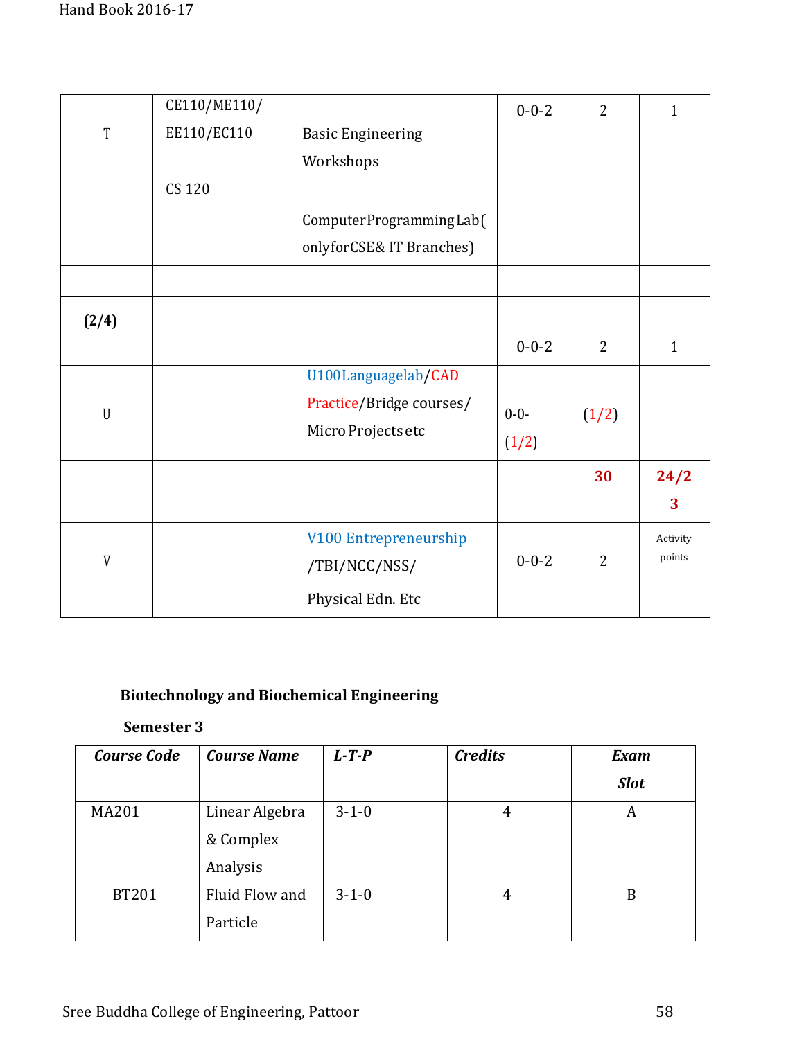| T | CE110/ME110/ EE110/EC110 CS 120 | Basic Engineering Workshops ComputerProgrammingLab( onlyforCSE& IT Branches) | 0-0-2 | 2 | 1 |
|---|---|---|---|---|---|
| | | | | | |
| **(2/4)** | | | 0-0-2 | 2 | 1 |
| U | | U100Languagelab/CAD Practice/Bridge courses/ Micro Projects etc | 0-0-(1/2) | (1/2) | |
| | | | | **30** | **24/23** |
| V | | V100 Entrepreneurship /TBI/NCC/NSS/ Physical Edn. Etc | 0-0-2 | 2 | Activity points |

**Biotechnology and Biochemical Engineering**

**Semester 3**

| *Course Code* | *Course Name* | *L-T-P* | *Credits* | *Exam Slot* |
|---|---|---|---|---|
| MA201 | Linear Algebra & Complex Analysis | 3-1-0 | 4 | A |
| BT201 | Fluid Flow and Particle | 3-1-0 | 4 | B |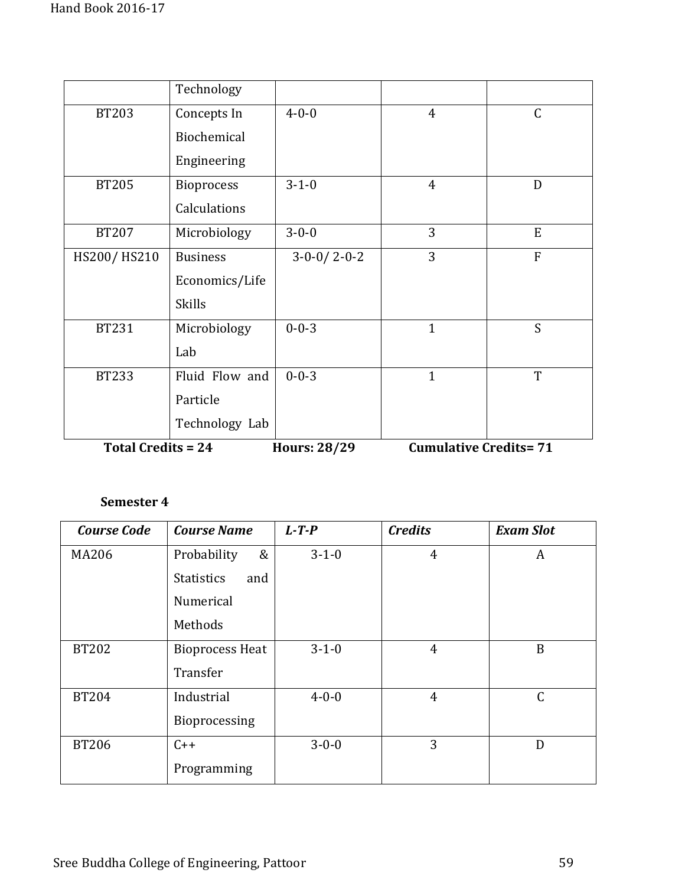| | Technology | | | |
|---|---|---|---|---|
| BT203 | Concepts In Biochemical Engineering | 4-0-0 | 4 | C |
| BT205 | Bioprocess Calculations | 3-1-0 | 4 | D |
| BT207 | Microbiology | 3-0-0 | 3 | E |
| HS200/ HS210 | Business Economics/Life Skills | 3-0-0/ 2-0-2 | 3 | F |
| BT231 | Microbiology Lab | 0-0-3 | 1 | S |
| BT233 | Fluid Flow and Particle Technology Lab | 0-0-3 | 1 | T |

**Total Credits = 24** **Hours: 28/29** **Cumulative Credits= 71**

**Semester 4**

| ***Course Code*** | ***Course Name*** | ***L-T-P*** | ***Credits*** | ***Exam Slot*** |
|---|---|---|---|---|
| MA206 | Probability & Statistics and Numerical Methods | 3-1-0 | 4 | A |
| BT202 | Bioprocess Heat Transfer | 3-1-0 | 4 | B |
| BT204 | Industrial Bioprocessing | 4-0-0 | 4 | C |
| BT206 | C++ Programming | 3-0-0 | 3 | D |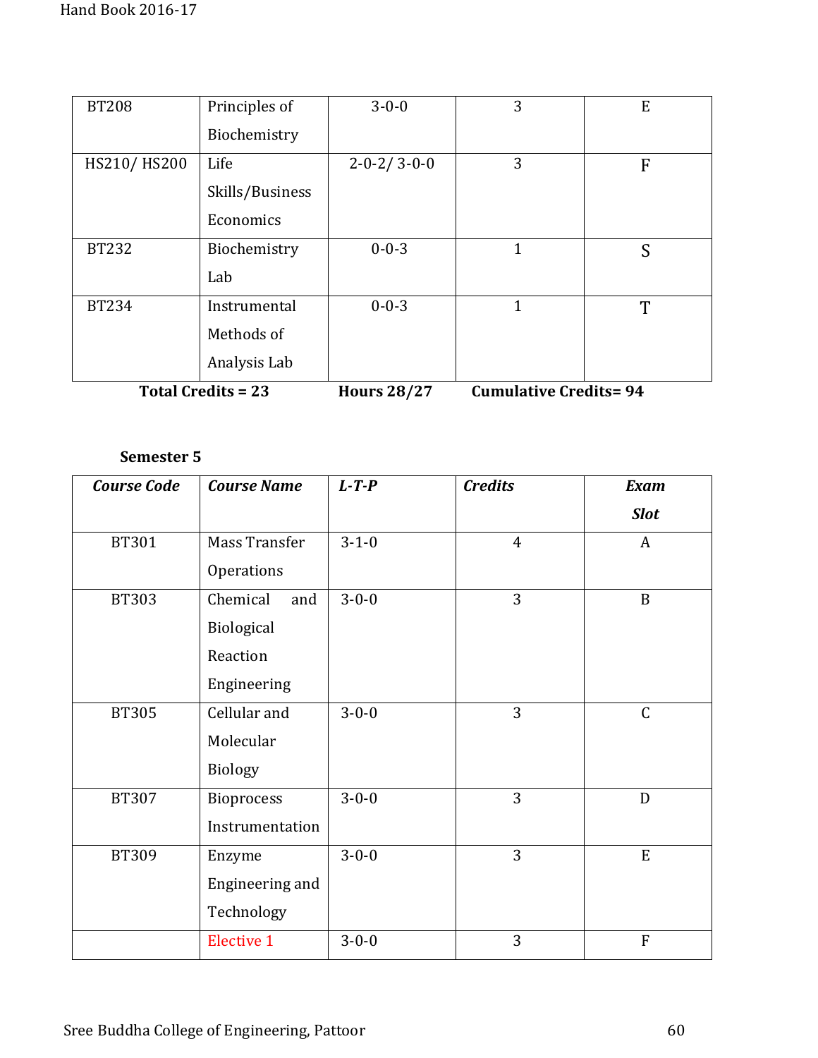| BT208 | Principles of Biochemistry | 3-0-0 | 3 | E |
|---|---|---|---|---|
| HS210/ HS200 | Life Skills/Business Economics | 2-0-2/ 3-0-0 | 3 | F |
| BT232 | Biochemistry Lab | 0-0-3 | 1 | S |
| BT234 | Instrumental Methods of Analysis Lab | 0-0-3 | 1 | T |

**Total Credits = 23** **Hours 28/27** **Cumulative Credits= 94**

**Semester 5**

| ***Course Code*** | ***Course Name*** | ***L-T-P*** | ***Credits*** | ***Exam Slot*** |
|---|---|---|---|---|
| BT301 | Mass Transfer Operations | 3-1-0 | 4 | A |
| BT303 | Chemical and Biological Reaction Engineering | 3-0-0 | 3 | B |
| BT305 | Cellular and Molecular Biology | 3-0-0 | 3 | C |
| BT307 | Bioprocess Instrumentation | 3-0-0 | 3 | D |
| BT309 | Enzyme Engineering and Technology | 3-0-0 | 3 | E |
| | Elective 1 | 3-0-0 | 3 | F |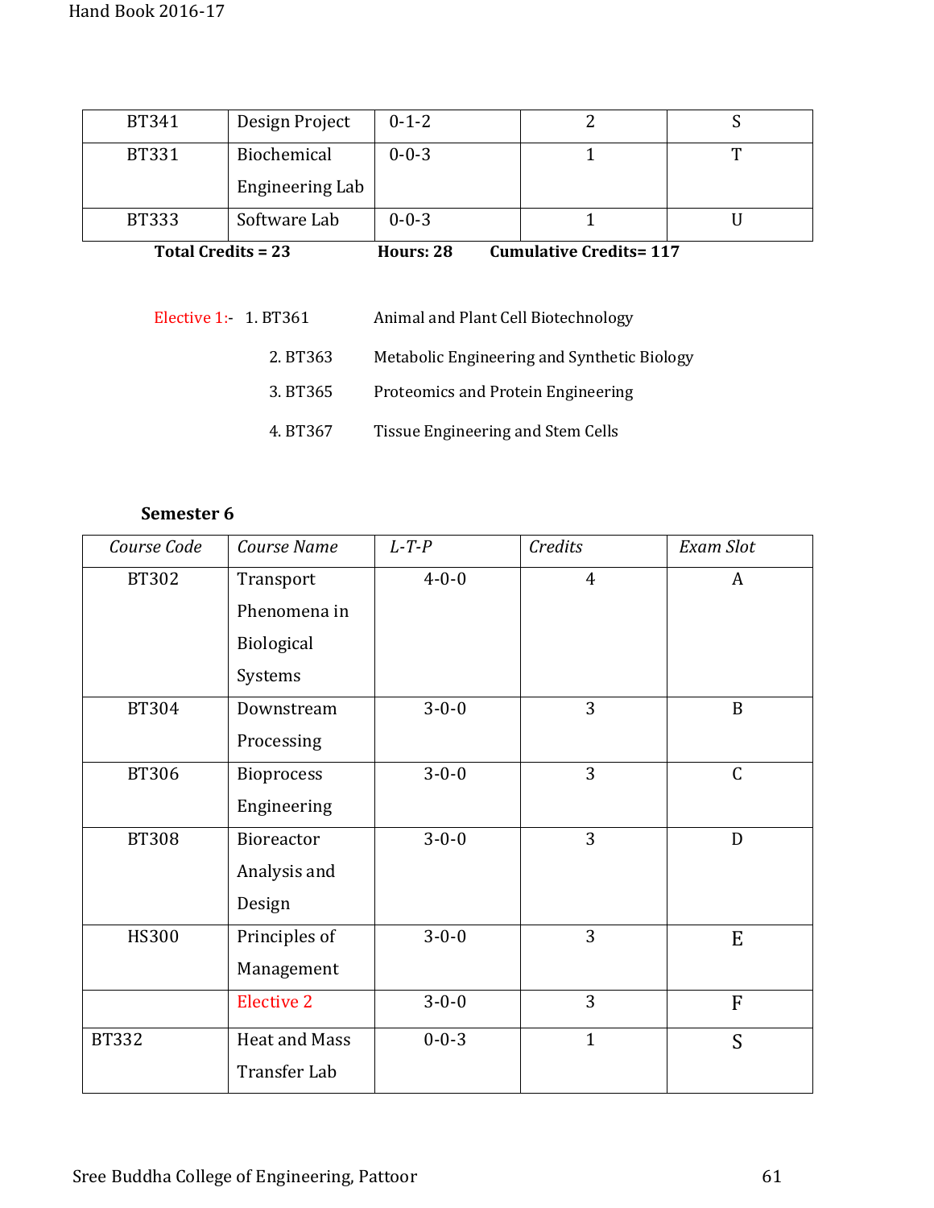| | | | | |
|---|---|---|---|---|
| BT341 | Design Project | 0-1-2 | 2 | S |
| BT331 | Biochemical Engineering Lab | 0-0-3 | 1 | T |
| BT333 | Software Lab | 0-0-3 | 1 | U |

**Total Credits = 23 Hours: 28 Cumulative Credits= 117**

Elective 1:-

1. BT361 Animal and Plant Cell Biotechnology
2. BT363 Metabolic Engineering and Synthetic Biology
3. BT365 Proteomics and Protein Engineering
4. BT367 Tissue Engineering and Stem Cells

**Semester 6**

| *Course Code* | *Course Name* | *L-T-P* | *Credits* | *Exam Slot* |
|---|---|---|---|---|
| BT302 | Transport Phenomena in Biological Systems | 4-0-0 | 4 | A |
| BT304 | Downstream Processing | 3-0-0 | 3 | B |
| BT306 | Bioprocess Engineering | 3-0-0 | 3 | C |
| BT308 | Bioreactor Analysis and Design | 3-0-0 | 3 | D |
| HS300 | Principles of Management | 3-0-0 | 3 | E |
| | Elective 2 | 3-0-0 | 3 | F |
| BT332 | Heat and Mass Transfer Lab | 0-0-3 | 1 | S |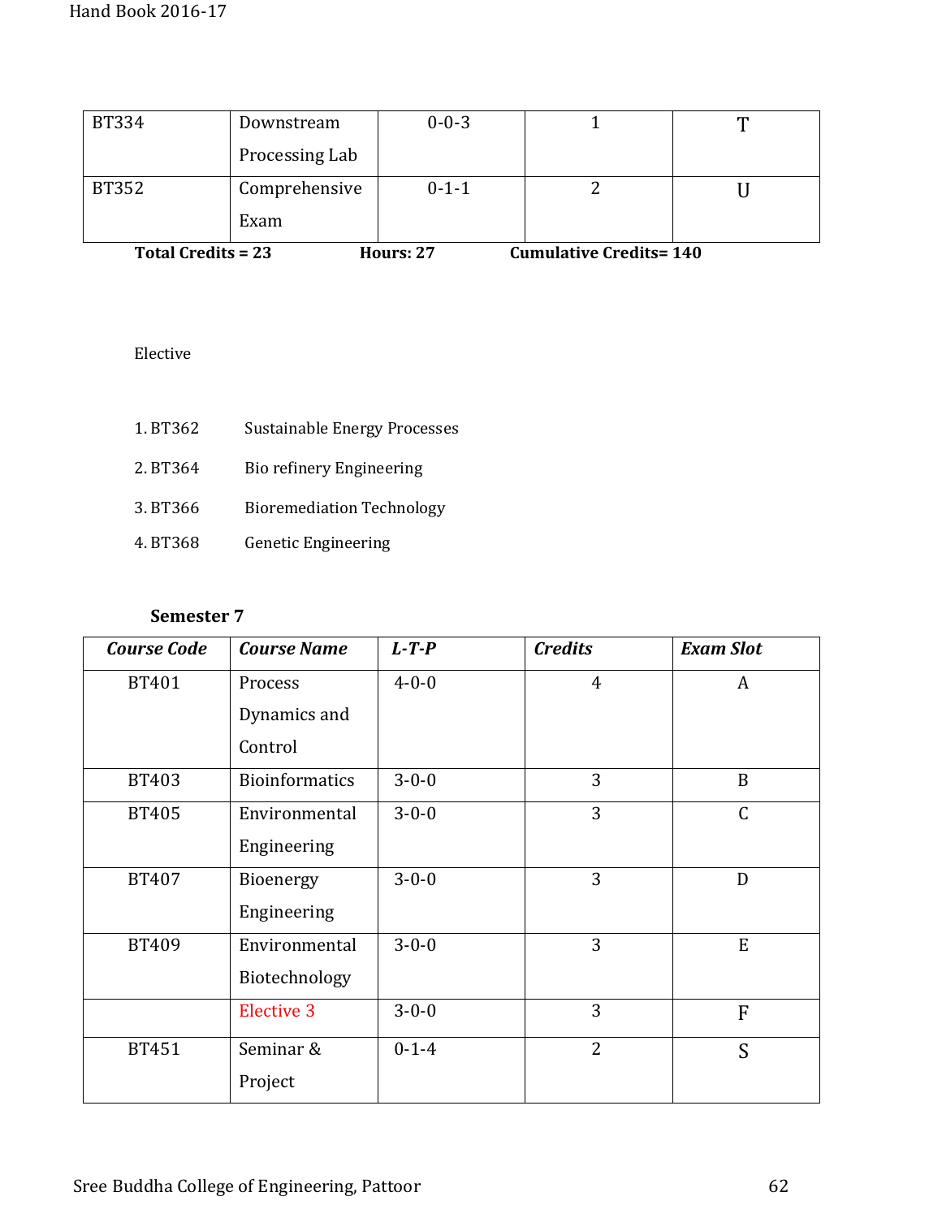| BT334 | Downstream Processing Lab | 0-0-3 | 1 | T |
|---|---|---|---|---|
| BT352 | Comprehensive Exam | 0-1-1 | 2 | U |

**Total Credits = 23** **Hours: 27** **Cumulative Credits= 140**

Elective

1. BT362 Sustainable Energy Processes
2. BT364 Bio refinery Engineering
3. BT366 Bioremediation Technology
4. BT368 Genetic Engineering

### Semester 7

| *Course Code* | *Course Name* | *L-T-P* | *Credits* | *Exam Slot* |
|---|---|---|---|---|
| BT401 | Process Dynamics and Control | 4-0-0 | 4 | A |
| BT403 | Bioinformatics | 3-0-0 | 3 | B |
| BT405 | Environmental Engineering | 3-0-0 | 3 | C |
| BT407 | Bioenergy Engineering | 3-0-0 | 3 | D |
| BT409 | Environmental Biotechnology | 3-0-0 | 3 | E |
| | Elective 3 | 3-0-0 | 3 | F |
| BT451 | Seminar & Project | 0-1-4 | 2 | S |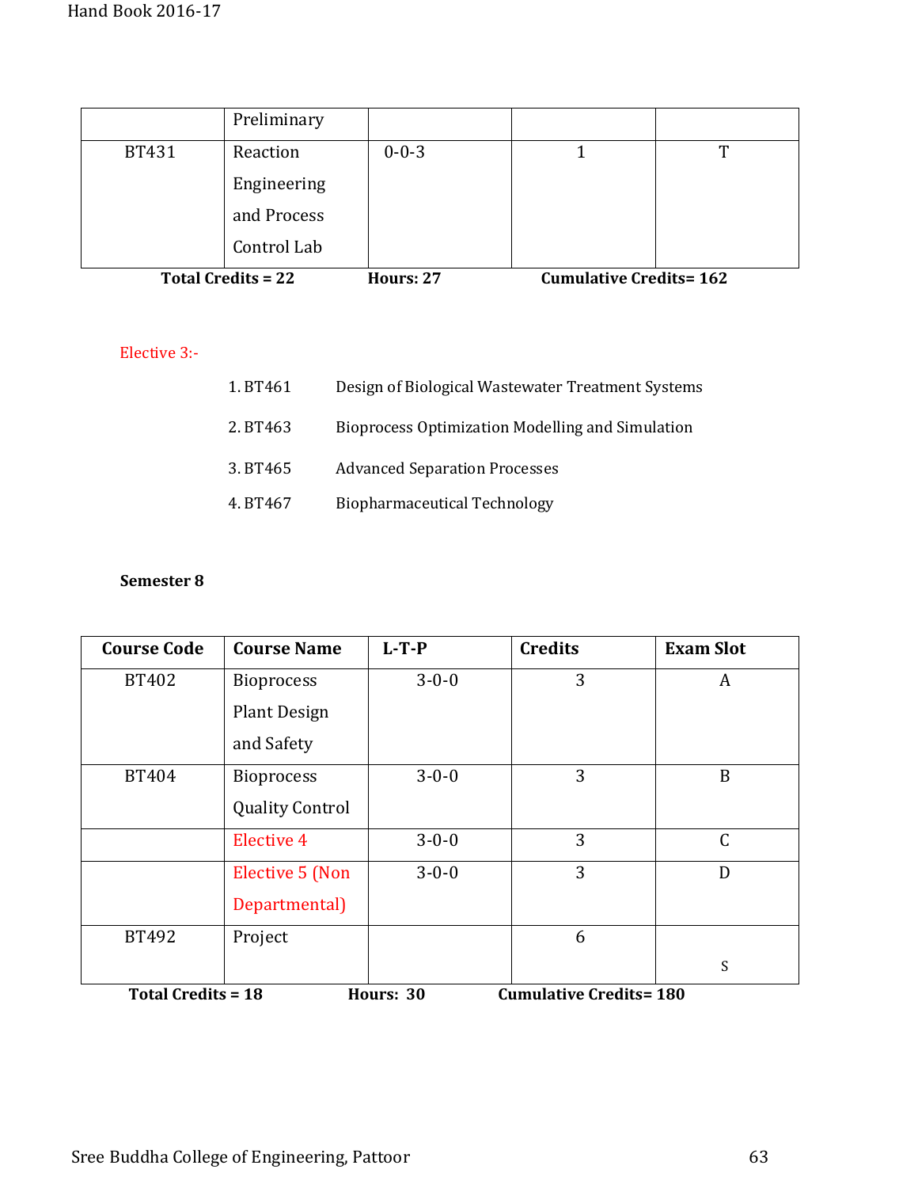| | | | | |
|---|---|---|---|---|
| | Preliminary | | | |
| BT431 | Reaction Engineering and Process Control Lab | 0-0-3 | 1 | T |

**Total Credits = 22** **Hours: 27** **Cumulative Credits= 162**

Elective 3:-

1. BT461 Design of Biological Wastewater Treatment Systems
2. BT463 Bioprocess Optimization Modelling and Simulation
3. BT465 Advanced Separation Processes
4. BT467 Biopharmaceutical Technology

**Semester 8**

| Course Code | Course Name | L-T-P | Credits | Exam Slot |
|---|---|---|---|---|
| BT402 | Bioprocess Plant Design and Safety | 3-0-0 | 3 | A |
| BT404 | Bioprocess Quality Control | 3-0-0 | 3 | B |
| | Elective 4 | 3-0-0 | 3 | C |
| | Elective 5 (Non Departmental) | 3-0-0 | 3 | D |
| BT492 | Project | | 6 | S |

**Total Credits = 18** **Hours: 30** **Cumulative Credits= 180**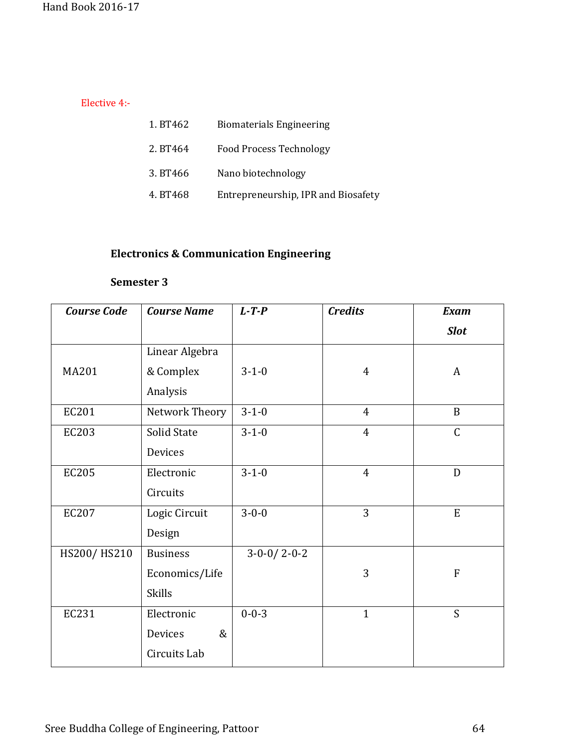Elective 4:-

1. BT462 Biomaterials Engineering
2. BT464 Food Process Technology
3. BT466 Nano biotechnology
4. BT468 Entrepreneurship, IPR and Biosafety

**Electronics & Communication Engineering**

**Semester 3**

| *Course Code* | *Course Name* | *L-T-P* | *Credits* | *Exam Slot* |
|---|---|---|---|---|
| MA201 | Linear Algebra & Complex Analysis | 3-1-0 | 4 | A |
| EC201 | Network Theory | 3-1-0 | 4 | B |
| EC203 | Solid State Devices | 3-1-0 | 4 | C |
| EC205 | Electronic Circuits | 3-1-0 | 4 | D |
| EC207 | Logic Circuit Design | 3-0-0 | 3 | E |
| HS200/ HS210 | Business Economics/Life Skills | 3-0-0/ 2-0-2 | 3 | F |
| EC231 | Electronic Devices & Circuits Lab | 0-0-3 | 1 | S |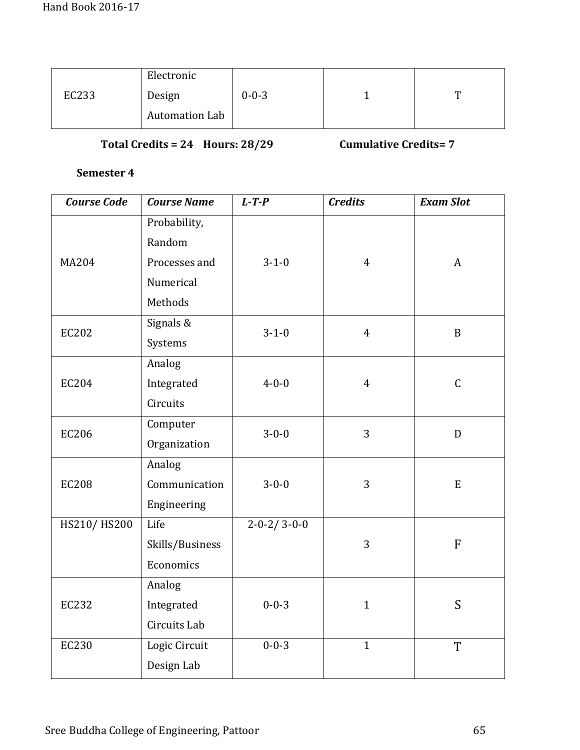| | | | | |
|---|---|---|---|---|
| EC233 | Electronic Design Automation Lab | 0-0-3 | 1 | T |

**Total Credits = 24 Hours: 28/29 Cumulative Credits= 7**

**Semester 4**

| ***Course Code*** | ***Course Name*** | ***L-T-P*** | ***Credits*** | ***Exam Slot*** |
|---|---|---|---|---|
| MA204 | Probability, Random Processes and Numerical Methods | 3-1-0 | 4 | A |
| EC202 | Signals & Systems | 3-1-0 | 4 | B |
| EC204 | Analog Integrated Circuits | 4-0-0 | 4 | C |
| EC206 | Computer Organization | 3-0-0 | 3 | D |
| EC208 | Analog Communication Engineering | 3-0-0 | 3 | E |
| HS210/ HS200 | Life Skills/Business Economics | 2-0-2/ 3-0-0 | 3 | F |
| EC232 | Analog Integrated Circuits Lab | 0-0-3 | 1 | S |
| EC230 | Logic Circuit Design Lab | 0-0-3 | 1 | T |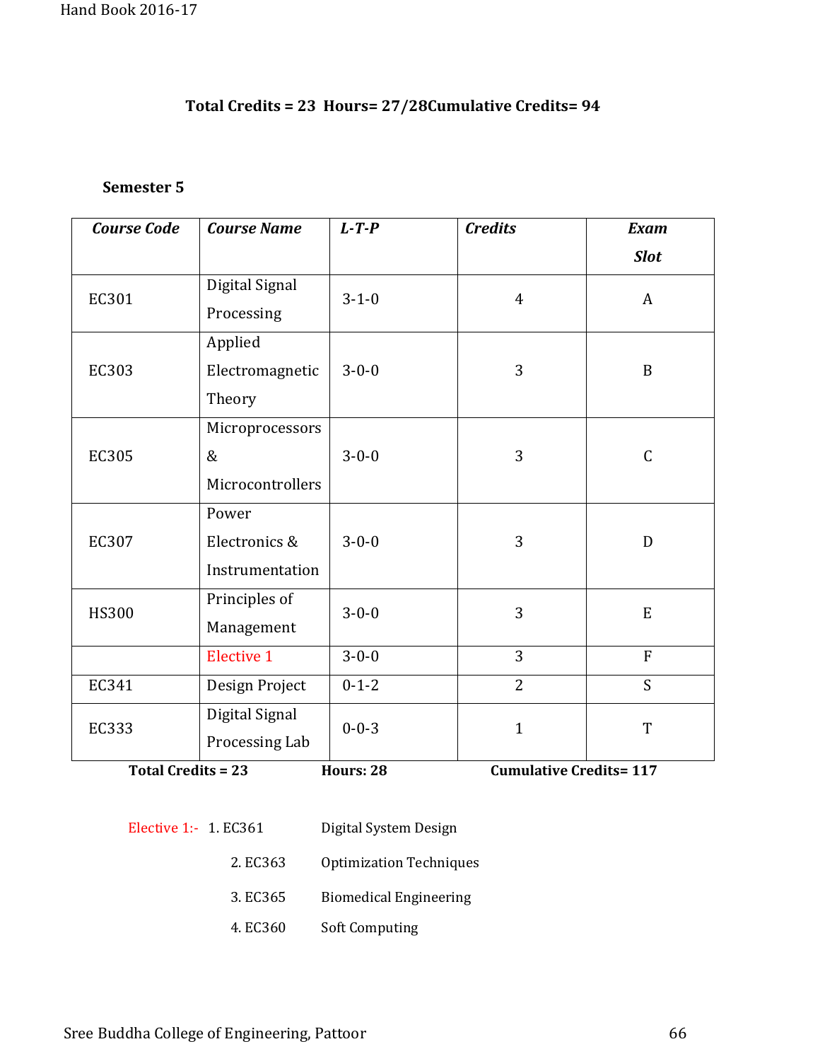**Total Credits = 23 Hours= 27/28Cumulative Credits= 94**

**Semester 5**

| *Course Code* | *Course Name* | *L-T-P* | *Credits* | *Exam Slot* |
|---|---|---|---|---|
| EC301 | Digital Signal Processing | 3-1-0 | 4 | A |
| EC303 | Applied Electromagnetic Theory | 3-0-0 | 3 | B |
| EC305 | Microprocessors & Microcontrollers | 3-0-0 | 3 | C |
| EC307 | Power Electronics & Instrumentation | 3-0-0 | 3 | D |
| HS300 | Principles of Management | 3-0-0 | 3 | E |
| | Elective 1 | 3-0-0 | 3 | F |
| EC341 | Design Project | 0-1-2 | 2 | S |
| EC333 | Digital Signal Processing Lab | 0-0-3 | 1 | T |

**Total Credits = 23** **Hours: 28** **Cumulative Credits= 117**

Elective 1:-
1. EC361 Digital System Design
2. EC363 Optimization Techniques
3. EC365 Biomedical Engineering
4. EC360 Soft Computing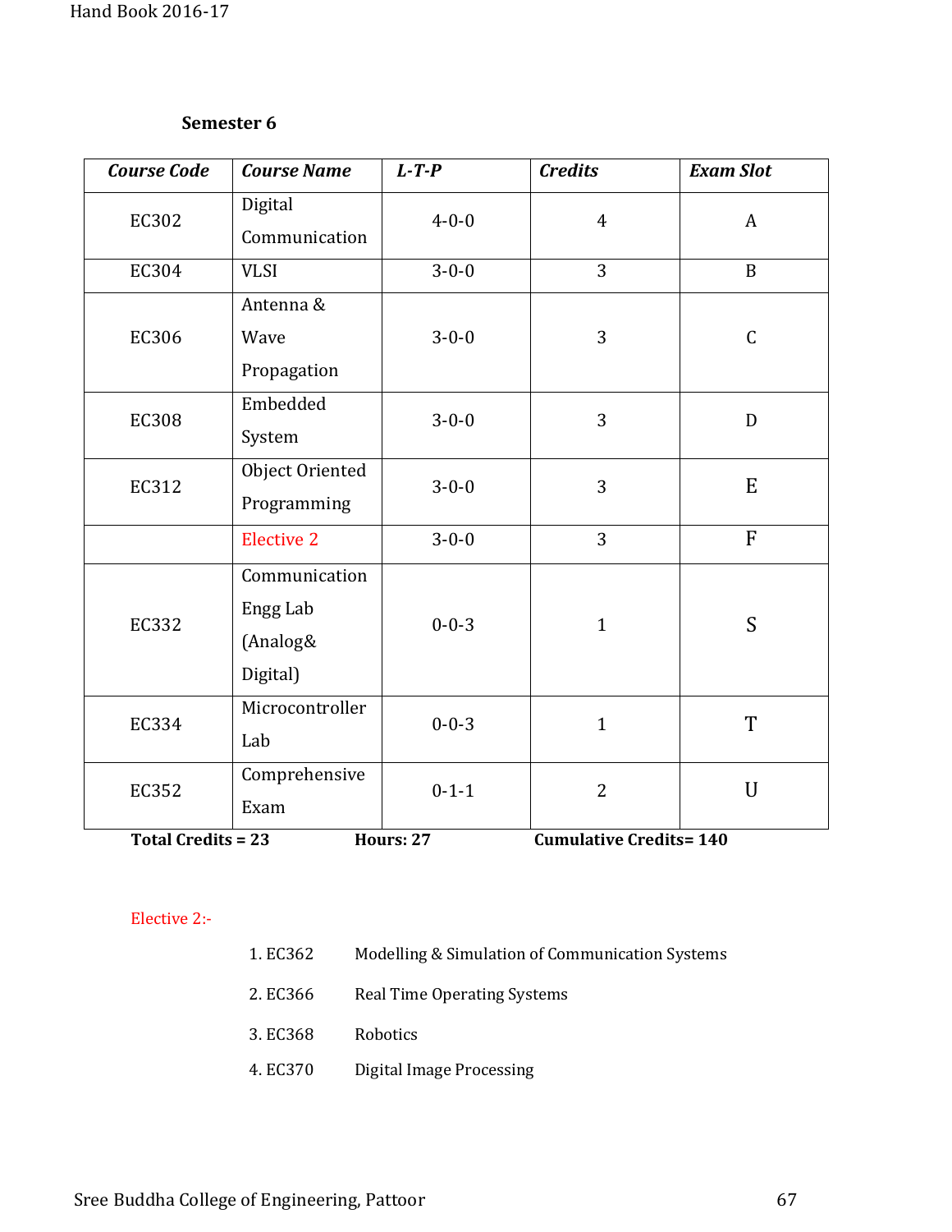### Semester 6

| *Course Code* | *Course Name* | *L-T-P* | *Credits* | *Exam Slot* |
|---|---|---|---|---|
| EC302 | Digital Communication | 4-0-0 | 4 | A |
| EC304 | VLSI | 3-0-0 | 3 | B |
| EC306 | Antenna & Wave Propagation | 3-0-0 | 3 | C |
| EC308 | Embedded System | 3-0-0 | 3 | D |
| EC312 | Object Oriented Programming | 3-0-0 | 3 | E |
| | Elective 2 | 3-0-0 | 3 | F |
| EC332 | Communication Engg Lab (Analog& Digital) | 0-0-3 | 1 | S |
| EC334 | Microcontroller Lab | 0-0-3 | 1 | T |
| EC352 | Comprehensive Exam | 0-1-1 | 2 | U |

**Total Credits = 23** **Hours: 27** **Cumulative Credits= 140**

Elective 2:-

1. EC362 Modelling & Simulation of Communication Systems
2. EC366 Real Time Operating Systems
3. EC368 Robotics
4. EC370 Digital Image Processing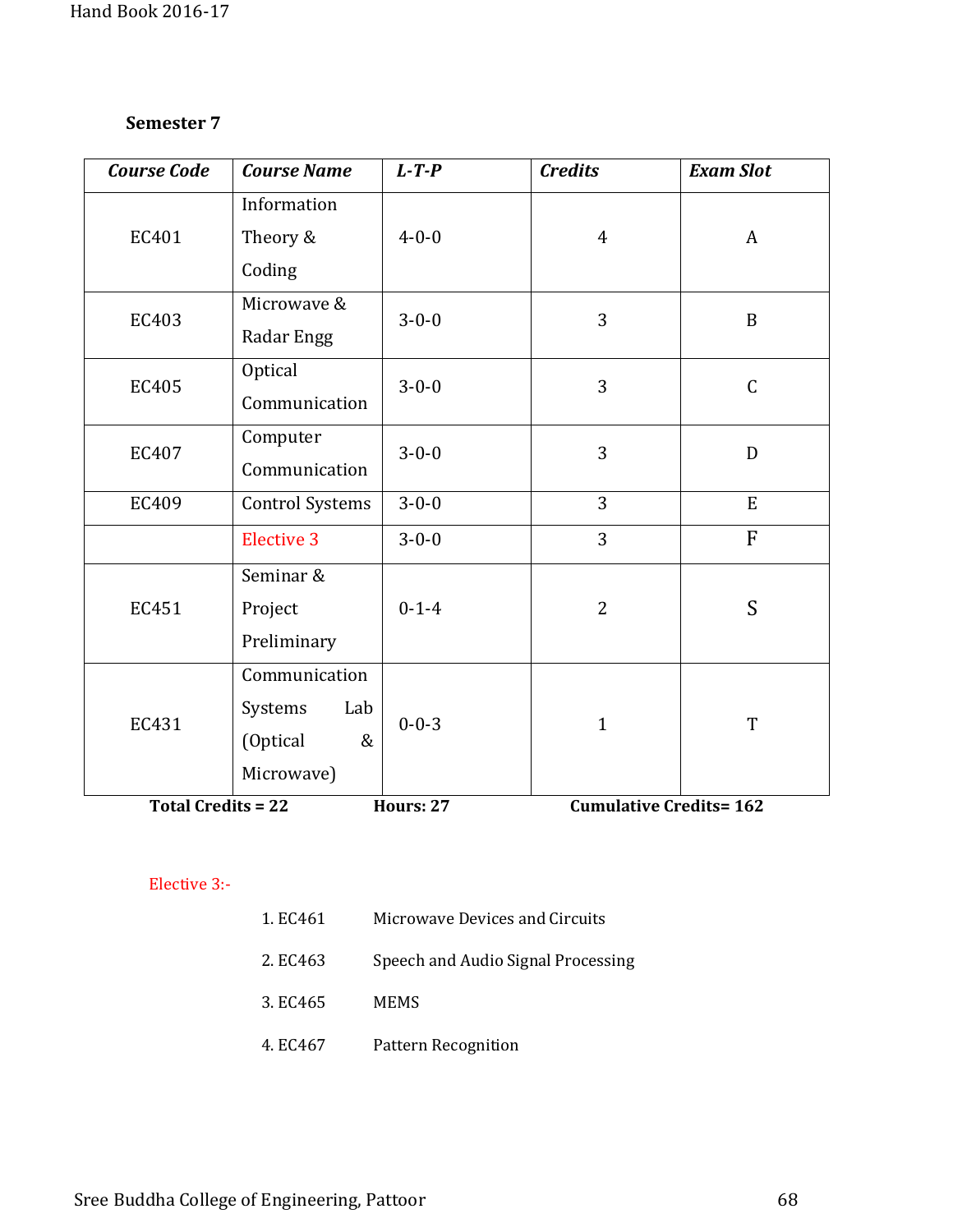### Semester 7

| *Course Code* | *Course Name* | *L-T-P* | *Credits* | *Exam Slot* |
|---|---|---|---|---|
| EC401 | Information Theory & Coding | 4-0-0 | 4 | A |
| EC403 | Microwave & Radar Engg | 3-0-0 | 3 | B |
| EC405 | Optical Communication | 3-0-0 | 3 | C |
| EC407 | Computer Communication | 3-0-0 | 3 | D |
| EC409 | Control Systems | 3-0-0 | 3 | E |
| | Elective 3 | 3-0-0 | 3 | F |
| EC451 | Seminar & Project Preliminary | 0-1-4 | 2 | S |
| EC431 | Communication Systems Lab (Optical & Microwave) | 0-0-3 | 1 | T |

**Total Credits = 22** **Hours: 27** **Cumulative Credits= 162**

Elective 3:-

1. EC461 Microwave Devices and Circuits
2. EC463 Speech and Audio Signal Processing
3. EC465 MEMS
4. EC467 Pattern Recognition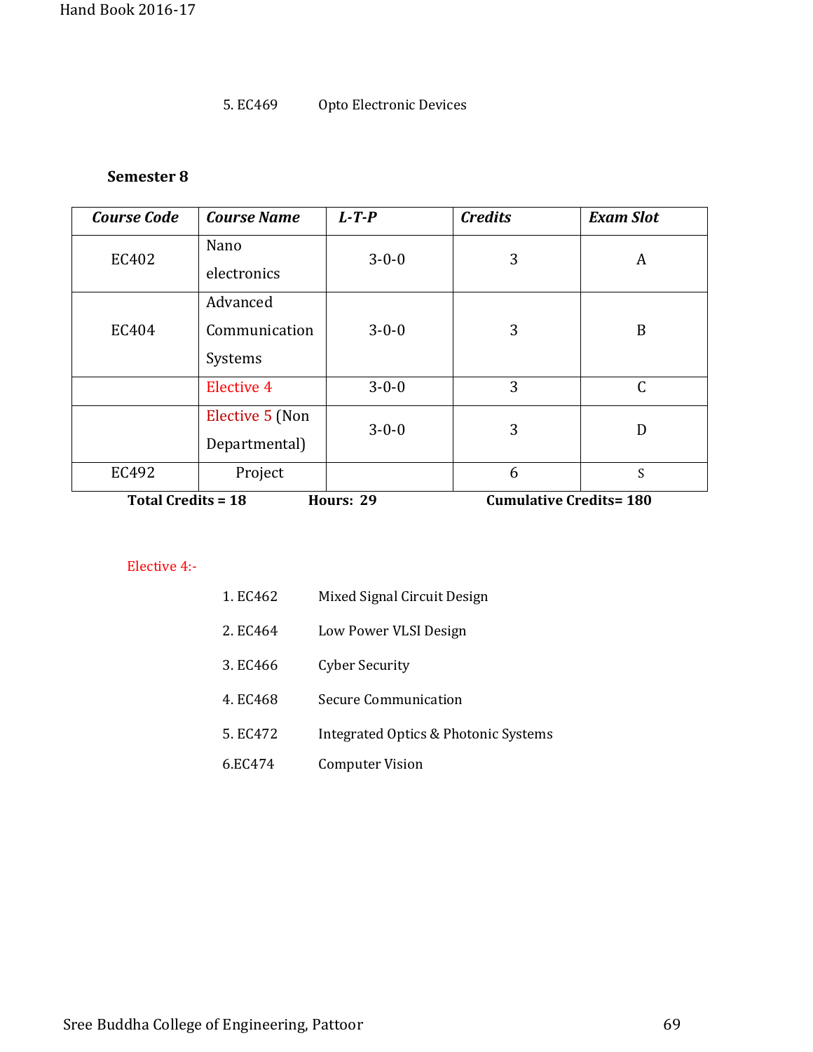5. EC469 Opto Electronic Devices

**Semester 8**

| *Course Code* | *Course Name* | *L-T-P* | *Credits* | *Exam Slot* |
|---|---|---|---|---|
| EC402 | Nano electronics | 3-0-0 | 3 | A |
| EC404 | Advanced Communication Systems | 3-0-0 | 3 | B |
| | Elective 4 | 3-0-0 | 3 | C |
| | Elective 5 (Non Departmental) | 3-0-0 | 3 | D |
| EC492 | Project | | 6 | S |

**Total Credits = 18** **Hours: 29** **Cumulative Credits= 180**

Elective 4:-

1. EC462 Mixed Signal Circuit Design
2. EC464 Low Power VLSI Design
3. EC466 Cyber Security
4. EC468 Secure Communication
5. EC472 Integrated Optics & Photonic Systems
6. EC474 Computer Vision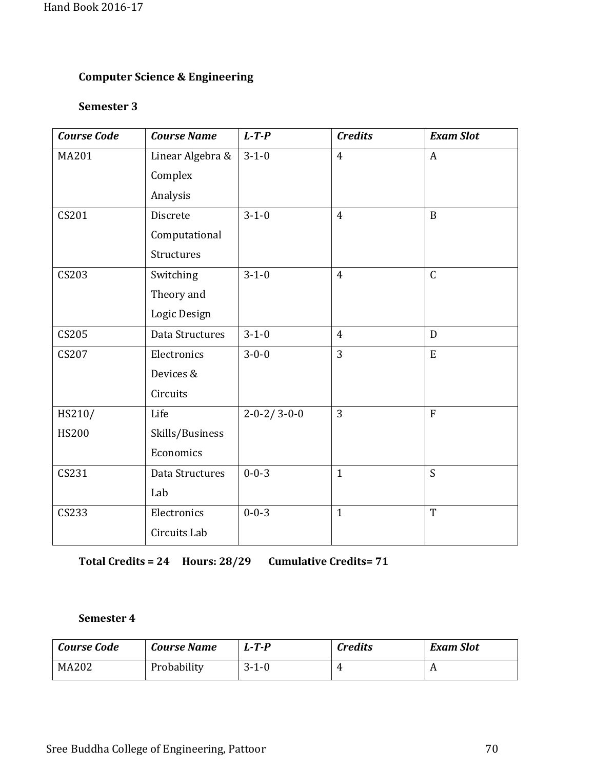**Computer Science & Engineering**

**Semester 3**

| *Course Code* | *Course Name* | *L-T-P* | *Credits* | *Exam Slot* |
|---|---|---|---|---|
| MA201 | Linear Algebra & Complex Analysis | 3-1-0 | 4 | A |
| CS201 | Discrete Computational Structures | 3-1-0 | 4 | B |
| CS203 | Switching Theory and Logic Design | 3-1-0 | 4 | C |
| CS205 | Data Structures | 3-1-0 | 4 | D |
| CS207 | Electronics Devices & Circuits | 3-0-0 | 3 | E |
| HS210/ HS200 | Life Skills/Business Economics | 2-0-2/ 3-0-0 | 3 | F |
| CS231 | Data Structures Lab | 0-0-3 | 1 | S |
| CS233 | Electronics Circuits Lab | 0-0-3 | 1 | T |

**Total Credits = 24 Hours: 28/29 Cumulative Credits= 71**

**Semester 4**

| *Course Code* | *Course Name* | *L-T-P* | *Credits* | *Exam Slot* |
|---|---|---|---|---|
| MA202 | Probability | 3-1-0 | 4 | A |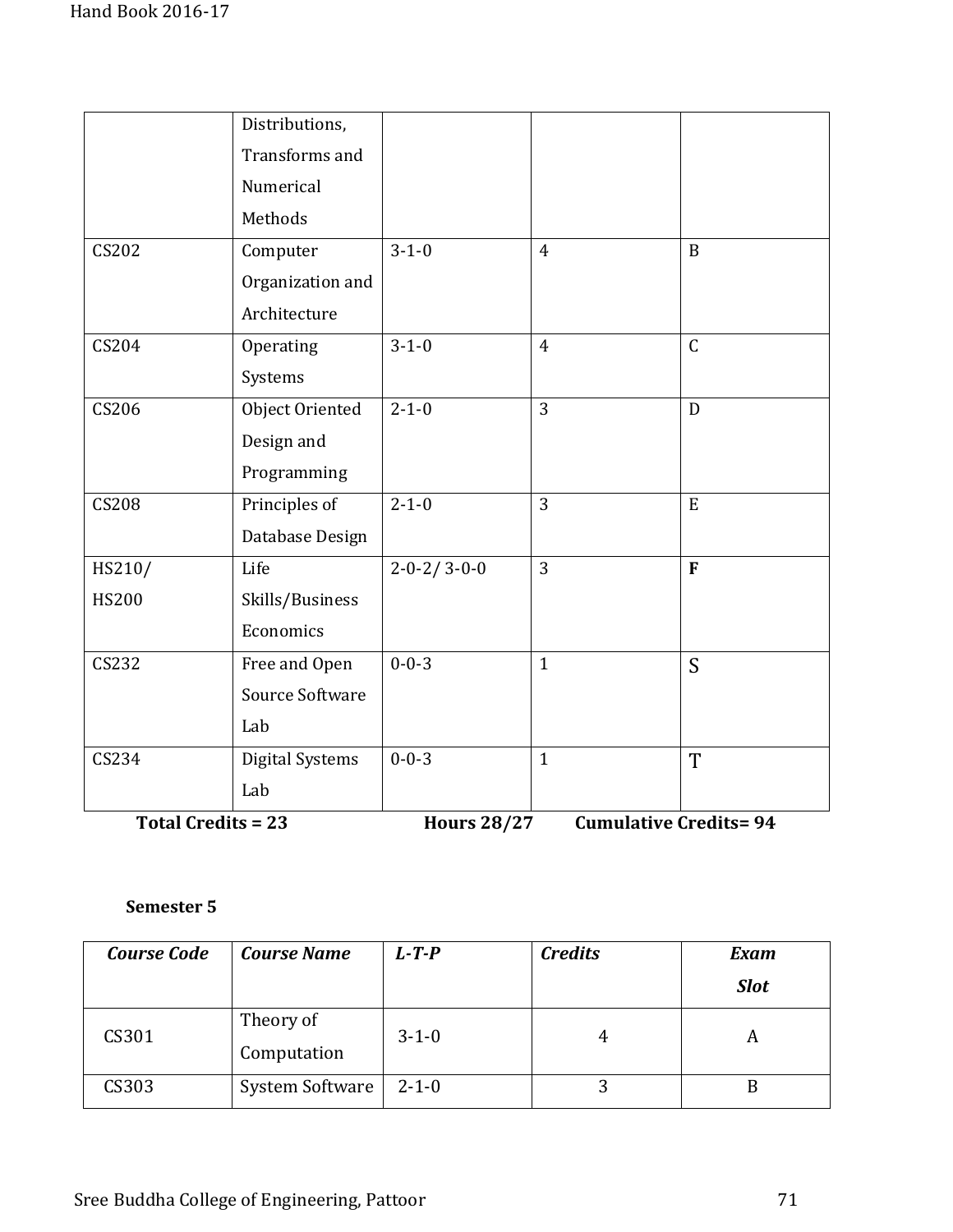| | | | | |
|---|---|---|---|---|
| | Distributions, Transforms and Numerical Methods | | | |
| CS202 | Computer Organization and Architecture | 3-1-0 | 4 | B |
| CS204 | Operating Systems | 3-1-0 | 4 | C |
| CS206 | Object Oriented Design and Programming | 2-1-0 | 3 | D |
| CS208 | Principles of Database Design | 2-1-0 | 3 | E |
| HS210/ HS200 | Life Skills/Business Economics | 2-0-2/ 3-0-0 | 3 | **F** |
| CS232 | Free and Open Source Software Lab | 0-0-3 | 1 | S |
| CS234 | Digital Systems Lab | 0-0-3 | 1 | T |

**Total Credits = 23** **Hours 28/27** **Cumulative Credits= 94**

**Semester 5**

| ***Course Code*** | ***Course Name*** | ***L-T-P*** | ***Credits*** | ***Exam Slot*** |
|---|---|---|---|---|
| CS301 | Theory of Computation | 3-1-0 | 4 | A |
| CS303 | System Software | 2-1-0 | 3 | B |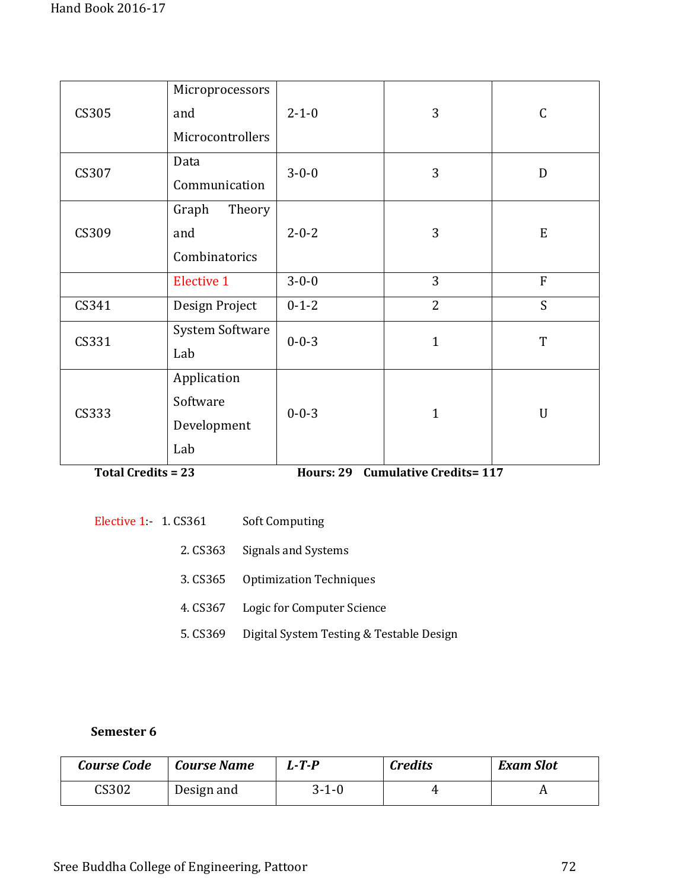| CS305 | Microprocessors and Microcontrollers | 2-1-0 | 3 | C |
|---|---|---|---|---|
| CS307 | Data Communication | 3-0-0 | 3 | D |
| CS309 | Graph Theory and Combinatorics | 2-0-2 | 3 | E |
| | Elective 1 | 3-0-0 | 3 | F |
| CS341 | Design Project | 0-1-2 | 2 | S |
| CS331 | System Software Lab | 0-0-3 | 1 | T |
| CS333 | Application Software Development Lab | 0-0-3 | 1 | U |

**Total Credits = 23** **Hours: 29** **Cumulative Credits= 117**

Elective 1:-
1. CS361 Soft Computing
2. CS363 Signals and Systems
3. CS365 Optimization Techniques
4. CS367 Logic for Computer Science
5. CS369 Digital System Testing & Testable Design

**Semester 6**

| ***Course Code*** | ***Course Name*** | ***L-T-P*** | ***Credits*** | ***Exam Slot*** |
|---|---|---|---|---|
| CS302 | Design and | 3-1-0 | 4 | A |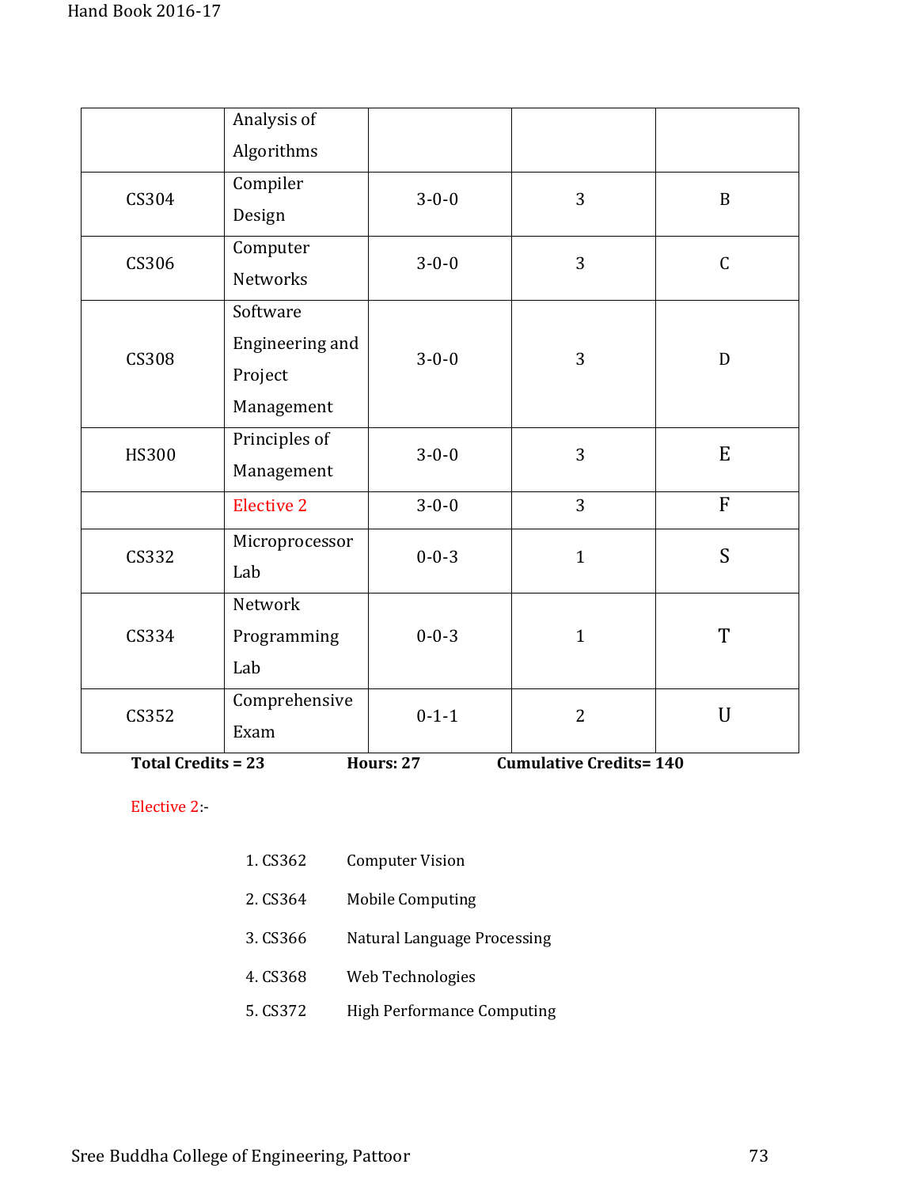| | | | | |
|---|---|---|---|---|
| | Analysis of Algorithms | | | |
| CS304 | Compiler Design | 3-0-0 | 3 | B |
| CS306 | Computer Networks | 3-0-0 | 3 | C |
| CS308 | Software Engineering and Project Management | 3-0-0 | 3 | D |
| HS300 | Principles of Management | 3-0-0 | 3 | E |
| | Elective 2 | 3-0-0 | 3 | F |
| CS332 | Microprocessor Lab | 0-0-3 | 1 | S |
| CS334 | Network Programming Lab | 0-0-3 | 1 | T |
| CS352 | Comprehensive Exam | 0-1-1 | 2 | U |

**Total Credits = 23** **Hours: 27** **Cumulative Credits= 140**

Elective 2:-

1. CS362 Computer Vision
2. CS364 Mobile Computing
3. CS366 Natural Language Processing
4. CS368 Web Technologies
5. CS372 High Performance Computing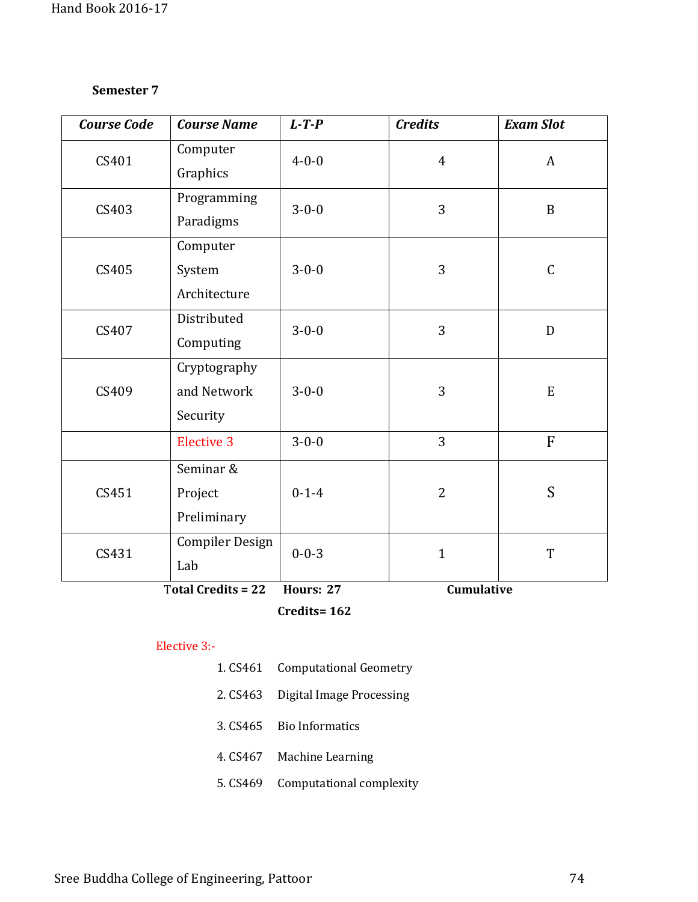**Semester 7**

| *Course Code* | *Course Name* | *L-T-P* | *Credits* | *Exam Slot* |
|---|---|---|---|---|
| CS401 | Computer Graphics | 4-0-0 | 4 | A |
| CS403 | Programming Paradigms | 3-0-0 | 3 | B |
| CS405 | Computer System Architecture | 3-0-0 | 3 | C |
| CS407 | Distributed Computing | 3-0-0 | 3 | D |
| CS409 | Cryptography and Network Security | 3-0-0 | 3 | E |
| | Elective 3 | 3-0-0 | 3 | F |
| CS451 | Seminar & Project Preliminary | 0-1-4 | 2 | S |
| CS431 | Compiler Design Lab | 0-0-3 | 1 | T |

**Total Credits = 22    Hours: 27    Cumulative Credits= 162**

Elective 3:-

1. CS461 Computational Geometry
2. CS463 Digital Image Processing
3. CS465 Bio Informatics
4. CS467 Machine Learning
5. CS469 Computational complexity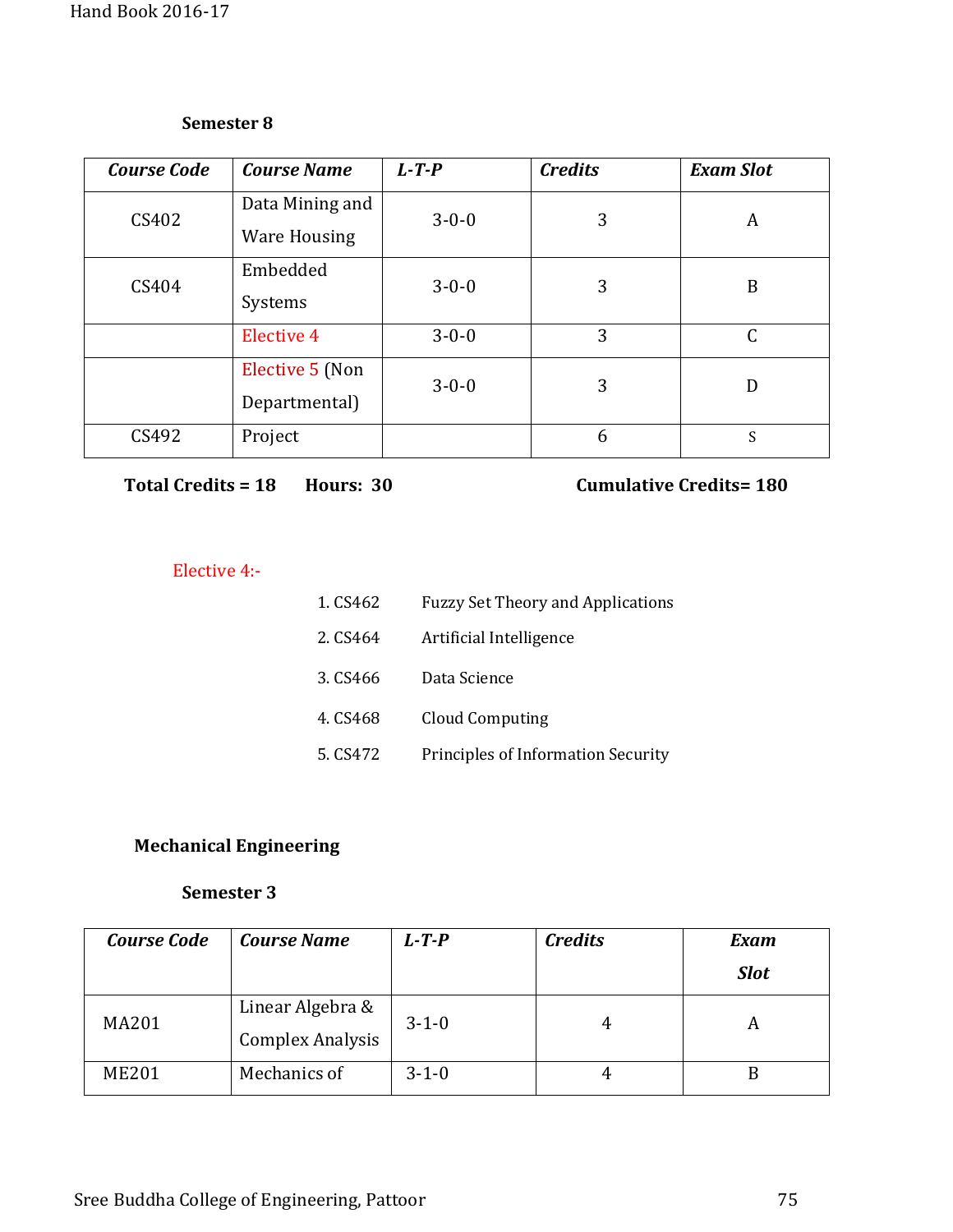### Semester 8

| *Course Code* | *Course Name* | *L-T-P* | *Credits* | *Exam Slot* |
|---|---|---|---|---|
| CS402 | Data Mining and Ware Housing | 3-0-0 | 3 | A |
| CS404 | Embedded Systems | 3-0-0 | 3 | B |
| | Elective 4 | 3-0-0 | 3 | C |
| | Elective 5 (Non Departmental) | 3-0-0 | 3 | D |
| CS492 | Project | | 6 | S |

**Total Credits = 18 Hours: 30 Cumulative Credits= 180**

Elective 4:-

1. CS462 Fuzzy Set Theory and Applications
2. CS464 Artificial Intelligence
3. CS466 Data Science
4. CS468 Cloud Computing
5. CS472 Principles of Information Security

## Mechanical Engineering

### Semester 3

| *Course Code* | *Course Name* | *L-T-P* | *Credits* | *Exam Slot* |
|---|---|---|---|---|
| MA201 | Linear Algebra & Complex Analysis | 3-1-0 | 4 | A |
| ME201 | Mechanics of | 3-1-0 | 4 | B |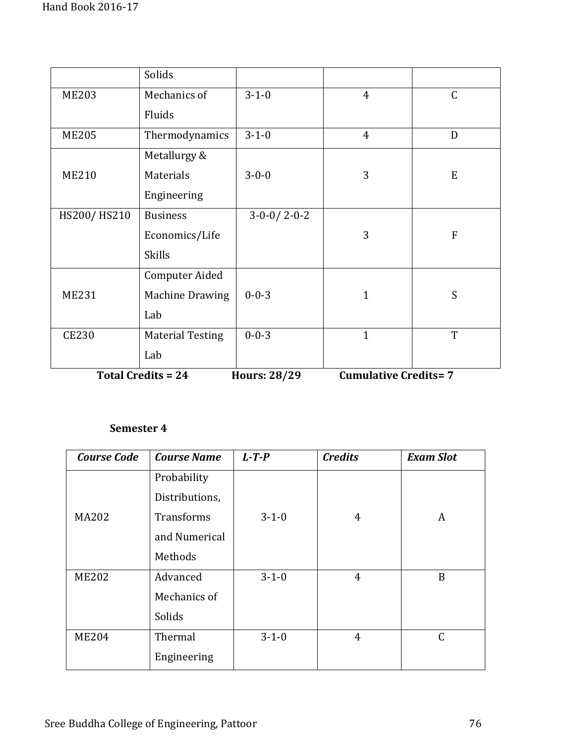|  | Solids |  |  |  |
|---|---|---|---|---|
| ME203 | Mechanics of Fluids | 3-1-0 | 4 | C |
| ME205 | Thermodynamics | 3-1-0 | 4 | D |
| ME210 | Metallurgy & Materials Engineering | 3-0-0 | 3 | E |
| HS200/ HS210 | Business Economics/Life Skills | 3-0-0/ 2-0-2 | 3 | F |
| ME231 | Computer Aided Machine Drawing Lab | 0-0-3 | 1 | S |
| CE230 | Material Testing Lab | 0-0-3 | 1 | T |

**Total Credits = 24** **Hours: 28/29** **Cumulative Credits= 7**

**Semester 4**

| ***Course Code*** | ***Course Name*** | ***L-T-P*** | ***Credits*** | ***Exam Slot*** |
|---|---|---|---|---|
| MA202 | Probability Distributions, Transforms and Numerical Methods | 3-1-0 | 4 | A |
| ME202 | Advanced Mechanics of Solids | 3-1-0 | 4 | B |
| ME204 | Thermal Engineering | 3-1-0 | 4 | C |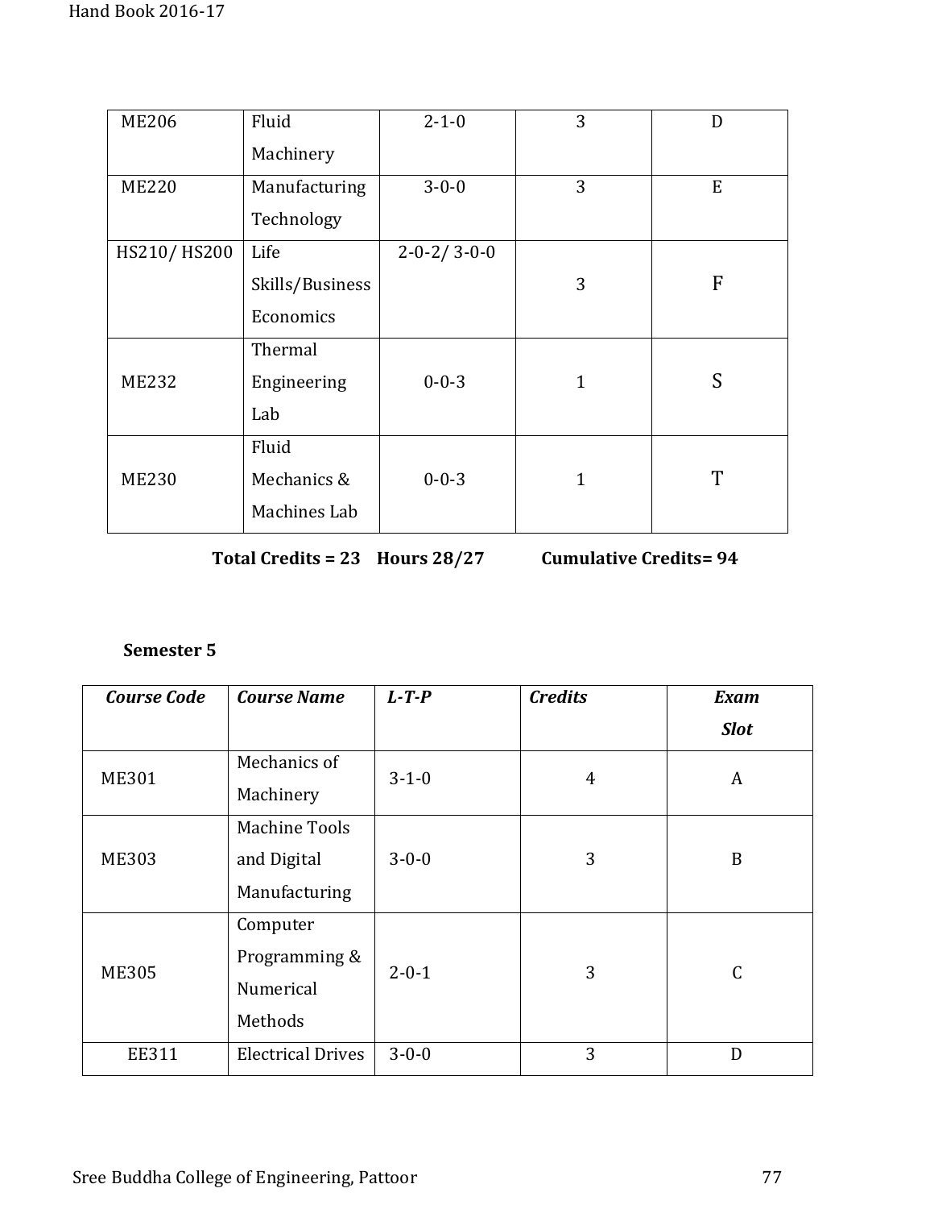| ME206 | Fluid Machinery | 2-1-0 | 3 | D |
|---|---|---|---|---|
| ME220 | Manufacturing Technology | 3-0-0 | 3 | E |
| HS210/ HS200 | Life Skills/Business Economics | 2-0-2/ 3-0-0 | 3 | F |
| ME232 | Thermal Engineering Lab | 0-0-3 | 1 | S |
| ME230 | Fluid Mechanics & Machines Lab | 0-0-3 | 1 | T |

**Total Credits = 23 Hours 28/27 Cumulative Credits= 94**

**Semester 5**

| *Course Code* | *Course Name* | *L-T-P* | *Credits* | *Exam Slot* |
|---|---|---|---|---|
| ME301 | Mechanics of Machinery | 3-1-0 | 4 | A |
| ME303 | Machine Tools and Digital Manufacturing | 3-0-0 | 3 | B |
| ME305 | Computer Programming & Numerical Methods | 2-0-1 | 3 | C |
| EE311 | Electrical Drives | 3-0-0 | 3 | D |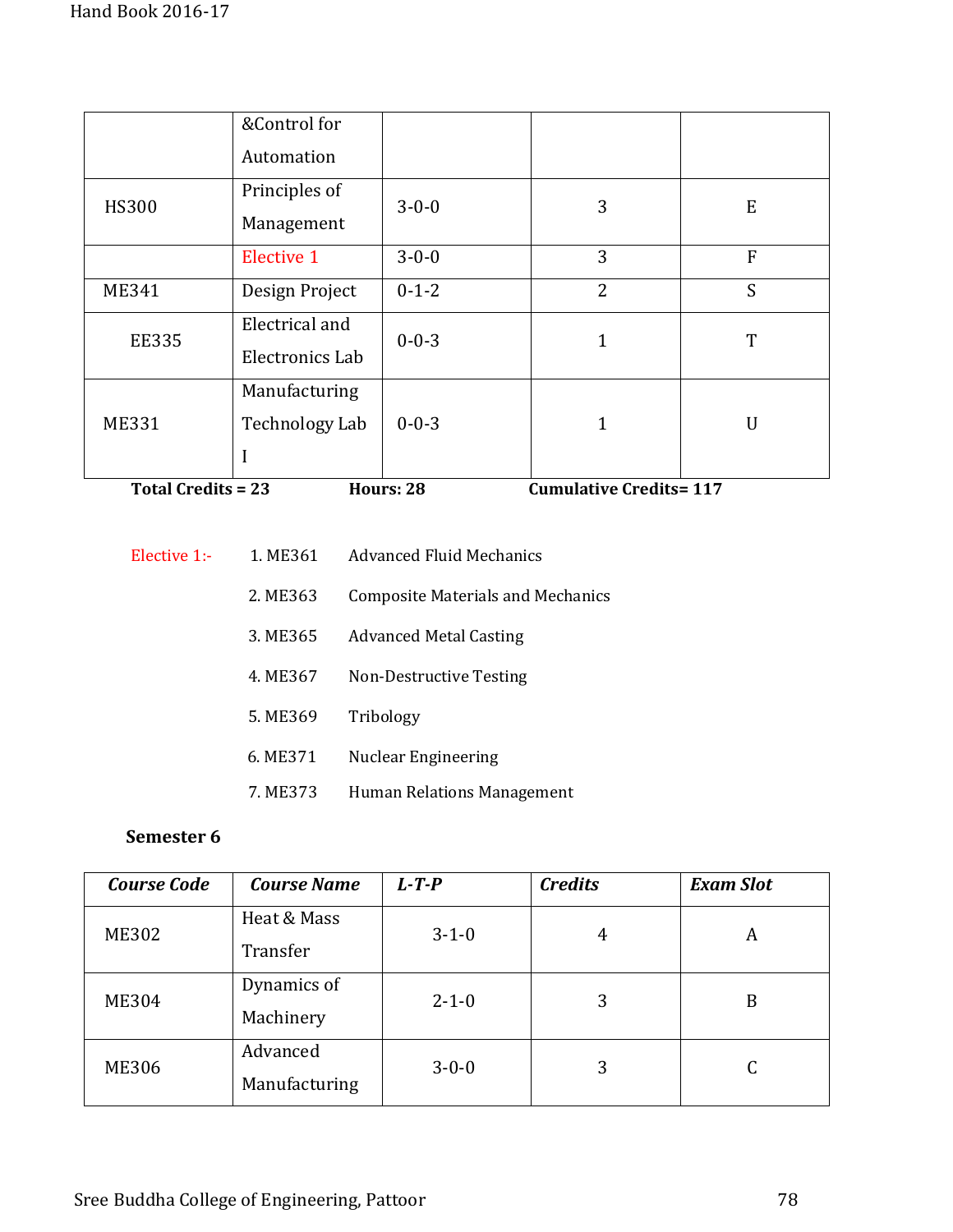| | &Control for Automation | | | |
|---|---|---|---|---|
| HS300 | Principles of Management | 3-0-0 | 3 | E |
| | Elective 1 | 3-0-0 | 3 | F |
| ME341 | Design Project | 0-1-2 | 2 | S |
| EE335 | Electrical and Electronics Lab | 0-0-3 | 1 | T |
| ME331 | Manufacturing Technology Lab I | 0-0-3 | 1 | U |

**Total Credits = 23** **Hours: 28** **Cumulative Credits= 117**

Elective 1:-

1. ME361 Advanced Fluid Mechanics
2. ME363 Composite Materials and Mechanics
3. ME365 Advanced Metal Casting
4. ME367 Non-Destructive Testing
5. ME369 Tribology
6. ME371 Nuclear Engineering
7. ME373 Human Relations Management

**Semester 6**

| ***Course Code*** | ***Course Name*** | ***L-T-P*** | ***Credits*** | ***Exam Slot*** |
|---|---|---|---|---|
| ME302 | Heat & Mass Transfer | 3-1-0 | 4 | A |
| ME304 | Dynamics of Machinery | 2-1-0 | 3 | B |
| ME306 | Advanced Manufacturing | 3-0-0 | 3 | C |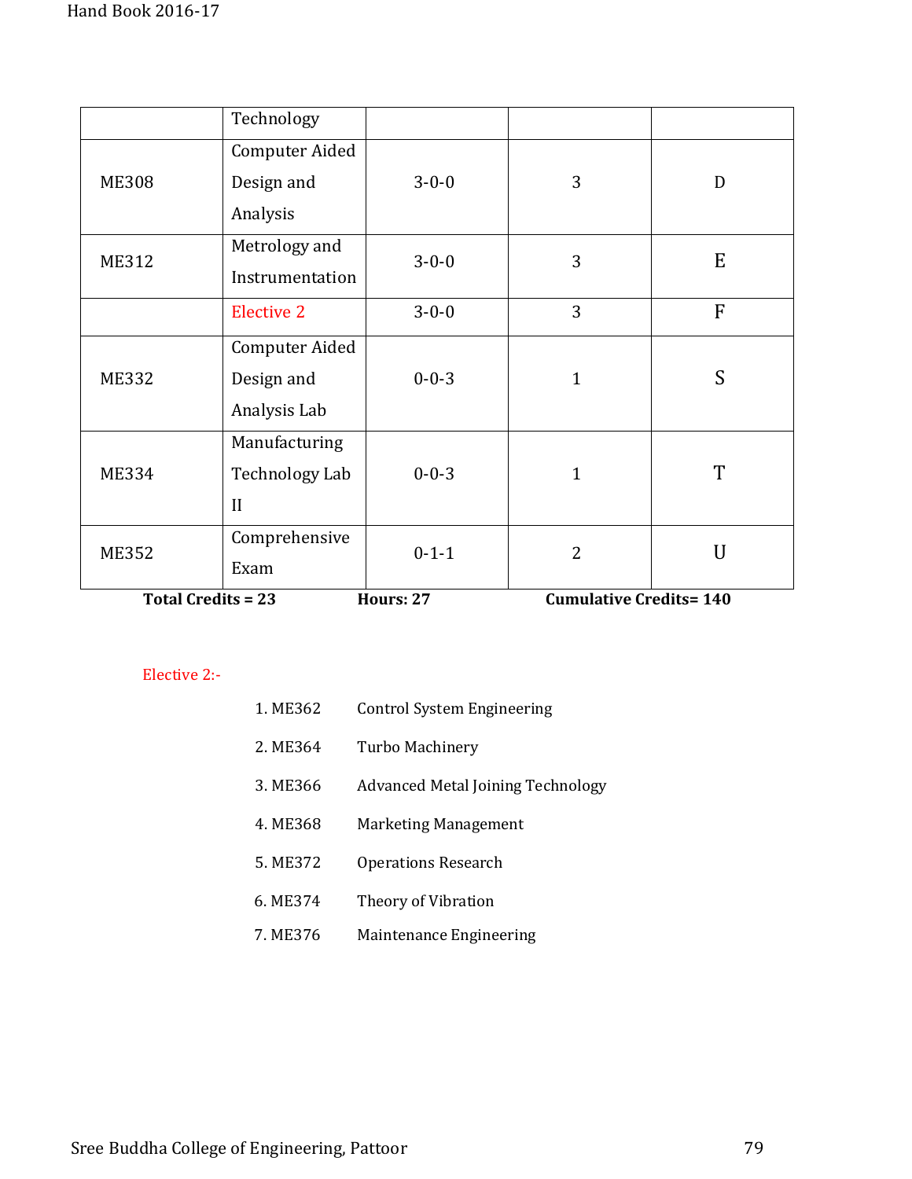| | | | | |
|---|---|---|---|---|
| | Technology | | | |
| ME308 | Computer Aided Design and Analysis | 3-0-0 | 3 | D |
| ME312 | Metrology and Instrumentation | 3-0-0 | 3 | E |
| | Elective 2 | 3-0-0 | 3 | F |
| ME332 | Computer Aided Design and Analysis Lab | 0-0-3 | 1 | S |
| ME334 | Manufacturing Technology Lab II | 0-0-3 | 1 | T |
| ME352 | Comprehensive Exam | 0-1-1 | 2 | U |

**Total Credits = 23** **Hours: 27** **Cumulative Credits= 140**

Elective 2:-

1. ME362 Control System Engineering
2. ME364 Turbo Machinery
3. ME366 Advanced Metal Joining Technology
4. ME368 Marketing Management
5. ME372 Operations Research
6. ME374 Theory of Vibration
7. ME376 Maintenance Engineering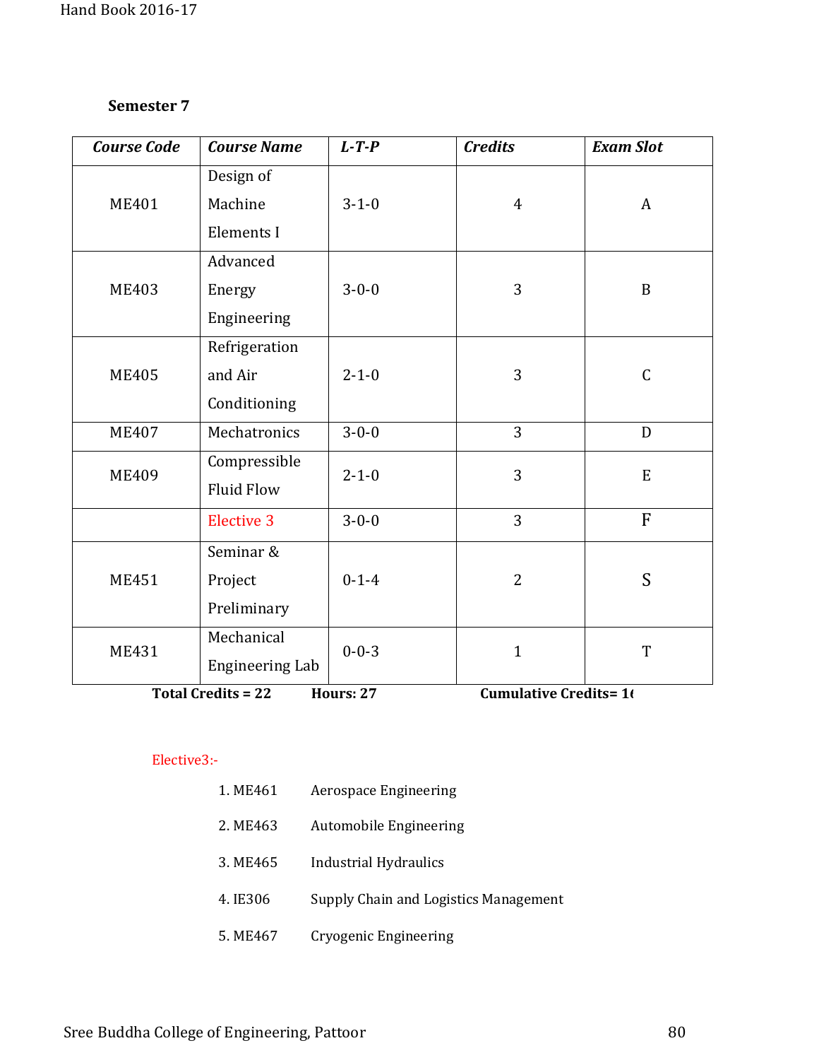**Semester 7**

| *Course Code* | *Course Name* | *L-T-P* | *Credits* | *Exam Slot* |
|---|---|---|---|---|
| ME401 | Design of Machine Elements I | 3-1-0 | 4 | A |
| ME403 | Advanced Energy Engineering | 3-0-0 | 3 | B |
| ME405 | Refrigeration and Air Conditioning | 2-1-0 | 3 | C |
| ME407 | Mechatronics | 3-0-0 | 3 | D |
| ME409 | Compressible Fluid Flow | 2-1-0 | 3 | E |
| | Elective 3 | 3-0-0 | 3 | F |
| ME451 | Seminar & Project Preliminary | 0-1-4 | 2 | S |
| ME431 | Mechanical Engineering Lab | 0-0-3 | 1 | T |

**Total Credits = 22** **Hours: 27** **Cumulative Credits= 1(**

Elective3:-

1. ME461 Aerospace Engineering
2. ME463 Automobile Engineering
3. ME465 Industrial Hydraulics
4. IE306 Supply Chain and Logistics Management
5. ME467 Cryogenic Engineering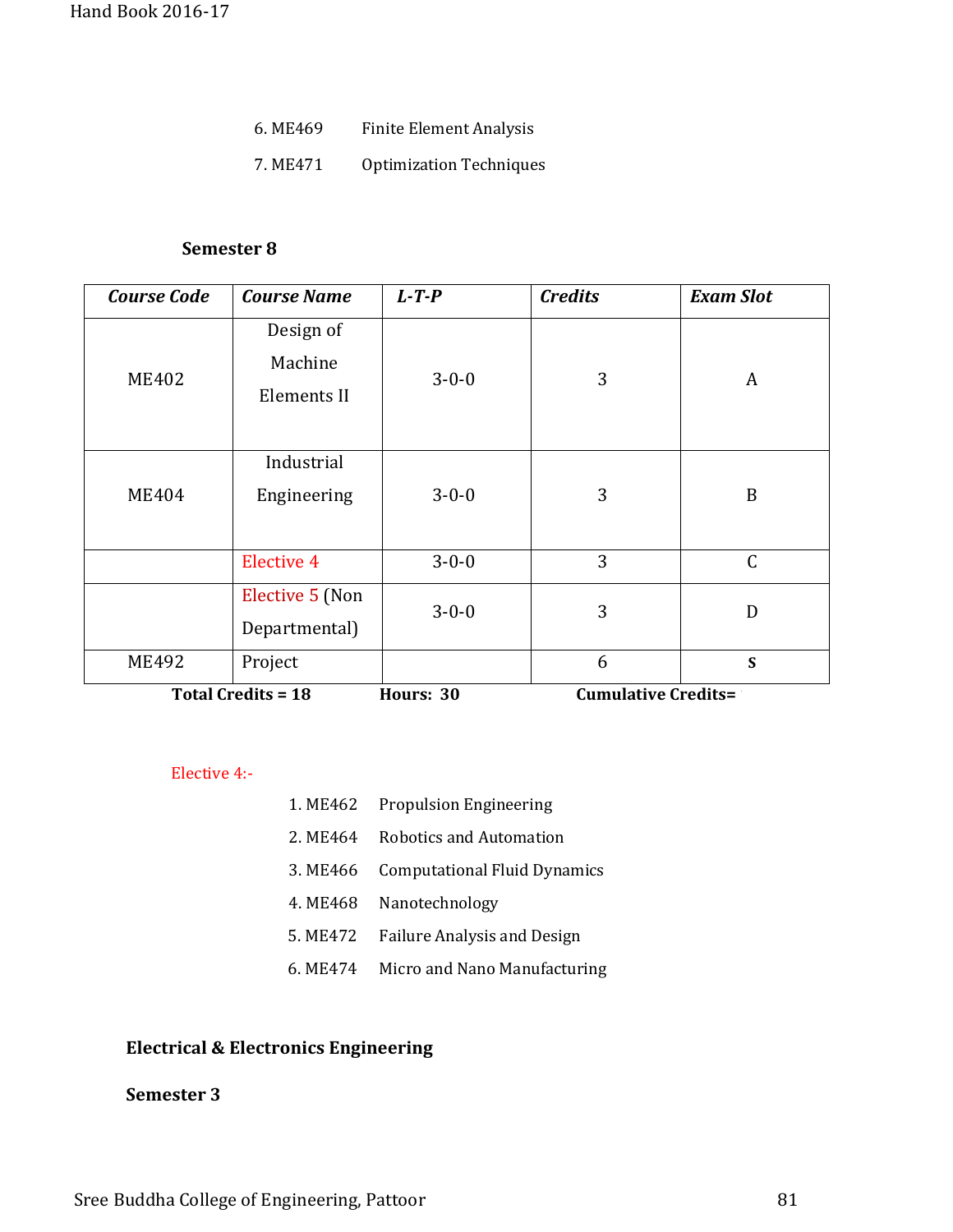6. ME469 Finite Element Analysis
7. ME471 Optimization Techniques

**Semester 8**

| *Course Code* | *Course Name* | *L-T-P* | *Credits* | *Exam Slot* |
|---|---|---|---|---|
| ME402 | Design of Machine Elements II | 3-0-0 | 3 | A |
| ME404 | Industrial Engineering | 3-0-0 | 3 | B |
| | Elective 4 | 3-0-0 | 3 | C |
| | Elective 5 (Non Departmental) | 3-0-0 | 3 | D |
| ME492 | Project | | 6 | S |

**Total Credits = 18** **Hours: 30** **Cumulative Credits=**

Elective 4:-

1. ME462 Propulsion Engineering
2. ME464 Robotics and Automation
3. ME466 Computational Fluid Dynamics
4. ME468 Nanotechnology
5. ME472 Failure Analysis and Design
6. ME474 Micro and Nano Manufacturing

**Electrical & Electronics Engineering**

**Semester 3**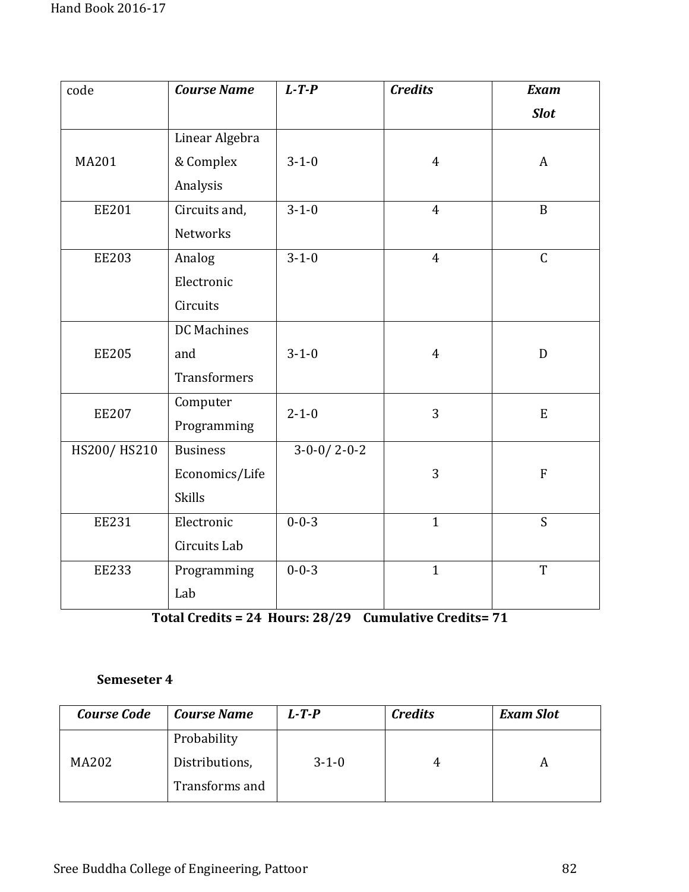| code | *Course Name* | *L-T-P* | *Credits* | *Exam Slot* |
|---|---|---|---|---|
| MA201 | Linear Algebra & Complex Analysis | 3-1-0 | 4 | A |
| EE201 | Circuits and, Networks | 3-1-0 | 4 | B |
| EE203 | Analog Electronic Circuits | 3-1-0 | 4 | C |
| EE205 | DC Machines and Transformers | 3-1-0 | 4 | D |
| EE207 | Computer Programming | 2-1-0 | 3 | E |
| HS200/ HS210 | Business Economics/Life Skills | 3-0-0/ 2-0-2 | 3 | F |
| EE231 | Electronic Circuits Lab | 0-0-3 | 1 | S |
| EE233 | Programming Lab | 0-0-3 | 1 | T |

**Total Credits = 24 Hours: 28/29 Cumulative Credits= 71**

**Semeseter 4**

| *Course Code* | *Course Name* | *L-T-P* | *Credits* | *Exam Slot* |
|---|---|---|---|---|
| MA202 | Probability Distributions, Transforms and | 3-1-0 | 4 | A |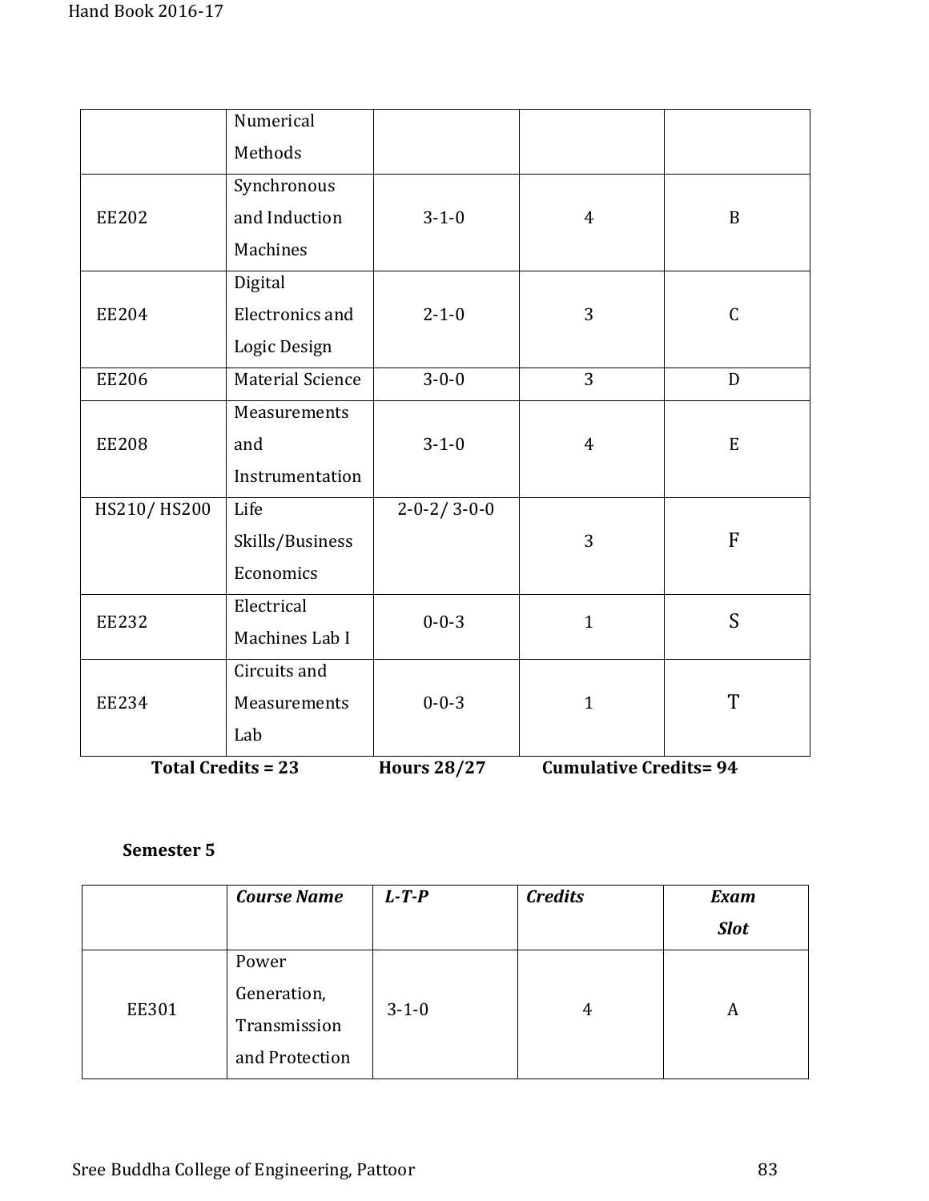| | Numerical Methods | | | |
|---|---|---|---|---|
| EE202 | Synchronous and Induction Machines | 3-1-0 | 4 | B |
| EE204 | Digital Electronics and Logic Design | 2-1-0 | 3 | C |
| EE206 | Material Science | 3-0-0 | 3 | D |
| EE208 | Measurements and Instrumentation | 3-1-0 | 4 | E |
| HS210/ HS200 | Life Skills/Business Economics | 2-0-2/ 3-0-0 | 3 | F |
| EE232 | Electrical Machines Lab I | 0-0-3 | 1 | S |
| EE234 | Circuits and Measurements Lab | 0-0-3 | 1 | T |

**Total Credits = 23 Hours 28/27 Cumulative Credits= 94**

**Semester 5**

| | ***Course Name*** | ***L-T-P*** | ***Credits*** | ***Exam Slot*** |
|---|---|---|---|---|
| EE301 | Power Generation, Transmission and Protection | 3-1-0 | 4 | A |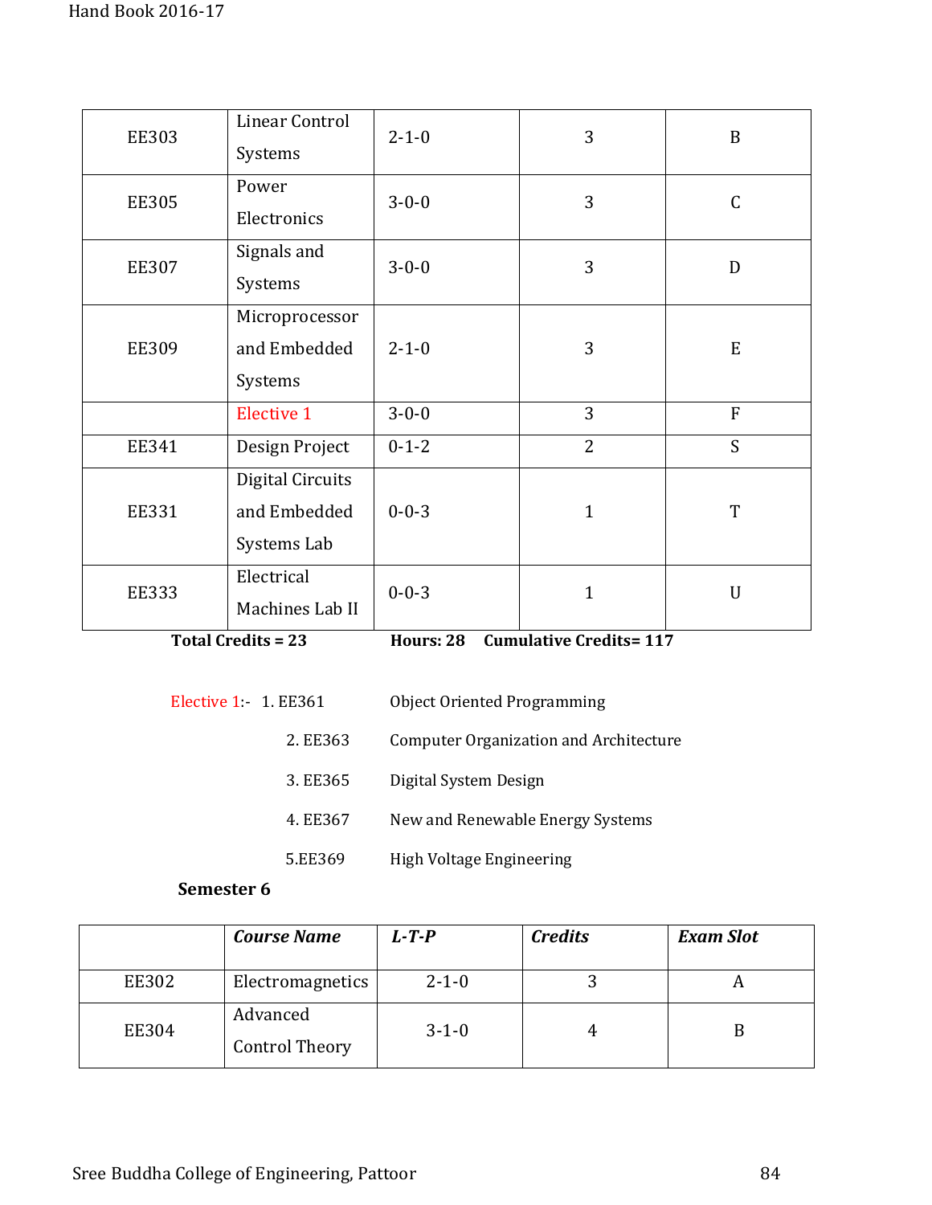| | | | | |
|---|---|---|---|---|
| EE303 | Linear Control Systems | 2-1-0 | 3 | B |
| EE305 | Power Electronics | 3-0-0 | 3 | C |
| EE307 | Signals and Systems | 3-0-0 | 3 | D |
| EE309 | Microprocessor and Embedded Systems | 2-1-0 | 3 | E |
| | Elective 1 | 3-0-0 | 3 | F |
| EE341 | Design Project | 0-1-2 | 2 | S |
| EE331 | Digital Circuits and Embedded Systems Lab | 0-0-3 | 1 | T |
| EE333 | Electrical Machines Lab II | 0-0-3 | 1 | U |

**Total Credits = 23** **Hours: 28** **Cumulative Credits= 117**

Elective 1:-
1. EE361 Object Oriented Programming
2. EE363 Computer Organization and Architecture
3. EE365 Digital System Design
4. EE367 New and Renewable Energy Systems
5. EE369 High Voltage Engineering

**Semester 6**

| | ***Course Name*** | ***L-T-P*** | ***Credits*** | ***Exam Slot*** |
|---|---|---|---|---|
| EE302 | Electromagnetics | 2-1-0 | 3 | A |
| EE304 | Advanced Control Theory | 3-1-0 | 4 | B |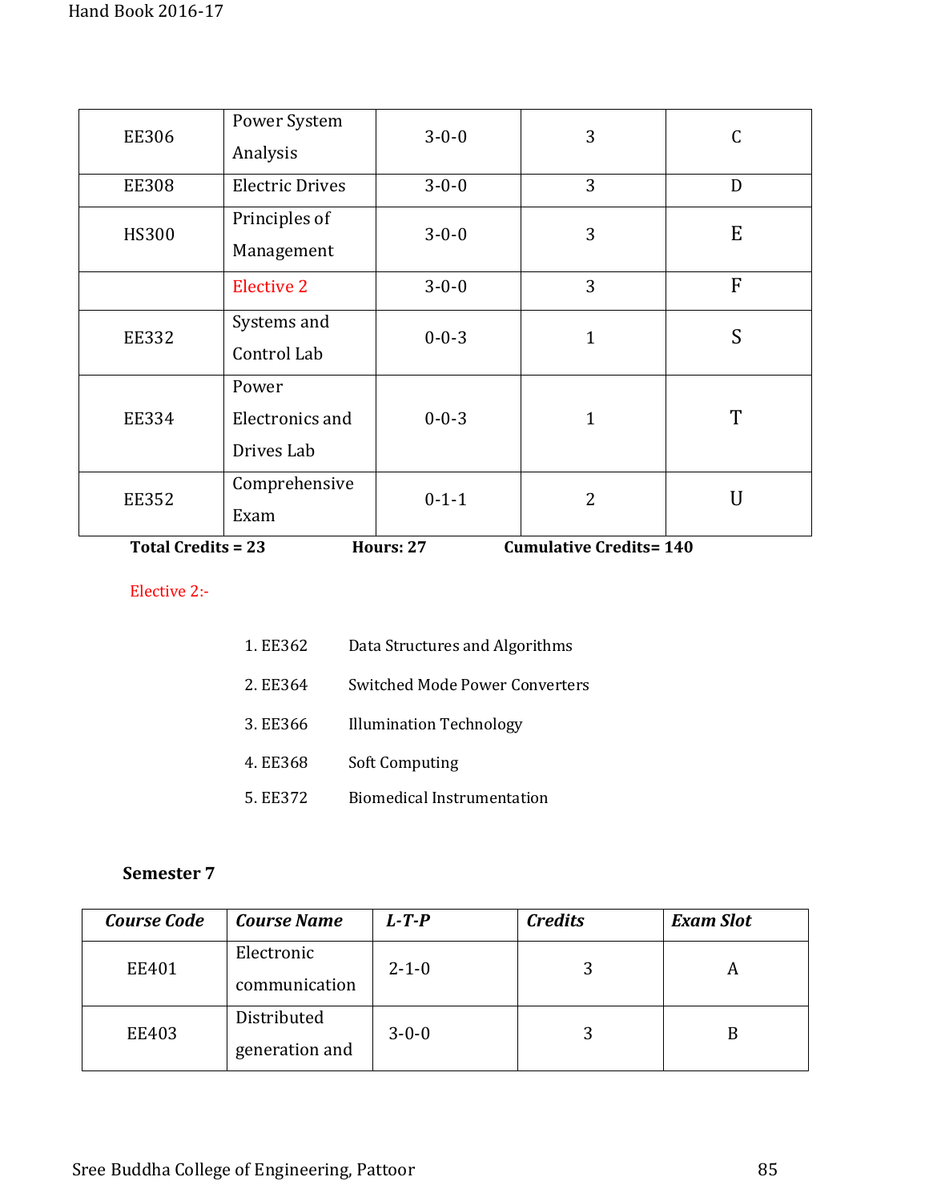| EE306 | Power System Analysis | 3-0-0 | 3 | C |
|---|---|---|---|---|
| EE308 | Electric Drives | 3-0-0 | 3 | D |
| HS300 | Principles of Management | 3-0-0 | 3 | E |
| | Elective 2 | 3-0-0 | 3 | F |
| EE332 | Systems and Control Lab | 0-0-3 | 1 | S |
| EE334 | Power Electronics and Drives Lab | 0-0-3 | 1 | T |
| EE352 | Comprehensive Exam | 0-1-1 | 2 | U |

**Total Credits = 23** **Hours: 27** **Cumulative Credits= 140**

Elective 2:-

1. EE362 Data Structures and Algorithms
2. EE364 Switched Mode Power Converters
3. EE366 Illumination Technology
4. EE368 Soft Computing
5. EE372 Biomedical Instrumentation

**Semester 7**

| ***Course Code*** | ***Course Name*** | ***L-T-P*** | ***Credits*** | ***Exam Slot*** |
|---|---|---|---|---|
| EE401 | Electronic communication | 2-1-0 | 3 | A |
| EE403 | Distributed generation and | 3-0-0 | 3 | B |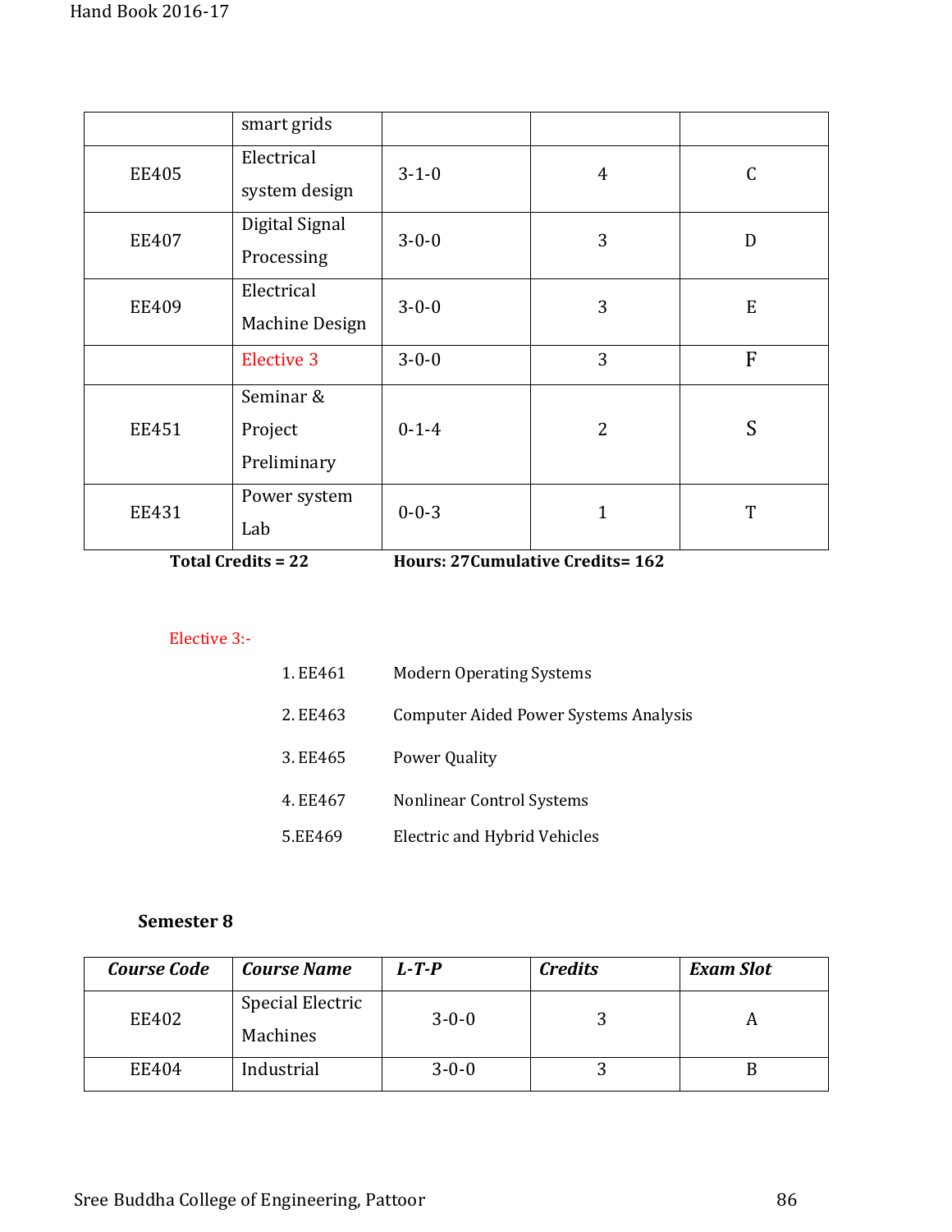| | | | | |
|---|---|---|---|---|
| | smart grids | | | |
| EE405 | Electrical system design | 3-1-0 | 4 | C |
| EE407 | Digital Signal Processing | 3-0-0 | 3 | D |
| EE409 | Electrical Machine Design | 3-0-0 | 3 | E |
| | Elective 3 | 3-0-0 | 3 | F |
| EE451 | Seminar & Project Preliminary | 0-1-4 | 2 | S |
| EE431 | Power system Lab | 0-0-3 | 1 | T |

**Total Credits = 22** **Hours: 27Cumulative Credits= 162**

Elective 3:-

1. EE461 Modern Operating Systems
2. EE463 Computer Aided Power Systems Analysis
3. EE465 Power Quality
4. EE467 Nonlinear Control Systems
5. EE469 Electric and Hybrid Vehicles

**Semester 8**

| *Course Code* | *Course Name* | *L-T-P* | *Credits* | *Exam Slot* |
|---|---|---|---|---|
| EE402 | Special Electric Machines | 3-0-0 | 3 | A |
| EE404 | Industrial | 3-0-0 | 3 | B |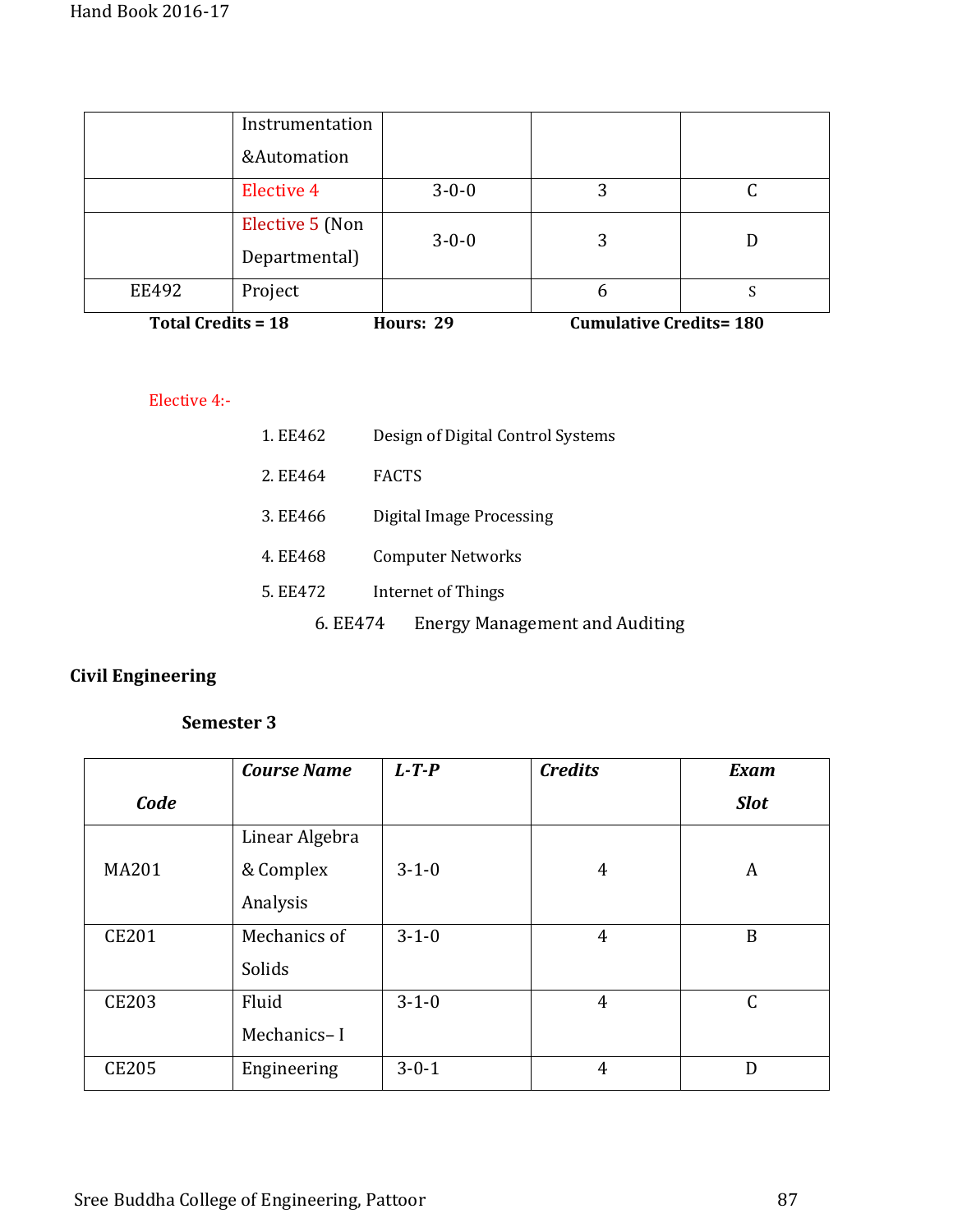|  | Instrumentation &Automation |  |  |  |
|---|---|---|---|---|
|  | Elective 4 | 3-0-0 | 3 | C |
|  | Elective 5 (Non Departmental) | 3-0-0 | 3 | D |
| EE492 | Project |  | 6 | S |

**Total Credits = 18** **Hours: 29** **Cumulative Credits= 180**

Elective 4:-

1. EE462 Design of Digital Control Systems
2. EE464 FACTS
3. EE466 Digital Image Processing
4. EE468 Computer Networks
5. EE472 Internet of Things
6. EE474 Energy Management and Auditing

**Civil Engineering**

**Semester 3**

| ***Code*** | ***Course Name*** | ***L-T-P*** | ***Credits*** | ***Exam Slot*** |
|---|---|---|---|---|
| MA201 | Linear Algebra & Complex Analysis | 3-1-0 | 4 | A |
| CE201 | Mechanics of Solids | 3-1-0 | 4 | B |
| CE203 | Fluid Mechanics– I | 3-1-0 | 4 | C |
| CE205 | Engineering | 3-0-1 | 4 | D |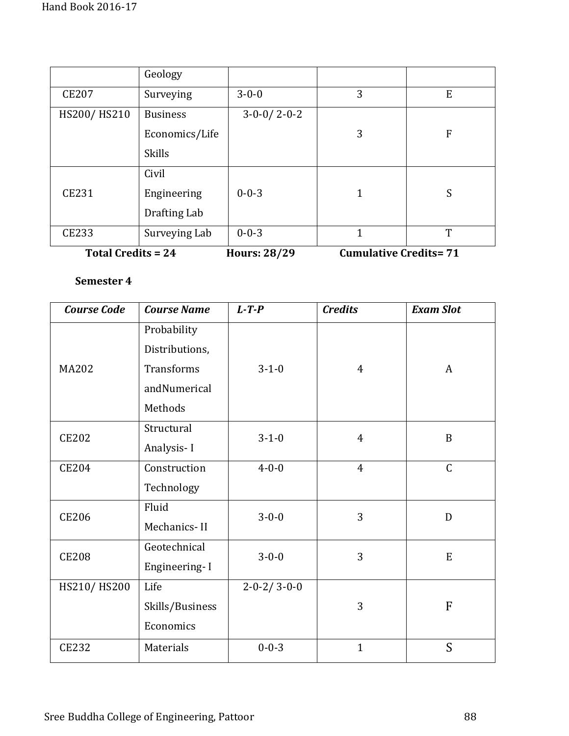| | Geology | | | |
|---|---|---|---|---|
| CE207 | Surveying | 3-0-0 | 3 | E |
| HS200/ HS210 | Business Economics/Life Skills | 3-0-0/ 2-0-2 | 3 | F |
| CE231 | Civil Engineering Drafting Lab | 0-0-3 | 1 | S |
| CE233 | Surveying Lab | 0-0-3 | 1 | T |

**Total Credits = 24 Hours: 28/29 Cumulative Credits= 71**

**Semester 4**

| ***Course Code*** | ***Course Name*** | ***L-T-P*** | ***Credits*** | ***Exam Slot*** |
|---|---|---|---|---|
| MA202 | Probability Distributions, Transforms andNumerical Methods | 3-1-0 | 4 | A |
| CE202 | Structural Analysis- I | 3-1-0 | 4 | B |
| CE204 | Construction Technology | 4-0-0 | 4 | C |
| CE206 | Fluid Mechanics- II | 3-0-0 | 3 | D |
| CE208 | Geotechnical Engineering- I | 3-0-0 | 3 | E |
| HS210/ HS200 | Life Skills/Business Economics | 2-0-2/ 3-0-0 | 3 | F |
| CE232 | Materials | 0-0-3 | 1 | S |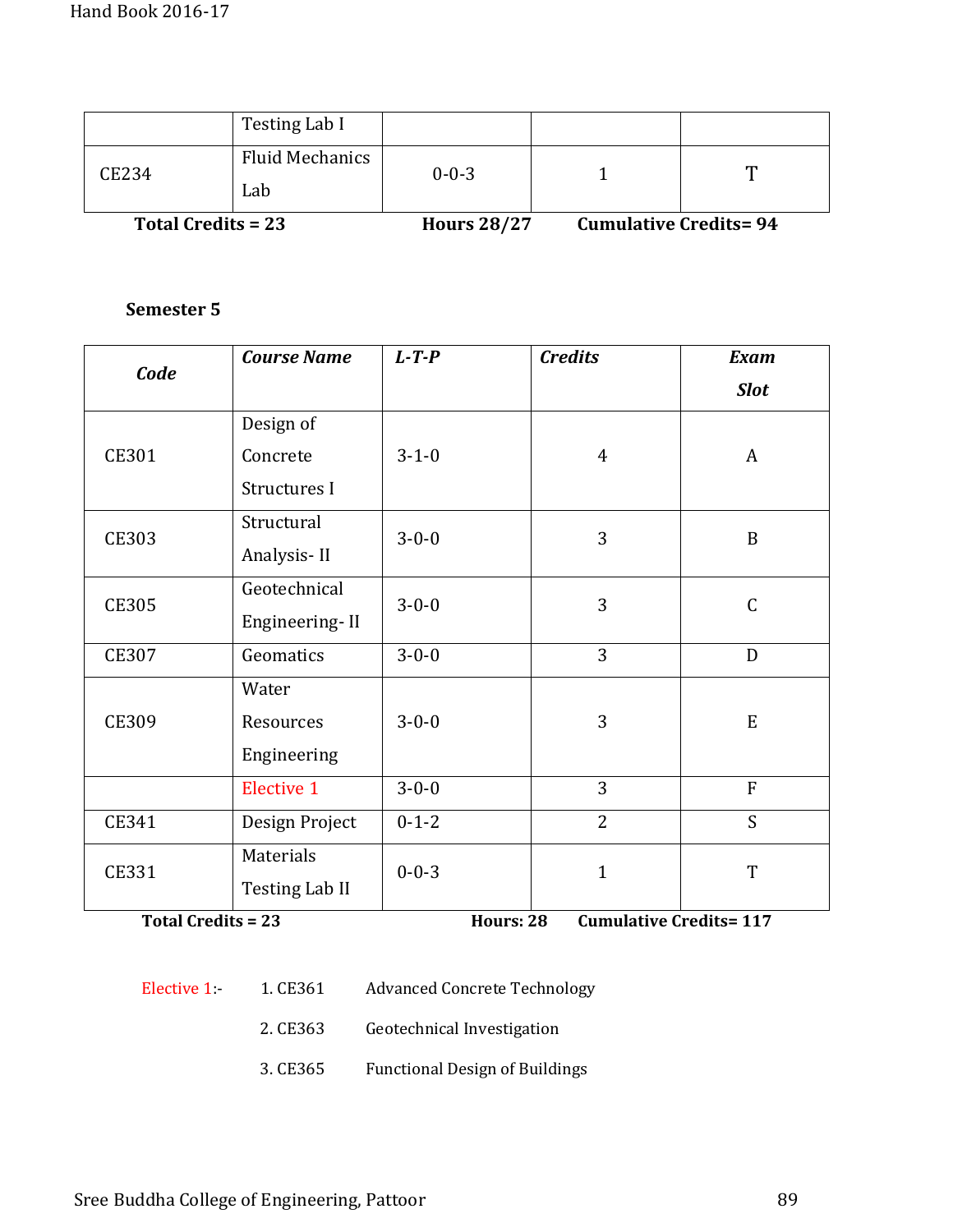| | Testing Lab I | | | |
|---|---|---|---|---|
| CE234 | Fluid Mechanics Lab | 0-0-3 | 1 | T |

**Total Credits = 23** **Hours 28/27** **Cumulative Credits= 94**

**Semester 5**

| ***Code*** | ***Course Name*** | ***L-T-P*** | ***Credits*** | ***Exam Slot*** |
|---|---|---|---|---|
| CE301 | Design of Concrete Structures I | 3-1-0 | 4 | A |
| CE303 | Structural Analysis- II | 3-0-0 | 3 | B |
| CE305 | Geotechnical Engineering- II | 3-0-0 | 3 | C |
| CE307 | Geomatics | 3-0-0 | 3 | D |
| CE309 | Water Resources Engineering | 3-0-0 | 3 | E |
| | Elective 1 | 3-0-0 | 3 | F |
| CE341 | Design Project | 0-1-2 | 2 | S |
| CE331 | Materials Testing Lab II | 0-0-3 | 1 | T |

**Total Credits = 23** **Hours: 28** **Cumulative Credits= 117**

Elective 1:-

1. CE361 Advanced Concrete Technology
2. CE363 Geotechnical Investigation
3. CE365 Functional Design of Buildings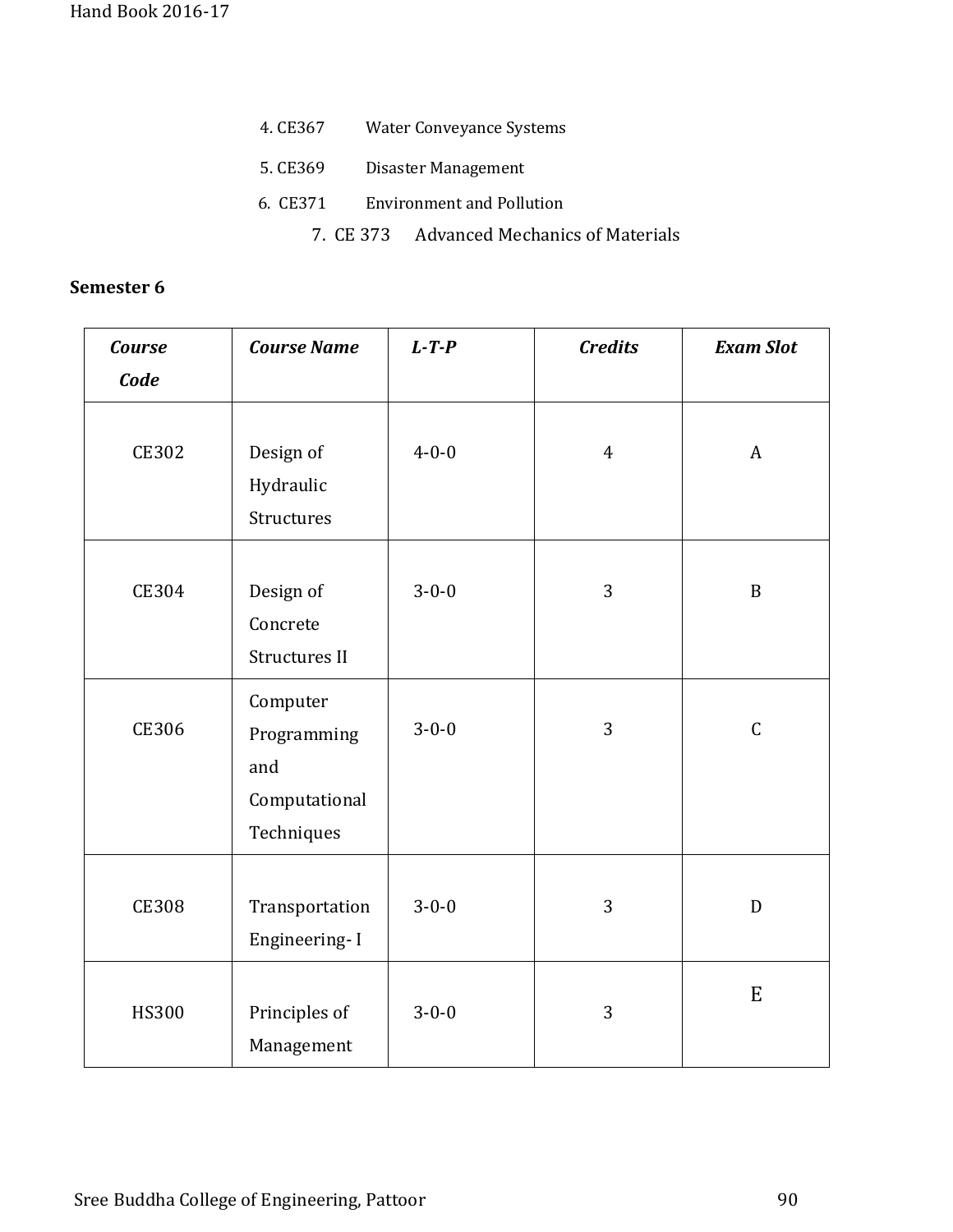4. CE367 Water Conveyance Systems
5. CE369 Disaster Management
6. CE371 Environment and Pollution
7. CE 373 Advanced Mechanics of Materials

**Semester 6**

| ***Course Code*** | ***Course Name*** | ***L-T-P*** | ***Credits*** | ***Exam Slot*** |
|---|---|---|---|---|
| CE302 | Design of Hydraulic Structures | 4-0-0 | 4 | A |
| CE304 | Design of Concrete Structures II | 3-0-0 | 3 | B |
| CE306 | Computer Programming and Computational Techniques | 3-0-0 | 3 | C |
| CE308 | Transportation Engineering- I | 3-0-0 | 3 | D |
| HS300 | Principles of Management | 3-0-0 | 3 | E |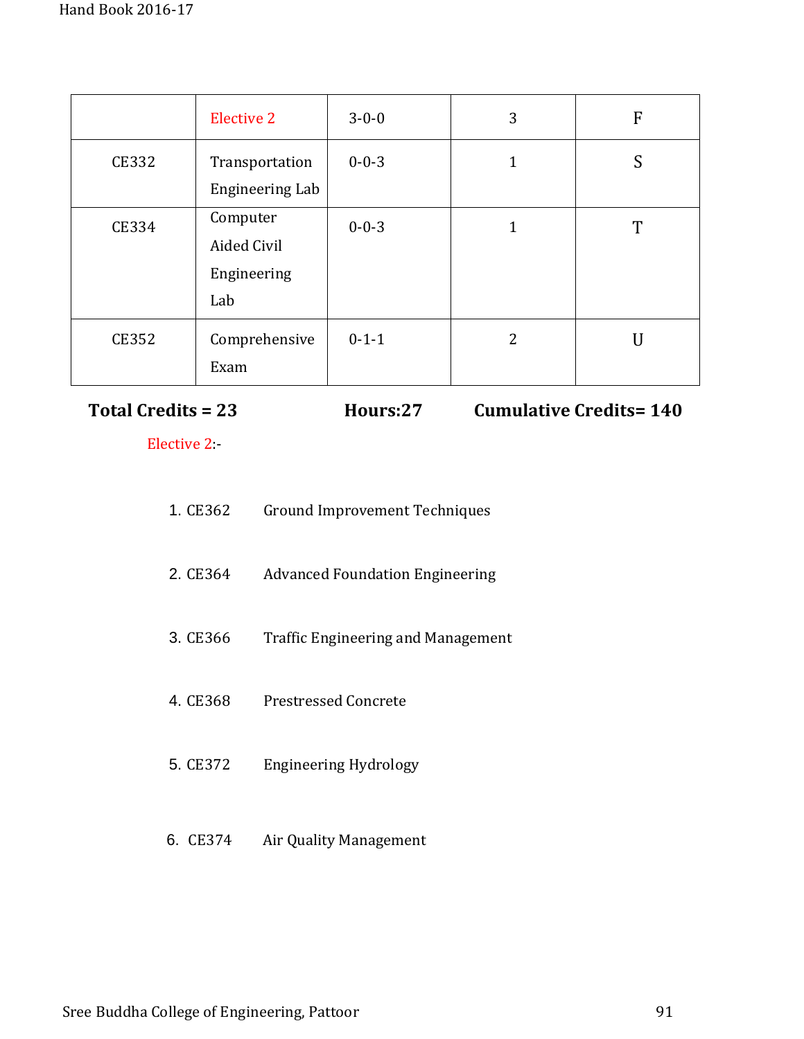|  | Elective 2 | 3-0-0 | 3 | F |
|---|---|---|---|---|
| CE332 | Transportation Engineering Lab | 0-0-3 | 1 | S |
| CE334 | Computer Aided Civil Engineering Lab | 0-0-3 | 1 | T |
| CE352 | Comprehensive Exam | 0-1-1 | 2 | U |

**Total Credits = 23** **Hours:27** **Cumulative Credits= 140**

Elective 2:-

1. CE362 Ground Improvement Techniques
2. CE364 Advanced Foundation Engineering
3. CE366 Traffic Engineering and Management
4. CE368 Prestressed Concrete
5. CE372 Engineering Hydrology
6. CE374 Air Quality Management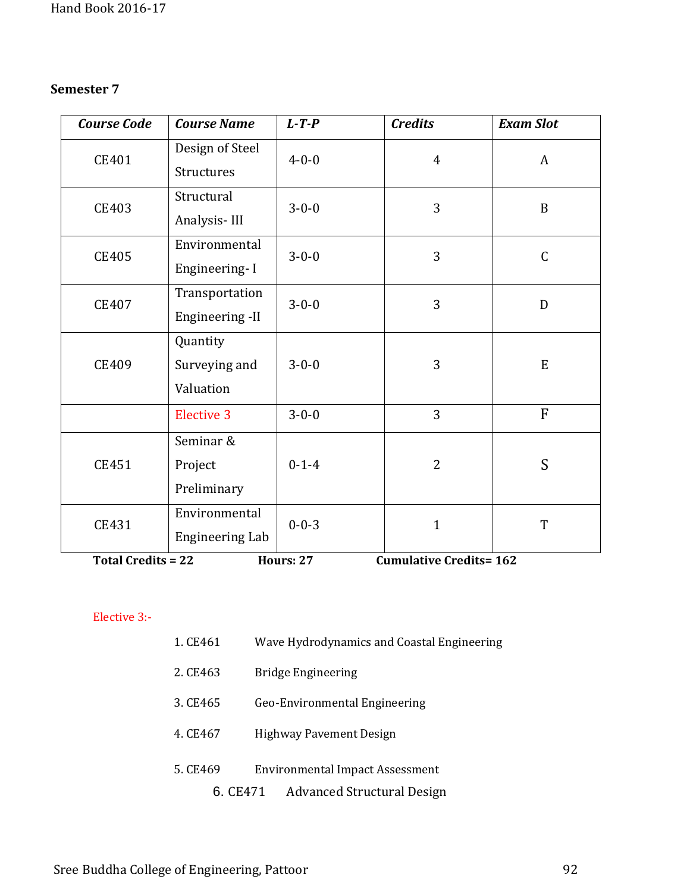**Semester 7**

| *Course Code* | *Course Name* | *L-T-P* | *Credits* | *Exam Slot* |
|---|---|---|---|---|
| CE401 | Design of Steel Structures | 4-0-0 | 4 | A |
| CE403 | Structural Analysis- III | 3-0-0 | 3 | B |
| CE405 | Environmental Engineering- I | 3-0-0 | 3 | C |
| CE407 | Transportation Engineering -II | 3-0-0 | 3 | D |
| CE409 | Quantity Surveying and Valuation | 3-0-0 | 3 | E |
| | Elective 3 | 3-0-0 | 3 | F |
| CE451 | Seminar & Project Preliminary | 0-1-4 | 2 | S |
| CE431 | Environmental Engineering Lab | 0-0-3 | 1 | T |

**Total Credits = 22** **Hours: 27** **Cumulative Credits= 162**

Elective 3:-

1. CE461 Wave Hydrodynamics and Coastal Engineering
2. CE463 Bridge Engineering
3. CE465 Geo-Environmental Engineering
4. CE467 Highway Pavement Design
5. CE469 Environmental Impact Assessment
6. CE471 Advanced Structural Design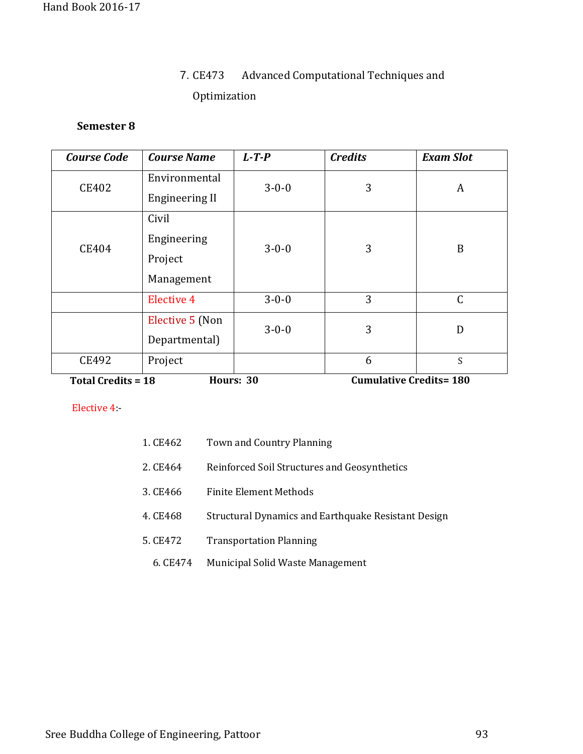7. CE473 Advanced Computational Techniques and Optimization

**Semester 8**

| *Course Code* | *Course Name* | *L-T-P* | *Credits* | *Exam Slot* |
|---|---|---|---|---|
| CE402 | Environmental Engineering II | 3-0-0 | 3 | A |
| CE404 | Civil Engineering Project Management | 3-0-0 | 3 | B |
| | Elective 4 | 3-0-0 | 3 | C |
| | Elective 5 (Non Departmental) | 3-0-0 | 3 | D |
| CE492 | Project | | 6 | S |

**Total Credits = 18** **Hours: 30** **Cumulative Credits= 180**

Elective 4:-

1. CE462 Town and Country Planning
2. CE464 Reinforced Soil Structures and Geosynthetics
3. CE466 Finite Element Methods
4. CE468 Structural Dynamics and Earthquake Resistant Design
5. CE472 Transportation Planning
6. CE474 Municipal Solid Waste Management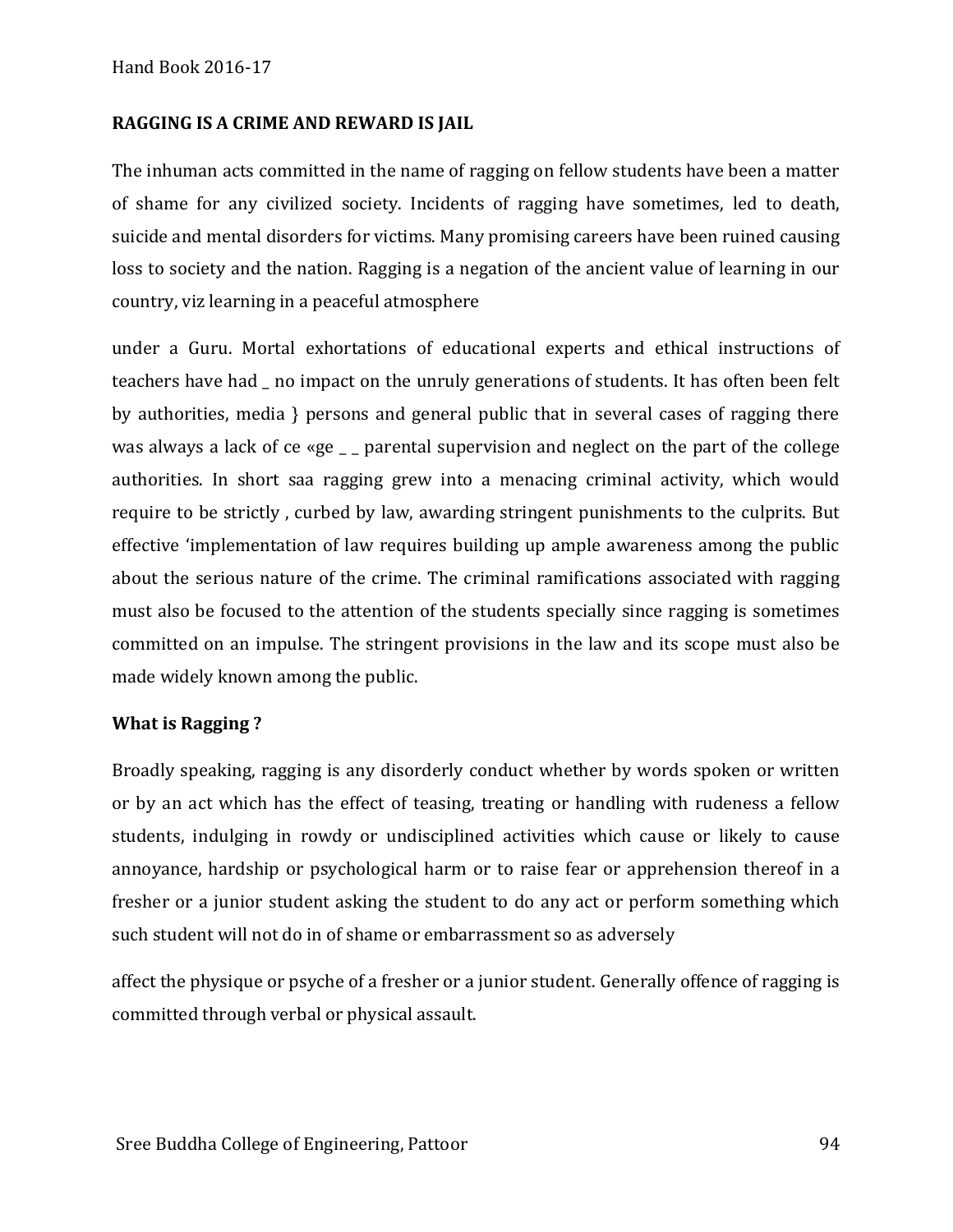## RAGGING IS A CRIME AND REWARD IS JAIL

The inhuman acts committed in the name of ragging on fellow students have been a matter of shame for any civilized society. Incidents of ragging have sometimes, led to death, suicide and mental disorders for victims. Many promising careers have been ruined causing loss to society and the nation. Ragging is a negation of the ancient value of learning in our country, viz learning in a peaceful atmosphere

under a Guru. Mortal exhortations of educational experts and ethical instructions of teachers have had _ no impact on the unruly generations of students. It has often been felt by authorities, media } persons and general public that in several cases of ragging there was always a lack of ce «ge _ _ parental supervision and neglect on the part of the college authorities. In short saa ragging grew into a menacing criminal activity, which would require to be strictly , curbed by law, awarding stringent punishments to the culprits. But effective 'implementation of law requires building up ample awareness among the public about the serious nature of the crime. The criminal ramifications associated with ragging must also be focused to the attention of the students specially since ragging is sometimes committed on an impulse. The stringent provisions in the law and its scope must also be made widely known among the public.

### What is Ragging ?

Broadly speaking, ragging is any disorderly conduct whether by words spoken or written or by an act which has the effect of teasing, treating or handling with rudeness a fellow students, indulging in rowdy or undisciplined activities which cause or likely to cause annoyance, hardship or psychological harm or to raise fear or apprehension thereof in a fresher or a junior student asking the student to do any act or perform something which such student will not do in of shame or embarrassment so as adversely

affect the physique or psyche of a fresher or a junior student. Generally offence of ragging is committed through verbal or physical assault.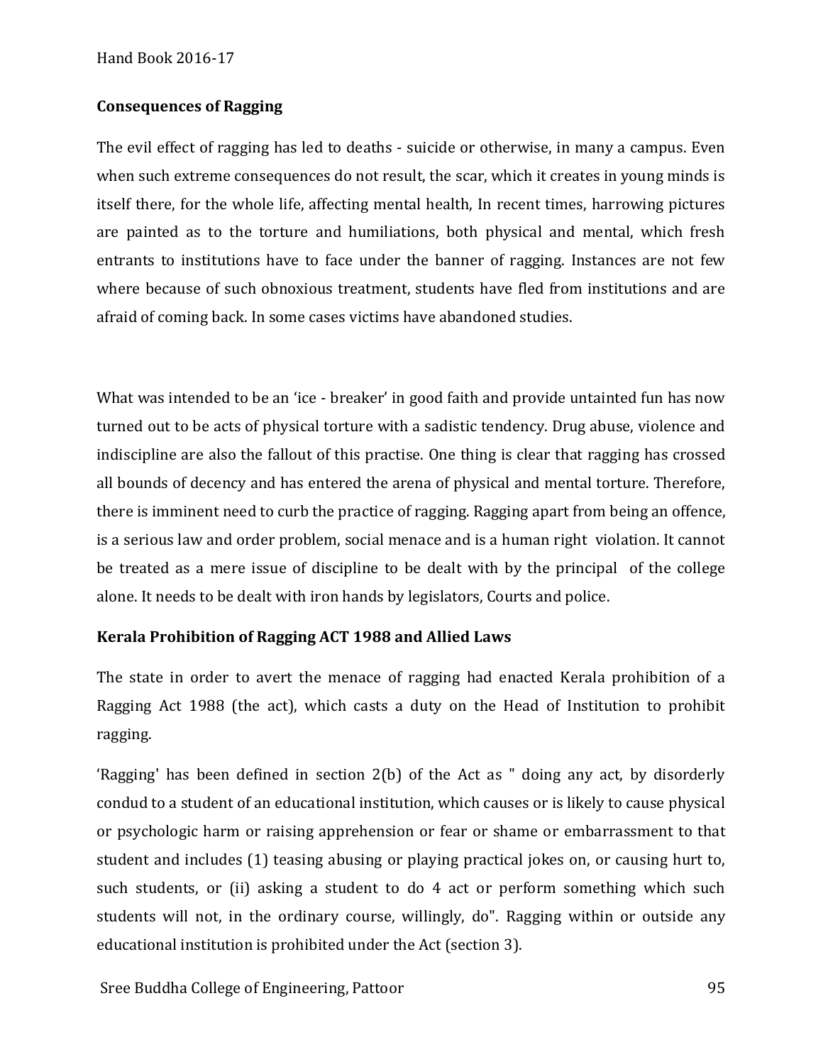## Consequences of Ragging

The evil effect of ragging has led to deaths - suicide or otherwise, in many a campus. Even when such extreme consequences do not result, the scar, which it creates in young minds is itself there, for the whole life, affecting mental health, In recent times, harrowing pictures are painted as to the torture and humiliations, both physical and mental, which fresh entrants to institutions have to face under the banner of ragging. Instances are not few where because of such obnoxious treatment, students have fled from institutions and are afraid of coming back. In some cases victims have abandoned studies.

What was intended to be an 'ice - breaker' in good faith and provide untainted fun has now turned out to be acts of physical torture with a sadistic tendency. Drug abuse, violence and indiscipline are also the fallout of this practise. One thing is clear that ragging has crossed all bounds of decency and has entered the arena of physical and mental torture. Therefore, there is imminent need to curb the practice of ragging. Ragging apart from being an offence, is a serious law and order problem, social menace and is a human right violation. It cannot be treated as a mere issue of discipline to be dealt with by the principal of the college alone. It needs to be dealt with iron hands by legislators, Courts and police.

## Kerala Prohibition of Ragging ACT 1988 and Allied Laws

The state in order to avert the menace of ragging had enacted Kerala prohibition of a Ragging Act 1988 (the act), which casts a duty on the Head of Institution to prohibit ragging.

'Ragging' has been defined in section 2(b) of the Act as " doing any act, by disorderly condud to a student of an educational institution, which causes or is likely to cause physical or psychologic harm or raising apprehension or fear or shame or embarrassment to that student and includes (1) teasing abusing or playing practical jokes on, or causing hurt to, such students, or (ii) asking a student to do 4 act or perform something which such students will not, in the ordinary course, willingly, do". Ragging within or outside any educational institution is prohibited under the Act (section 3).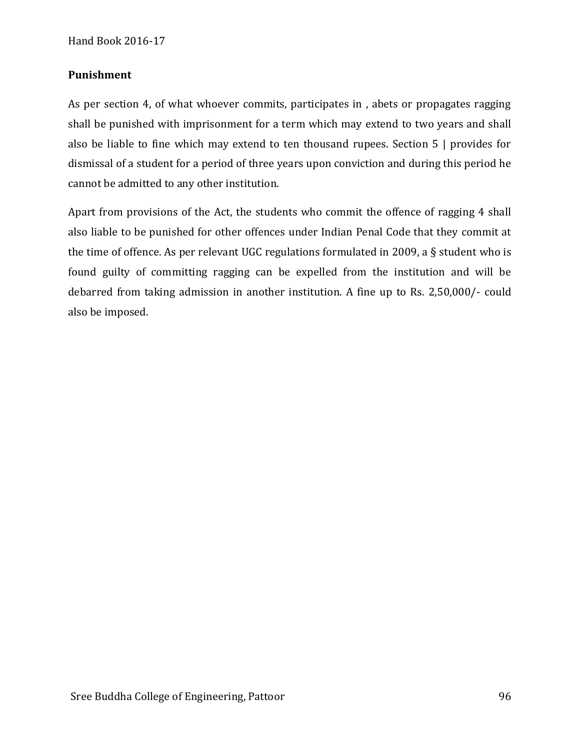## Punishment

As per section 4, of what whoever commits, participates in , abets or propagates ragging shall be punished with imprisonment for a term which may extend to two years and shall also be liable to fine which may extend to ten thousand rupees. Section 5 | provides for dismissal of a student for a period of three years upon conviction and during this period he cannot be admitted to any other institution.

Apart from provisions of the Act, the students who commit the offence of ragging 4 shall also liable to be punished for other offences under Indian Penal Code that they commit at the time of offence. As per relevant UGC regulations formulated in 2009, a § student who is found guilty of committing ragging can be expelled from the institution and will be debarred from taking admission in another institution. A fine up to Rs. 2,50,000/- could also be imposed.